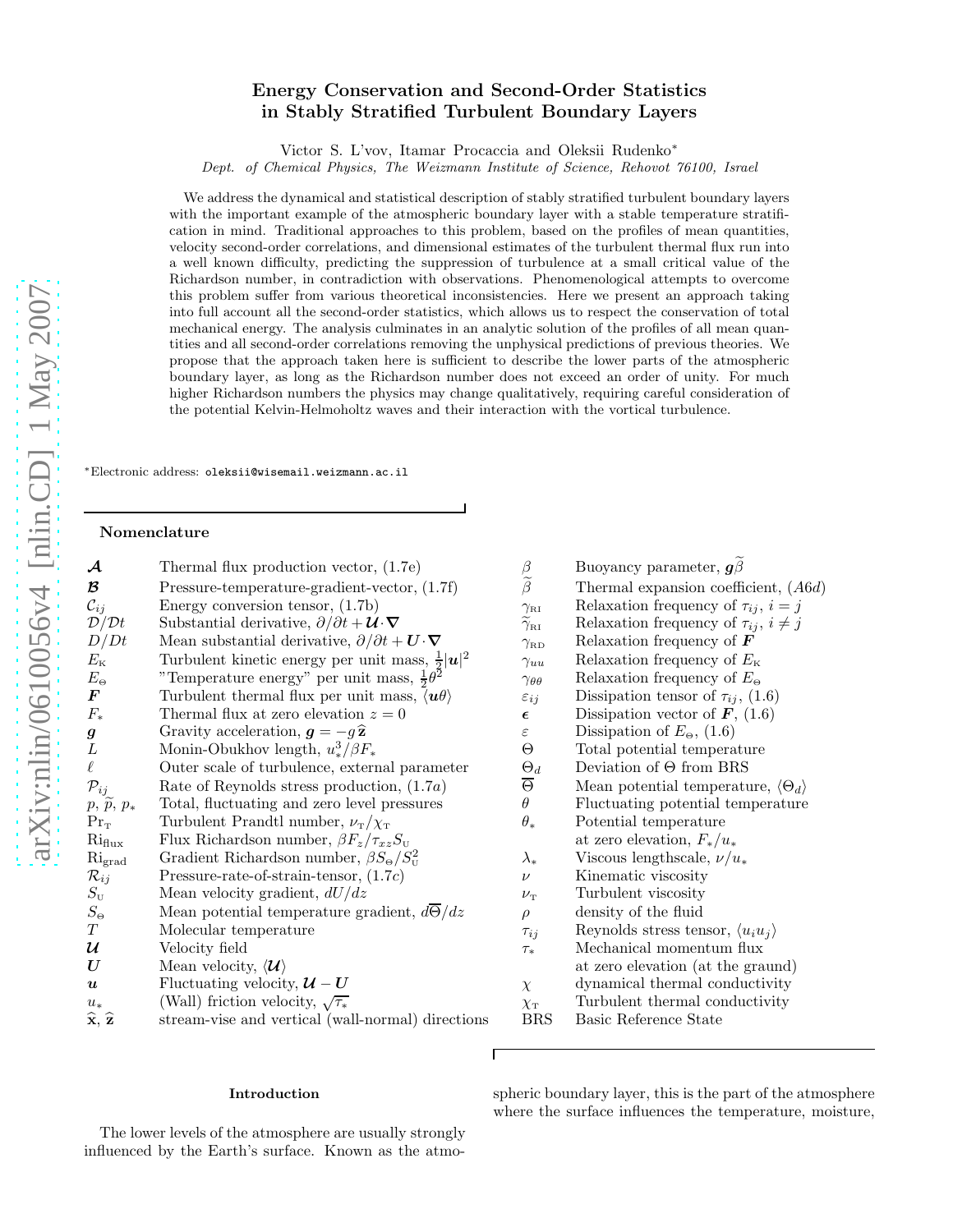# Energy Conservation and Second-Order Statistics in Stably Stratified Turbulent Boundary Layers

Victor S. L'vov, Itamar Procaccia and Oleksii Rudenko*

*Dept. of Chemical Physics, The Weizmann Institute of Science, Rehovot 76100, Israel*

We address the dynamical and statistical description of stably stratified turbulent boundary layers with the important example of the atmospheric boundary layer with a stable temperature stratification in mind. Traditional approaches to this problem, based on the profiles of mean quantities, velocity second-order correlations, and dimensional estimates of the turbulent thermal flux run into a well known difficulty, predicting the suppression of turbulence at a small critical value of the Richardson number, in contradiction with observations. Phenomenological attempts to overcome this problem suffer from various theoretical inconsistencies. Here we present an approach taking into full account all the second-order statistics, which allows us to respect the conservation of total mechanical energy. The analysis culminates in an analytic solution of the profiles of all mean quantities and all second-order correlations removing the unphysical predictions of previous theories. We propose that the approach taken here is sufficient to describe the lower parts of the atmospheric boundary layer, as long as the Richardson number does not exceed an order of unity. For much higher Richardson numbers the physics may change qualitatively, requiring careful consideration of the potential Kelvin-Helmoholtz waves and their interaction with the vortical turbulence.

*Electronic address: oleksii@wisemail.weizmann.ac.il

## Nomenclature

| Symbol | Description |
|---|---|
| $\boldsymbol{\mathcal{A}}$ | Thermal flux production vector, (1.7e) |
| $\boldsymbol{\mathcal{B}}$ | Pressure-temperature-gradient-vector, (1.7f) |
| $\mathcal{C}_{ij}$ | Energy conversion tensor, (1.7b) |
| $\mathcal{D}/\mathcal{D}t$ | Substantial derivative, $\partial/\partial t + \boldsymbol{\mathcal{U}}\cdot\boldsymbol{\nabla}$ |
| $D/Dt$ | Mean substantial derivative, $\partial/\partial t + \boldsymbol{U}\cdot\boldsymbol{\nabla}$ |
| $E_{\rm K}$ | Turbulent kinetic energy per unit mass, $\frac{1}{2}\lvert\boldsymbol{u}\rvert^2$ |
| $E_\Theta$ | "Temperature energy" per unit mass, $\frac{1}{2}\theta^2$ |
| $\boldsymbol{F}$ | Turbulent thermal flux per unit mass, $\langle \boldsymbol{u}\theta\rangle$ |
| $F_*$ | Thermal flux at zero elevation $z=0$ |
| $\boldsymbol{g}$ | Gravity acceleration, $\boldsymbol{g}=-g\,\widehat{\mathbf{z}}$ |
| $L$ | Monin-Obukhov length, $u_*^3/\beta F_*$ |
| $\ell$ | Outer scale of turbulence, external parameter |
| $\mathcal{P}_{ij}$ | Rate of Reynolds stress production, (1.7a) |
| $p$, $\widetilde{p}$, $p_*$ | Total, fluctuating and zero level pressures |
| ${\rm Pr}_{\rm T}$ | Turbulent Prandtl number, $\nu_{\rm T}/\chi_{\rm T}$ |
| ${\rm Ri}_{\rm flux}$ | Flux Richardson number, $\beta F_z/\tau_{xz}S_{\rm U}$ |
| ${\rm Ri}_{\rm grad}$ | Gradient Richardson number, $\beta S_\Theta/S_{\rm U}^2$ |
| $\mathcal{R}_{ij}$ | Pressure-rate-of-strain-tensor, (1.7c) |
| $S_{\rm U}$ | Mean velocity gradient, $dU/dz$ |
| $S_\Theta$ | Mean potential temperature gradient, $d\overline{\Theta}/dz$ |
| $T$ | Molecular temperature |
| $\boldsymbol{\mathcal{U}}$ | Velocity field |
| $\boldsymbol{U}$ | Mean velocity, $\langle\boldsymbol{\mathcal{U}}\rangle$ |
| $\boldsymbol{u}$ | Fluctuating velocity, $\boldsymbol{\mathcal{U}}-\boldsymbol{U}$ |
| $u_*$ | (Wall) friction velocity, $\sqrt{\tau_*}$ |
| $\widehat{\mathbf{x}}$, $\widehat{\mathbf{z}}$ | stream-vise and vertical (wall-normal) directions |
| $\beta$ | Buoyancy parameter, $\boldsymbol{g}\widetilde{\beta}$ |
| $\widetilde{\beta}$ | Thermal expansion coefficient, (A6d) |
| $\gamma_{\rm RI}$ | Relaxation frequency of $\tau_{ij}$, $i=j$ |
| $\widetilde{\gamma}_{\rm RI}$ | Relaxation frequency of $\tau_{ij}$, $i\neq j$ |
| $\gamma_{\rm RD}$ | Relaxation frequency of $\boldsymbol{F}$ |
| $\gamma_{uu}$ | Relaxation frequency of $E_{\rm K}$ |
| $\gamma_{\theta\theta}$ | Relaxation frequency of $E_\Theta$ |
| $\varepsilon_{ij}$ | Dissipation tensor of $\tau_{ij}$, (1.6) |
| $\boldsymbol{\epsilon}$ | Dissipation vector of $\boldsymbol{F}$, (1.6) |
| $\varepsilon$ | Dissipation of $E_\Theta$, (1.6) |
| $\Theta$ | Total potential temperature |
| $\Theta_d$ | Deviation of $\Theta$ from BRS |
| $\overline{\Theta}$ | Mean potential temperature, $\langle\Theta_d\rangle$ |
| $\theta$ | Fluctuating potential temperature |
| $\theta_*$ | Potential temperature at zero elevation, $F_*/u_*$ |
| $\lambda_*$ | Viscous lengthscale, $\nu/u_*$ |
| $\nu$ | Kinematic viscosity |
| $\nu_{\rm T}$ | Turbulent viscosity |
| $\rho$ | density of the fluid |
| $\tau_{ij}$ | Reynolds stress tensor, $\langle u_iu_j\rangle$ |
| $\tau_*$ | Mechanical momentum flux at zero elevation (at the graund) |
| $\chi$ | dynamical thermal conductivity |
| $\chi_{\rm T}$ | Turbulent thermal conductivity |
| BRS | Basic Reference State |

## Introduction

The lower levels of the atmosphere are usually strongly influenced by the Earth's surface. Known as the atmospheric boundary layer, this is the part of the atmosphere where the surface influences the temperature, moisture,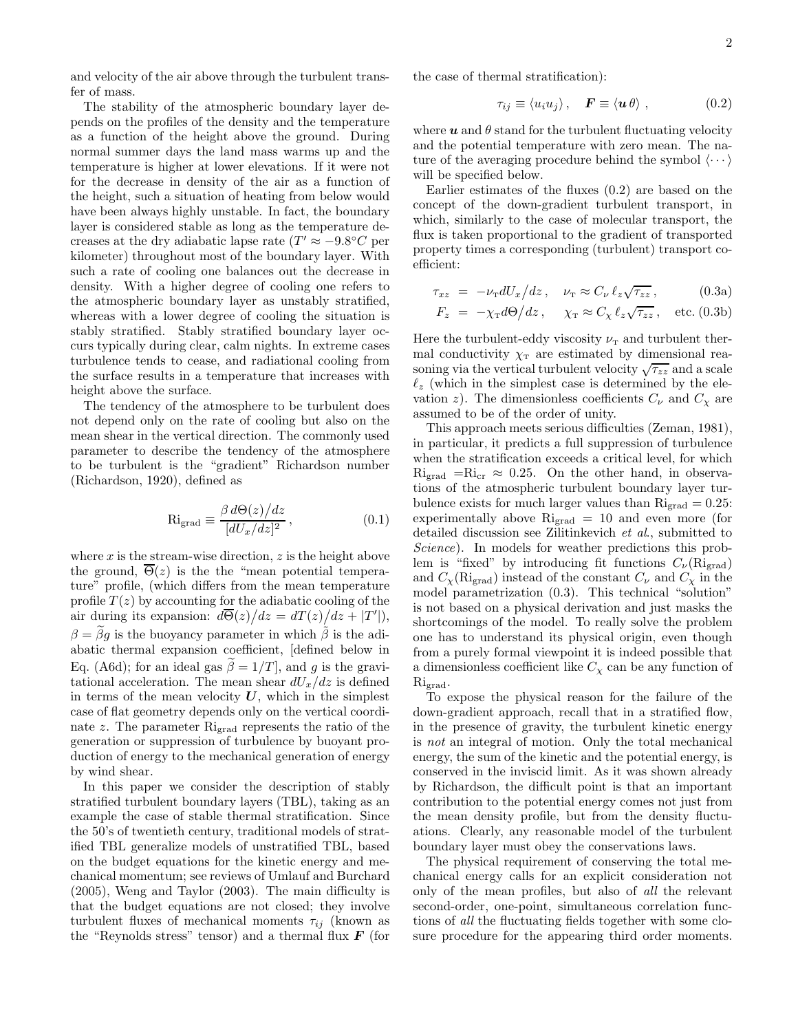and velocity of the air above through the turbulent transfer of mass.

The stability of the atmospheric boundary layer depends on the profiles of the density and the temperature as a function of the height above the ground. During normal summer days the land mass warms up and the temperature is higher at lower elevations. If it were not for the decrease in density of the air as a function of the height, such a situation of heating from below would have been always highly unstable. In fact, the boundary layer is considered stable as long as the temperature decreases at the dry adiabatic lapse rate ($T' \approx -9.8°C$ per kilometer) throughout most of the boundary layer. With such a rate of cooling one balances out the decrease in density. With a higher degree of cooling one refers to the atmospheric boundary layer as unstably stratified, whereas with a lower degree of cooling the situation is stably stratified. Stably stratified boundary layer occurs typically during clear, calm nights. In extreme cases turbulence tends to cease, and radiational cooling from the surface results in a temperature that increases with height above the surface.

The tendency of the atmosphere to be turbulent does not depend only on the rate of cooling but also on the mean shear in the vertical direction. The commonly used parameter to describe the tendency of the atmosphere to be turbulent is the "gradient" Richardson number (Richardson, 1920), defined as

$$\mathrm{Ri}_{\mathrm{grad}} \equiv \frac{\beta \, d\Theta(z)\big/dz}{[dU_x/dz]^2}\,, \tag{0.1}$$

where $x$ is the stream-wise direction, $z$ is the height above the ground, $\overline{\Theta}(z)$ is the the "mean potential temperature" profile, (which differs from the mean temperature profile $T(z)$ by accounting for the adiabatic cooling of the air during its expansion: $d\overline{\Theta}(z)\big/dz = dT(z)\big/dz + |T'|$), $\beta = \widetilde{\beta} g$ is the buoyancy parameter in which $\widetilde{\beta}$ is the adiabatic thermal expansion coefficient, [defined below in Eq. (A6d); for an ideal gas $\widetilde{\beta} = 1/T$], and $g$ is the gravitational acceleration. The mean shear $dU_x/dz$ is defined in terms of the mean velocity $\boldsymbol{U}$, which in the simplest case of flat geometry depends only on the vertical coordinate $z$. The parameter $\mathrm{Ri}_{\mathrm{grad}}$ represents the ratio of the generation or suppression of turbulence by buoyant production of energy to the mechanical generation of energy by wind shear.

In this paper we consider the description of stably stratified turbulent boundary layers (TBL), taking as an example the case of stable thermal stratification. Since the 50's of twentieth century, traditional models of stratified TBL generalize models of unstratified TBL, based on the budget equations for the kinetic energy and mechanical momentum; see reviews of Umlauf and Burchard (2005), Weng and Taylor (2003). The main difficulty is that the budget equations are not closed; they involve turbulent fluxes of mechanical moments $\tau_{ij}$ (known as the "Reynolds stress" tensor) and a thermal flux $\boldsymbol{F}$ (for the case of thermal stratification):

$$\tau_{ij} \equiv \langle u_i u_j \rangle\,, \quad \boldsymbol{F} \equiv \langle \boldsymbol{u}\, \theta \rangle\,, \tag{0.2}$$

where $\boldsymbol{u}$ and $\theta$ stand for the turbulent fluctuating velocity and the potential temperature with zero mean. The nature of the averaging procedure behind the symbol $\langle \cdots \rangle$ will be specified below.

Earlier estimates of the fluxes (0.2) are based on the concept of the down-gradient turbulent transport, in which, similarly to the case of molecular transport, the flux is taken proportional to the gradient of transported property times a corresponding (turbulent) transport coefficient:

$$\tau_{xz} = -\nu_{\mathrm{T}} dU_x\big/dz\,, \quad \nu_{\mathrm{T}} \approx C_\nu\, \ell_z \sqrt{\tau_{zz}}\,, \tag{0.3a}$$

$$F_z = -\chi_{\mathrm{T}} d\Theta\big/dz\,, \quad \chi_{\mathrm{T}} \approx C_\chi\, \ell_z \sqrt{\tau_{zz}}\,, \quad \text{etc.} \tag{0.3b}$$

Here the turbulent-eddy viscosity $\nu_{\mathrm{T}}$ and turbulent thermal conductivity $\chi_{\mathrm{T}}$ are estimated by dimensional reasoning via the vertical turbulent velocity $\sqrt{\tau_{zz}}$ and a scale $\ell_z$ (which in the simplest case is determined by the elevation $z$). The dimensionless coefficients $C_\nu$ and $C_\chi$ are assumed to be of the order of unity.

This approach meets serious difficulties (Zeman, 1981), in particular, it predicts a full suppression of turbulence when the stratification exceeds a critical level, for which $\mathrm{Ri}_{\mathrm{grad}} = \mathrm{Ri}_{\mathrm{cr}} \approx 0.25$. On the other hand, in observations of the atmospheric turbulent boundary layer turbulence exists for much larger values than $\mathrm{Ri}_{\mathrm{grad}} = 0.25$: experimentally above $\mathrm{Ri}_{\mathrm{grad}} = 10$ and even more (for detailed discussion see Zilitinkevich *et al.*, submitted to *Science*). In models for weather predictions this problem is "fixed" by introducing fit functions $C_\nu(\mathrm{Ri}_{\mathrm{grad}})$ and $C_\chi(\mathrm{Ri}_{\mathrm{grad}})$ instead of the constant $C_\nu$ and $C_\chi$ in the model parametrization (0.3). This technical "solution" is not based on a physical derivation and just masks the shortcomings of the model. To really solve the problem one has to understand its physical origin, even though from a purely formal viewpoint it is indeed possible that a dimensionless coefficient like $C_\chi$ can be any function of $\mathrm{Ri}_{\mathrm{grad}}$.

To expose the physical reason for the failure of the down-gradient approach, recall that in a stratified flow, in the presence of gravity, the turbulent kinetic energy is *not* an integral of motion. Only the total mechanical energy, the sum of the kinetic and the potential energy, is conserved in the inviscid limit. As it was shown already by Richardson, the difficult point is that an important contribution to the potential energy comes not just from the mean density profile, but from the density fluctuations. Clearly, any reasonable model of the turbulent boundary layer must obey the conservations laws.

The physical requirement of conserving the total mechanical energy calls for an explicit consideration not only of the mean profiles, but also of *all* the relevant second-order, one-point, simultaneous correlation functions of *all* the fluctuating fields together with some closure procedure for the appearing third order moments.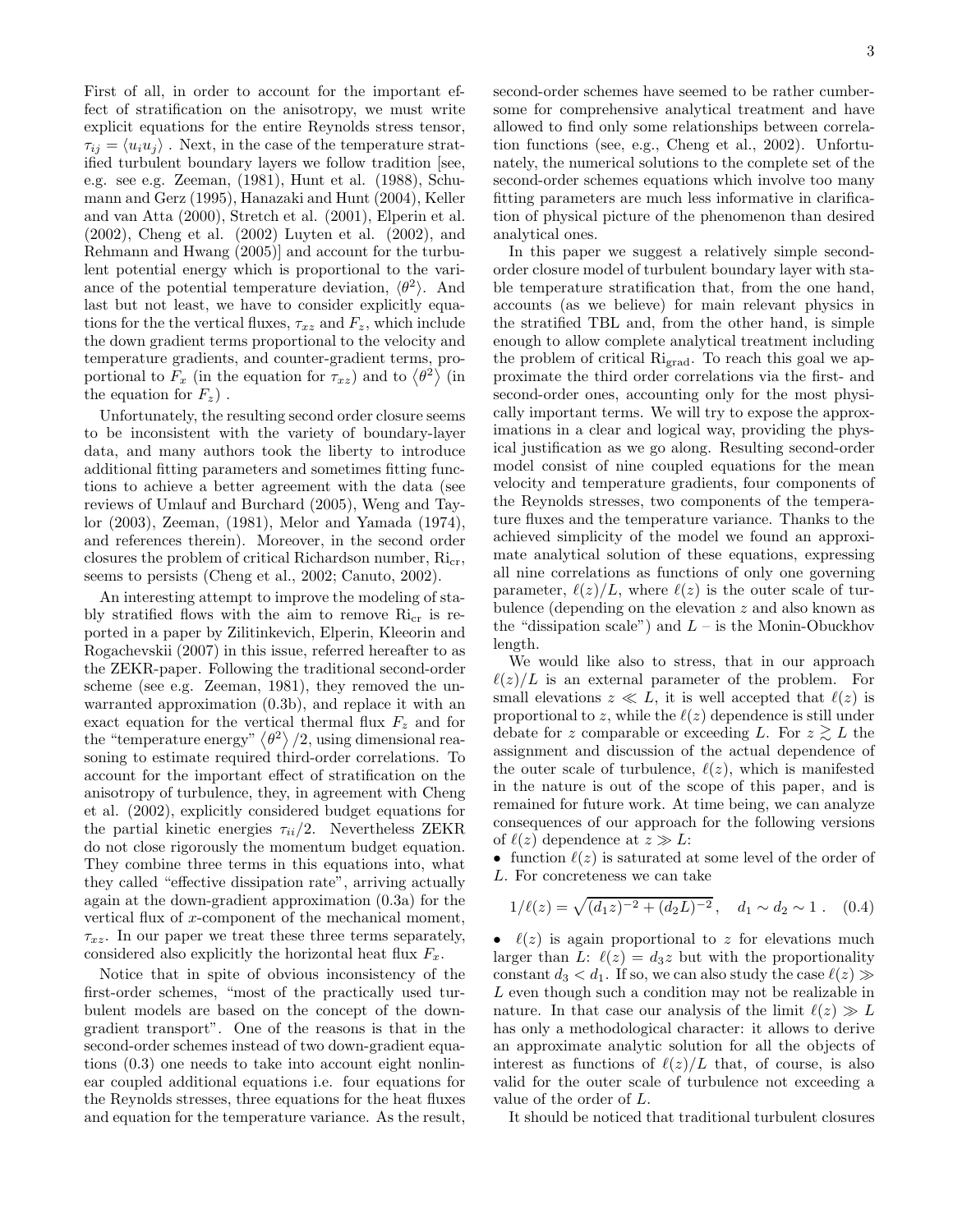First of all, in order to account for the important effect of stratification on the anisotropy, we must write explicit equations for the entire Reynolds stress tensor, $\tau_{ij} = \langle u_i u_j \rangle$ . Next, in the case of the temperature stratified turbulent boundary layers we follow tradition [see, e.g. see e.g. Zeeman, (1981), Hunt et al. (1988), Schumann and Gerz (1995), Hanazaki and Hunt (2004), Keller and van Atta (2000), Stretch et al. (2001), Elperin et al. (2002), Cheng et al. (2002) Luyten et al. (2002), and Rehmann and Hwang (2005)] and account for the turbulent potential energy which is proportional to the variance of the potential temperature deviation, $\langle \theta^2 \rangle$. And last but not least, we have to consider explicitly equations for the the vertical fluxes, $\tau_{xz}$ and $F_z$, which include the down gradient terms proportional to the velocity and temperature gradients, and counter-gradient terms, proportional to $F_x$ (in the equation for $\tau_{xz}$) and to $\langle \theta^2 \rangle$ (in the equation for $F_z$) .

Unfortunately, the resulting second order closure seems to be inconsistent with the variety of boundary-layer data, and many authors took the liberty to introduce additional fitting parameters and sometimes fitting functions to achieve a better agreement with the data (see reviews of Umlauf and Burchard (2005), Weng and Taylor (2003), Zeeman, (1981), Melor and Yamada (1974), and references therein). Moreover, in the second order closures the problem of critical Richardson number, $\mathrm{Ri}_{\mathrm{cr}}$, seems to persists (Cheng et al., 2002; Canuto, 2002).

An interesting attempt to improve the modeling of stably stratified flows with the aim to remove $\mathrm{Ri}_{\mathrm{cr}}$ is reported in a paper by Zilitinkevich, Elperin, Kleeorin and Rogachevskii (2007) in this issue, referred hereafter to as the ZEKR-paper. Following the traditional second-order scheme (see e.g. Zeeman, 1981), they removed the unwarranted approximation (0.3b), and replace it with an exact equation for the vertical thermal flux $F_z$ and for the "temperature energy" $\langle \theta^2 \rangle /2$, using dimensional reasoning to estimate required third-order correlations. To account for the important effect of stratification on the anisotropy of turbulence, they, in agreement with Cheng et al. (2002), explicitly considered budget equations for the partial kinetic energies $\tau_{ii}/2$. Nevertheless ZEKR do not close rigorously the momentum budget equation. They combine three terms in this equations into, what they called "effective dissipation rate", arriving actually again at the down-gradient approximation (0.3a) for the vertical flux of $x$-component of the mechanical moment, $\tau_{xz}$. In our paper we treat these three terms separately, considered also explicitly the horizontal heat flux $F_x$.

Notice that in spite of obvious inconsistency of the first-order schemes, "most of the practically used turbulent models are based on the concept of the down-gradient transport". One of the reasons is that in the second-order schemes instead of two down-gradient equations (0.3) one needs to take into account eight nonlinear coupled additional equations i.e. four equations for the Reynolds stresses, three equations for the heat fluxes and equation for the temperature variance. As the result, second-order schemes have seemed to be rather cumbersome for comprehensive analytical treatment and have allowed to find only some relationships between correlation functions (see, e.g., Cheng et al., 2002). Unfortunately, the numerical solutions to the complete set of the second-order schemes equations which involve too many fitting parameters are much less informative in clarification of physical picture of the phenomenon than desired analytical ones.

In this paper we suggest a relatively simple second-order closure model of turbulent boundary layer with stable temperature stratification that, from the one hand, accounts (as we believe) for main relevant physics in the stratified TBL and, from the other hand, is simple enough to allow complete analytical treatment including the problem of critical $\mathrm{Ri}_{\mathrm{grad}}$. To reach this goal we approximate the third order correlations via the first- and second-order ones, accounting only for the most physically important terms. We will try to expose the approximations in a clear and logical way, providing the physical justification as we go along. Resulting second-order model consist of nine coupled equations for the mean velocity and temperature gradients, four components of the Reynolds stresses, two components of the temperature fluxes and the temperature variance. Thanks to the achieved simplicity of the model we found an approximate analytical solution of these equations, expressing all nine correlations as functions of only one governing parameter, $\ell(z)/L$, where $\ell(z)$ is the outer scale of turbulence (depending on the elevation $z$ and also known as the "dissipation scale") and $L$ – is the Monin-Obuckhov length.

We would like also to stress, that in our approach $\ell(z)/L$ is an external parameter of the problem. For small elevations $z \ll L$, it is well accepted that $\ell(z)$ is proportional to $z$, while the $\ell(z)$ dependence is still under debate for $z$ comparable or exceeding $L$. For $z \gtrsim L$ the assignment and discussion of the actual dependence of the outer scale of turbulence, $\ell(z)$, which is manifested in the nature is out of the scope of this paper, and is remained for future work. At time being, we can analyze consequences of our approach for the following versions of $\ell(z)$ dependence at $z \gg L$:

- function $\ell(z)$ is saturated at some level of the order of $L$. For concreteness we can take

$$1/\ell(z) = \sqrt{(d_1 z)^{-2} + (d_2 L)^{-2}}\,, \quad d_1 \sim d_2 \sim 1\,. \quad (0.4)$$

- $\ell(z)$ is again proportional to $z$ for elevations much larger than $L$: $\ell(z) = d_3 z$ but with the proportionality constant $d_3 < d_1$. If so, we can also study the case $\ell(z) \gg L$ even though such a condition may not be realizable in nature. In that case our analysis of the limit $\ell(z) \gg L$ has only a methodological character: it allows to derive an approximate analytic solution for all the objects of interest as functions of $\ell(z)/L$ that, of course, is also valid for the outer scale of turbulence not exceeding a value of the order of $L$.

It should be noticed that traditional turbulent closures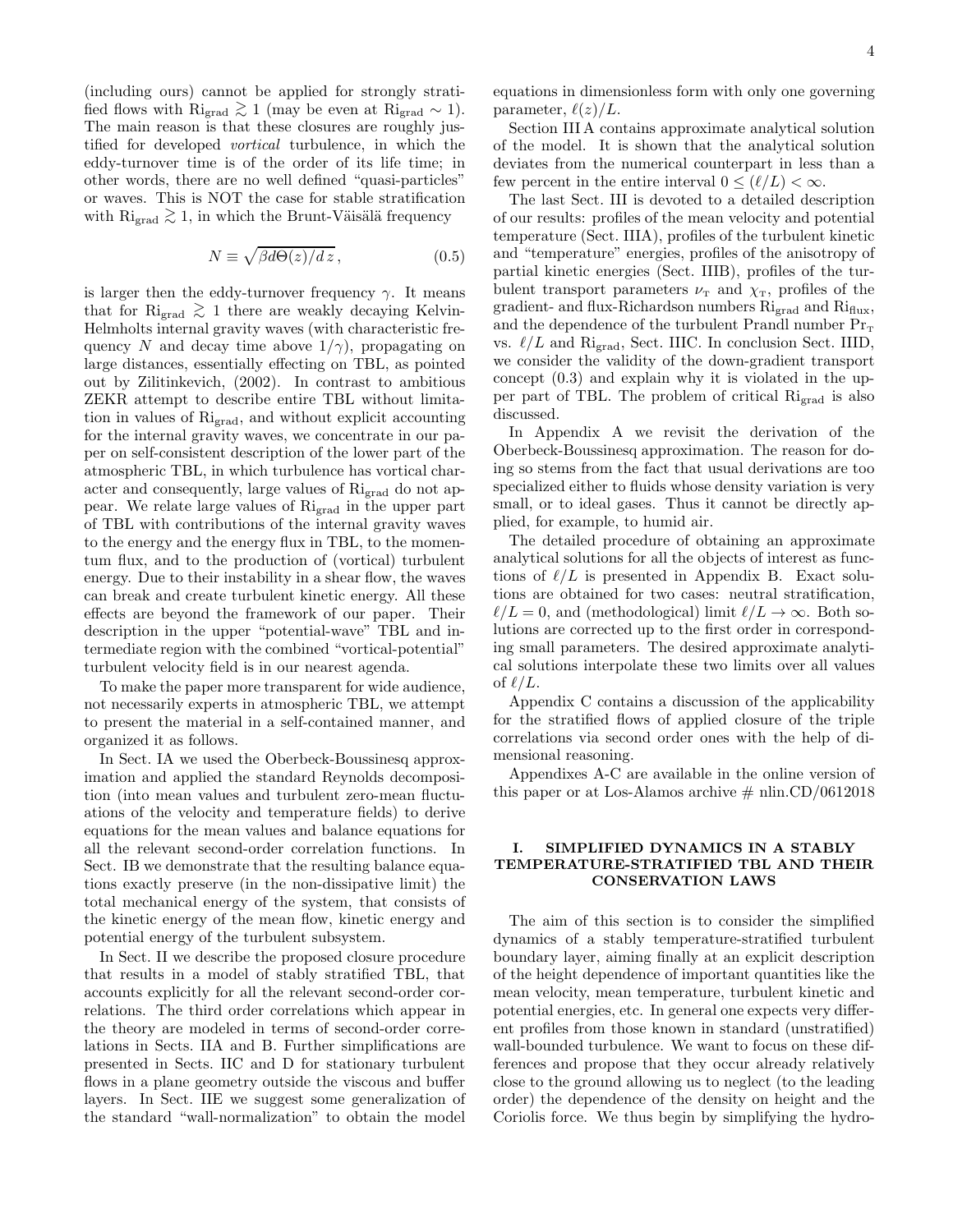(including ours) cannot be applied for strongly stratified flows with $\mathrm{Ri}_{\mathrm{grad}} \gtrsim 1$ (may be even at $\mathrm{Ri}_{\mathrm{grad}} \sim 1$). The main reason is that these closures are roughly justified for developed *vortical* turbulence, in which the eddy-turnover time is of the order of its life time; in other words, there are no well defined "quasi-particles" or waves. This is NOT the case for stable stratification with $\mathrm{Ri}_{\mathrm{grad}} \gtrsim 1$, in which the Brunt-Väisälä frequency

$$N \equiv \sqrt{\beta d\Theta(z)/d\,z}\,, \tag{0.5}$$

is larger then the eddy-turnover frequency $\gamma$. It means that for $\mathrm{Ri}_{\mathrm{grad}} \gtrsim 1$ there are weakly decaying Kelvin-Helmholts internal gravity waves (with characteristic frequency $N$ and decay time above $1/\gamma$), propagating on large distances, essentially effecting on TBL, as pointed out by Zilitinkevich, (2002). In contrast to ambitious ZEKR attempt to describe entire TBL without limitation in values of $\mathrm{Ri}_{\mathrm{grad}}$, and without explicit accounting for the internal gravity waves, we concentrate in our paper on self-consistent description of the lower part of the atmospheric TBL, in which turbulence has vortical character and consequently, large values of $\mathrm{Ri}_{\mathrm{grad}}$ do not appear. We relate large values of $\mathrm{Ri}_{\mathrm{grad}}$ in the upper part of TBL with contributions of the internal gravity waves to the energy and the energy flux in TBL, to the momentum flux, and to the production of (vortical) turbulent energy. Due to their instability in a shear flow, the waves can break and create turbulent kinetic energy. All these effects are beyond the framework of our paper. Their description in the upper "potential-wave" TBL and intermediate region with the combined "vortical-potential" turbulent velocity field is in our nearest agenda.

To make the paper more transparent for wide audience, not necessarily experts in atmospheric TBL, we attempt to present the material in a self-contained manner, and organized it as follows.

In Sect. IA we used the Oberbeck-Boussinesq approximation and applied the standard Reynolds decomposition (into mean values and turbulent zero-mean fluctuations of the velocity and temperature fields) to derive equations for the mean values and balance equations for all the relevant second-order correlation functions. In Sect. IB we demonstrate that the resulting balance equations exactly preserve (in the non-dissipative limit) the total mechanical energy of the system, that consists of the kinetic energy of the mean flow, kinetic energy and potential energy of the turbulent subsystem.

In Sect. II we describe the proposed closure procedure that results in a model of stably stratified TBL, that accounts explicitly for all the relevant second-order correlations. The third order correlations which appear in the theory are modeled in terms of second-order correlations in Sects. IIA and B. Further simplifications are presented in Sects. IIC and D for stationary turbulent flows in a plane geometry outside the viscous and buffer layers. In Sect. IIE we suggest some generalization of the standard "wall-normalization" to obtain the model equations in dimensionless form with only one governing parameter, $\ell(z)/L$.

Section III A contains approximate analytical solution of the model. It is shown that the analytical solution deviates from the numerical counterpart in less than a few percent in the entire interval $0 \le (\ell/L) < \infty$.

The last Sect. III is devoted to a detailed description of our results: profiles of the mean velocity and potential temperature (Sect. IIIA), profiles of the turbulent kinetic and "temperature" energies, profiles of the anisotropy of partial kinetic energies (Sect. IIIB), profiles of the turbulent transport parameters $\nu_{\mathrm{T}}$ and $\chi_{\mathrm{T}}$, profiles of the gradient- and flux-Richardson numbers $\mathrm{Ri}_{\mathrm{grad}}$ and $\mathrm{Ri}_{\mathrm{flux}}$, and the dependence of the turbulent Prandl number $\mathrm{Pr}_{\mathrm{T}}$ vs. $\ell/L$ and $\mathrm{Ri}_{\mathrm{grad}}$, Sect. IIIC. In conclusion Sect. IIID, we consider the validity of the down-gradient transport concept (0.3) and explain why it is violated in the upper part of TBL. The problem of critical $\mathrm{Ri}_{\mathrm{grad}}$ is also discussed.

In Appendix A we revisit the derivation of the Oberbeck-Boussinesq approximation. The reason for doing so stems from the fact that usual derivations are too specialized either to fluids whose density variation is very small, or to ideal gases. Thus it cannot be directly applied, for example, to humid air.

The detailed procedure of obtaining an approximate analytical solutions for all the objects of interest as functions of $\ell/L$ is presented in Appendix B. Exact solutions are obtained for two cases: neutral stratification, $\ell/L = 0$, and (methodological) limit $\ell/L \to \infty$. Both solutions are corrected up to the first order in corresponding small parameters. The desired approximate analytical solutions interpolate these two limits over all values of $\ell/L$.

Appendix C contains a discussion of the applicability for the stratified flows of applied closure of the triple correlations via second order ones with the help of dimensional reasoning.

Appendixes A-C are available in the online version of this paper or at Los-Alamos archive # nlin.CD/0612018

## I. SIMPLIFIED DYNAMICS IN A STABLY TEMPERATURE-STRATIFIED TBL AND THEIR CONSERVATION LAWS

The aim of this section is to consider the simplified dynamics of a stably temperature-stratified turbulent boundary layer, aiming finally at an explicit description of the height dependence of important quantities like the mean velocity, mean temperature, turbulent kinetic and potential energies, etc. In general one expects very different profiles from those known in standard (unstratified) wall-bounded turbulence. We want to focus on these differences and propose that they occur already relatively close to the ground allowing us to neglect (to the leading order) the dependence of the density on height and the Coriolis force. We thus begin by simplifying the hydro-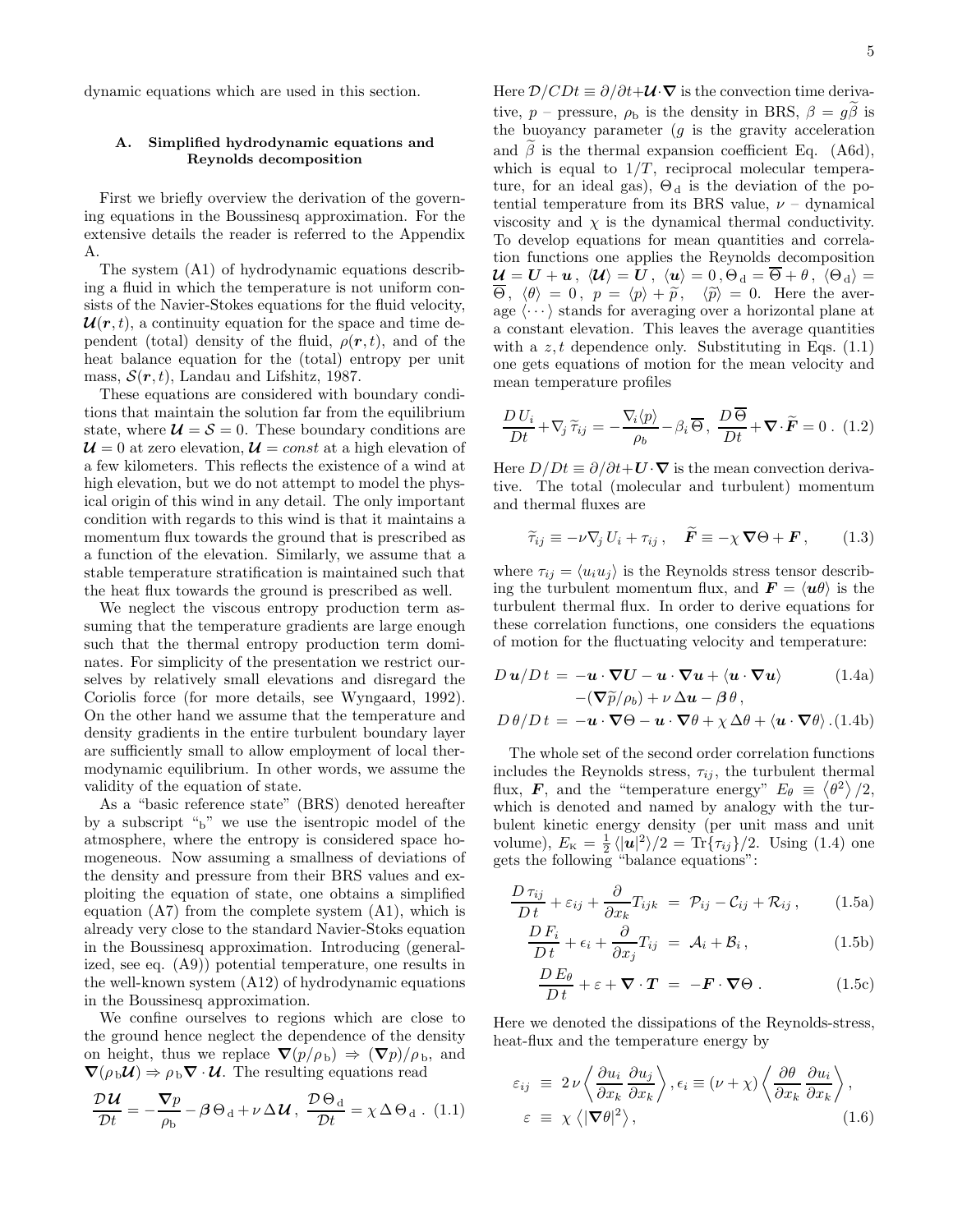dynamic equations which are used in this section.

### A. Simplified hydrodynamic equations and Reynolds decomposition

First we briefly overview the derivation of the governing equations in the Boussinesq approximation. For the extensive details the reader is referred to the Appendix A.

The system (A1) of hydrodynamic equations describing a fluid in which the temperature is not uniform consists of the Navier-Stokes equations for the fluid velocity, $\boldsymbol{\mathcal{U}}(\boldsymbol{r},t)$, a continuity equation for the space and time dependent (total) density of the fluid, $\rho(\boldsymbol{r},t)$, and of the heat balance equation for the (total) entropy per unit mass, $\mathcal{S}(\boldsymbol{r},t)$, Landau and Lifshitz, 1987.

These equations are considered with boundary conditions that maintain the solution far from the equilibrium state, where $\boldsymbol{\mathcal{U}} = \mathcal{S} = 0$. These boundary conditions are $\boldsymbol{\mathcal{U}} = 0$ at zero elevation, $\boldsymbol{\mathcal{U}} = const$ at a high elevation of a few kilometers. This reflects the existence of a wind at high elevation, but we do not attempt to model the physical origin of this wind in any detail. The only important condition with regards to this wind is that it maintains a momentum flux towards the ground that is prescribed as a function of the elevation. Similarly, we assume that a stable temperature stratification is maintained such that the heat flux towards the ground is prescribed as well.

We neglect the viscous entropy production term assuming that the temperature gradients are large enough such that the thermal entropy production term dominates. For simplicity of the presentation we restrict ourselves by relatively small elevations and disregard the Coriolis force (for more details, see Wyngaard, 1992). On the other hand we assume that the temperature and density gradients in the entire turbulent boundary layer are sufficiently small to allow employment of local thermodynamic equilibrium. In other words, we assume the validity of the equation of state.

As a "basic reference state" (BRS) denoted hereafter by a subscript "$_\mathrm{b}$" we use the isentropic model of the atmosphere, where the entropy is considered space homogeneous. Now assuming a smallness of deviations of the density and pressure from their BRS values and exploiting the equation of state, one obtains a simplified equation (A7) from the complete system (A1), which is already very close to the standard Navier-Stoks equation in the Boussinesq approximation. Introducing (generalized, see eq. (A9)) potential temperature, one results in the well-known system (A12) of hydrodynamic equations in the Boussinesq approximation.

We confine ourselves to regions which are close to the ground hence neglect the dependence of the density on height, thus we replace $\boldsymbol{\nabla}(p/\rho_\mathrm{b}) \Rightarrow (\boldsymbol{\nabla} p)/\rho_\mathrm{b}$, and $\boldsymbol{\nabla}(\rho_\mathrm{b}\boldsymbol{\mathcal{U}}) \Rightarrow \rho_\mathrm{b}\boldsymbol{\nabla}\cdot\boldsymbol{\mathcal{U}}$. The resulting equations read

$$\frac{\mathcal{D}\boldsymbol{\mathcal{U}}}{\mathcal{D}t} = -\frac{\boldsymbol{\nabla} p}{\rho_\mathrm{b}} - \boldsymbol{\beta}\,\Theta_\mathrm{d} + \nu\,\Delta\boldsymbol{\mathcal{U}}\,,\ \frac{\mathcal{D}\,\Theta_\mathrm{d}}{\mathcal{D}t} = \chi\,\Delta\,\Theta_\mathrm{d}\,. \quad (1.1)$$

Here $\mathcal{D}/CDt \equiv \partial/\partial t + \boldsymbol{\mathcal{U}}\cdot\boldsymbol{\nabla}$ is the convection time derivative, $p$ – pressure, $\rho_\mathrm{b}$ is the density in BRS, $\beta = g\widetilde{\beta}$ is the buoyancy parameter ($g$ is the gravity acceleration and $\widetilde{\beta}$ is the thermal expansion coefficient Eq. (A6d), which is equal to $1/T$, reciprocal molecular temperature, for an ideal gas), $\Theta_\mathrm{d}$ is the deviation of the potential temperature from its BRS value, $\nu$ – dynamical viscosity and $\chi$ is the dynamical thermal conductivity. To develop equations for mean quantities and correlation functions one applies the Reynolds decomposition $\boldsymbol{\mathcal{U}} = \boldsymbol{U} + \boldsymbol{u}\,,\ \langle\boldsymbol{\mathcal{U}}\rangle = \boldsymbol{U}\,,\ \langle\boldsymbol{u}\rangle = 0\,, \Theta_\mathrm{d} = \overline{\Theta} + \theta\,,\ \langle\Theta_\mathrm{d}\rangle = \overline{\Theta}\,,\ \langle\theta\rangle = 0\,,\ p = \langle p\rangle + \widetilde{p}\,,\quad \langle\widetilde{p}\rangle = 0$. Here the average $\langle\cdots\rangle$ stands for averaging over a horizontal plane at a constant elevation. This leaves the average quantities with a $z,t$ dependence only. Substituting in Eqs. (1.1) one gets equations of motion for the mean velocity and mean temperature profiles

$$\frac{D\,U_i}{Dt} + \nabla_j\,\widetilde{\tau}_{ij} = -\frac{\nabla_i\langle p\rangle}{\rho_b} - \beta_i\,\overline{\Theta}\,,\ \frac{D\,\overline{\Theta}}{Dt} + \boldsymbol{\nabla}\cdot\widetilde{\boldsymbol{F}} = 0\,. \quad (1.2)$$

Here $D/Dt \equiv \partial/\partial t + \boldsymbol{U}\cdot\boldsymbol{\nabla}$ is the mean convection derivative. The total (molecular and turbulent) momentum and thermal fluxes are

$$\widetilde{\tau}_{ij} \equiv -\nu\nabla_j\,U_i + \tau_{ij}\,,\quad \widetilde{\boldsymbol{F}} \equiv -\chi\,\boldsymbol{\nabla}\Theta + \boldsymbol{F}\,, \quad (1.3)$$

where $\tau_{ij} = \langle u_i u_j\rangle$ is the Reynolds stress tensor describing the turbulent momentum flux, and $\boldsymbol{F} = \langle\boldsymbol{u}\theta\rangle$ is the turbulent thermal flux. In order to derive equations for these correlation functions, one considers the equations of motion for the fluctuating velocity and temperature:

$$\begin{aligned} D\,\boldsymbol{u}/D\,t &= -\boldsymbol{u}\cdot\boldsymbol{\nabla}\boldsymbol{U} - \boldsymbol{u}\cdot\boldsymbol{\nabla}\boldsymbol{u} + \langle\boldsymbol{u}\cdot\boldsymbol{\nabla}\boldsymbol{u}\rangle && (1.4a)\\ &\quad -(\boldsymbol{\nabla}\widetilde{p}/\rho_\mathrm{b}) + \nu\,\Delta\boldsymbol{u} - \boldsymbol{\beta}\,\theta\,, \\ D\,\theta/D\,t &= -\boldsymbol{u}\cdot\boldsymbol{\nabla}\Theta - \boldsymbol{u}\cdot\boldsymbol{\nabla}\theta + \chi\,\Delta\theta + \langle\boldsymbol{u}\cdot\boldsymbol{\nabla}\theta\rangle\,. && (1.4b) \end{aligned}$$

The whole set of the second order correlation functions includes the Reynolds stress, $\tau_{ij}$, the turbulent thermal flux, $\boldsymbol{F}$, and the "temperature energy" $E_\theta \equiv \langle\theta^2\rangle/2$, which is denoted and named by analogy with the turbulent kinetic energy density (per unit mass and unit volume), $E_\mathrm{K} = \frac{1}{2}\langle|\boldsymbol{u}|^2\rangle/2 = \mathrm{Tr}\{\tau_{ij}\}/2$. Using (1.4) one gets the following "balance equations":

$$\begin{aligned} \frac{D\,\tau_{ij}}{D\,t} + \varepsilon_{ij} + \frac{\partial}{\partial x_k}T_{ijk} &= \mathcal{P}_{ij} - \mathcal{C}_{ij} + \mathcal{R}_{ij}\,, && (1.5a)\\ \frac{D\,F_i}{D\,t} + \epsilon_i + \frac{\partial}{\partial x_j}T_{ij} &= \mathcal{A}_i + \mathcal{B}_i\,, && (1.5b)\\ \frac{D\,E_\theta}{D\,t} + \varepsilon + \boldsymbol{\nabla}\cdot\boldsymbol{T} &= -\boldsymbol{F}\cdot\boldsymbol{\nabla}\Theta\,. && (1.5c) \end{aligned}$$

Here we denoted the dissipations of the Reynolds-stress, heat-flux and the temperature energy by

$$\begin{aligned} \varepsilon_{ij} &\equiv 2\,\nu\left\langle\frac{\partial u_i}{\partial x_k}\frac{\partial u_j}{\partial x_k}\right\rangle, \epsilon_i \equiv (\nu+\chi)\left\langle\frac{\partial\theta}{\partial x_k}\frac{\partial u_i}{\partial x_k}\right\rangle, \\ \varepsilon &\equiv \chi\,\langle|\boldsymbol{\nabla}\theta|^2\rangle\,, \end{aligned} \quad (1.6)$$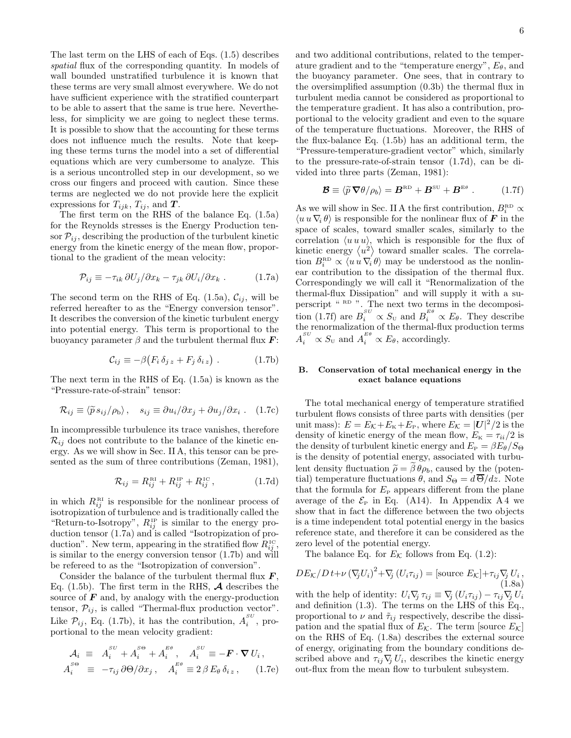The last term on the LHS of each of Eqs. (1.5) describes *spatial* flux of the corresponding quantity. In models of wall bounded unstratified turbulence it is known that these terms are very small almost everywhere. We do not have sufficient experience with the stratified counterpart to be able to assert that the same is true here. Nevertheless, for simplicity we are going to neglect these terms. It is possible to show that the accounting for these terms does not influence much the results. Note that keeping these terms turns the model into a set of differential equations which are very cumbersome to analyze. This is a serious uncontrolled step in our development, so we cross our fingers and proceed with caution. Since these terms are neglected we do not provide here the explicit expressions for $T_{ijk}$, $T_{ij}$, and $\boldsymbol{T}$.

The first term on the RHS of the balance Eq. (1.5a) for the Reynolds stresses is the Energy Production tensor $\mathcal{P}_{ij}$, describing the production of the turbulent kinetic energy from the kinetic energy of the mean flow, proportional to the gradient of the mean velocity:

$$\mathcal{P}_{ij} \equiv -\tau_{ik}\, \partial U_j/\partial x_k - \tau_{jk}\, \partial U_i/\partial x_k \ . \tag{1.7a}$$

The second term on the RHS of Eq. (1.5a), $\mathcal{C}_{ij}$, will be referred hereafter to as the "Energy conversion tensor". It describes the conversion of the kinetic turbulent energy into potential energy. This term is proportional to the buoyancy parameter $\beta$ and the turbulent thermal flux $\boldsymbol{F}$:

$$\mathcal{C}_{ij} \equiv -\beta\big(F_i\, \delta_{j\,z} + F_j\, \delta_{i\,z}\big) \ . \tag{1.7b}$$

The next term in the RHS of Eq. (1.5a) is known as the "Pressure-rate-of-strain" tensor:

$$\mathcal{R}_{ij} \equiv \langle \widetilde{p}\, s_{ij}/\rho_{\rm b}\rangle\,, \quad s_{ij} \equiv \partial u_i/\partial x_j + \partial u_j/\partial x_i \ . \tag{1.7c}$$

In incompressible turbulence its trace vanishes, therefore $\mathcal{R}_{ij}$ does not contribute to the balance of the kinetic energy. As we will show in Sec. II A, this tensor can be presented as the sum of three contributions (Zeman, 1981),

$$\mathcal{R}_{ij} = R^{\rm RI}_{ij} + R^{\rm IP}_{ij} + R^{\rm IC}_{ij}\,, \tag{1.7d}$$

in which $R^{\rm RI}_{ij}$ is responsible for the nonlinear process of isotropization of turbulence and is traditionally called the "Return-to-Isotropy", $R^{\rm IP}_{ij}$ is similar to the energy production tensor (1.7a) and is called "Isotropization of production". New term, appearing in the stratified flow $R^{\rm IC}_{ij}$, is similar to the energy conversion tensor (1.7b) and will be refereed to as the "Isotropization of conversion".

Consider the balance of the turbulent thermal flux $\boldsymbol{F}$, Eq. (1.5b). The first term in the RHS, $\boldsymbol{\mathcal{A}}$ describes the source of $\boldsymbol{F}$ and, by analogy with the energy-production tensor, $\mathcal{P}_{ij}$, is called "Thermal-flux production vector". Like $\mathcal{P}_{ij}$, Eq. (1.7b), it has the contribution, $A_i^{^{SU}}$, proportional to the mean velocity gradient:

$$\begin{aligned}
\mathcal{A}_i \ &\equiv\ A_i^{^{SU}} + A_i^{^{S\Theta}} + A_i^{^{E\theta}}\,, \quad A_i^{^{SU}} \equiv -\boldsymbol{F}\cdot\boldsymbol{\nabla}\, U_i\,,\\
A_i^{^{S\Theta}} \ &\equiv\ -\tau_{ij}\,\partial\Theta/\partial x_j\,, \quad A_i^{^{E\theta}} \equiv 2\,\beta\, E_\theta\, \delta_{i\,z}\,,
\end{aligned} \tag{1.7e}$$

and two additional contributions, related to the temperature gradient and to the "temperature energy", $E_\theta$, and the buoyancy parameter. One sees, that in contrary to the oversimplified assumption (0.3b) the thermal flux in turbulent media cannot be considered as proportional to the temperature gradient. It has also a contribution, proportional to the velocity gradient and even to the square of the temperature fluctuations. Moreover, the RHS of the flux-balance Eq. (1.5b) has an additional term, the "Pressure-temperature-gradient vector" which, similarly to the pressure-rate-of-strain tensor (1.7d), can be divided into three parts (Zeman, 1981):

$$\boldsymbol{\mathcal{B}} \equiv \langle\widetilde{p}\,\boldsymbol{\nabla}\theta/\rho_b\rangle = \boldsymbol{B}^{\rm RD} + \boldsymbol{B}^{\rm SU} + \boldsymbol{B}^{{\rm E}\theta}\ . \tag{1.7f}$$

As we will show in Sec. II A the first contribution, $B^{\rm RD}_i \propto \langle u\, u\, \nabla_i\, \theta\rangle$ is responsible for the nonlinear flux of $\boldsymbol{F}$ in the space of scales, toward smaller scales, similarly to the correlation $\langle u\, u\, u\rangle$, which is responsible for the flux of kinetic energy $\langle u^2\rangle$ toward smaller scales. The correlation $B^{\rm RD}_i \propto \langle u\, u\, \nabla_i\, \theta\rangle$ may be understood as the nonlinear contribution to the dissipation of the thermal flux. Correspondingly we will call it "Renormalization of the thermal-flux Dissipation" and will supply it with a superscript "$^{\rm RD}$". The next two terms in the decomposition (1.7f) are $B_i^{^{SU}} \propto S_{\rm U}$ and $B_i^{^{E\theta}} \propto E_\theta$. They describe the renormalization of the thermal-flux production terms $A_i^{^{SU}} \propto S_{\rm U}$ and $A_i^{^{E\theta}} \propto E_\theta$, accordingly.

### B. Conservation of total mechanical energy in the exact balance equations

The total mechanical energy of temperature stratified turbulent flows consists of three parts with densities (per unit mass): $E = E_{\mathcal{K}} + E_{\rm K} + E_{\rm P}$, where $E_{\mathcal{K}} = |\boldsymbol{U}|^2/2$ is the density of kinetic energy of the mean flow, $E_{\rm K} = \tau_{ii}/2$ is the density of turbulent kinetic energy and $E_{\rm P} = \beta E_\theta/S_\Theta$ is the density of potential energy, associated with turbulent density fluctuation $\widetilde{\rho} = \widetilde{\beta}\,\theta\rho_b$, caused by the (potential) temperature fluctuations $\theta$, and $S_\Theta = d\,\overline{\Theta}/dz$. Note that the formula for $E_{\rm P}$ appears different from the plane average of the $\mathcal{E}_{\rm P}$ in Eq. (A14). In Appendix A 4 we show that in fact the difference between the two objects is a time independent total potential energy in the basics reference state, and therefore it can be considered as the zero level of the potential energy.

The balance Eq. for $E_{\mathcal{K}}$ follows from Eq. (1.2):

$$DE_{\mathcal{K}}/D\,t + \nu\,(\nabla_j U_i)^2 + \nabla_j\,(U_i\tau_{ij}) = [\text{source } E_{\mathcal{K}}] + \tau_{ij}\nabla_j\, U_i\,, \tag{1.8a}$$

with the help of identity: $U_i\nabla_j\,\tau_{ij} \equiv \nabla_j\,(U_i\tau_{ij}) - \tau_{ij}\nabla_j\, U_i$ and definition (1.3). The terms on the LHS of this Eq., proportional to $\nu$ and $\tilde{\tau}_{ij}$ respectively, describe the dissipation and the spatial flux of $E_{\mathcal{K}}$. The term [source $E_{\mathcal{K}}$] on the RHS of Eq. (1.8a) describes the external source of energy, originating from the boundary conditions described above and $\tau_{ij}\nabla_j\, U_i$, describes the kinetic energy out-flux from the mean flow to turbulent subsystem.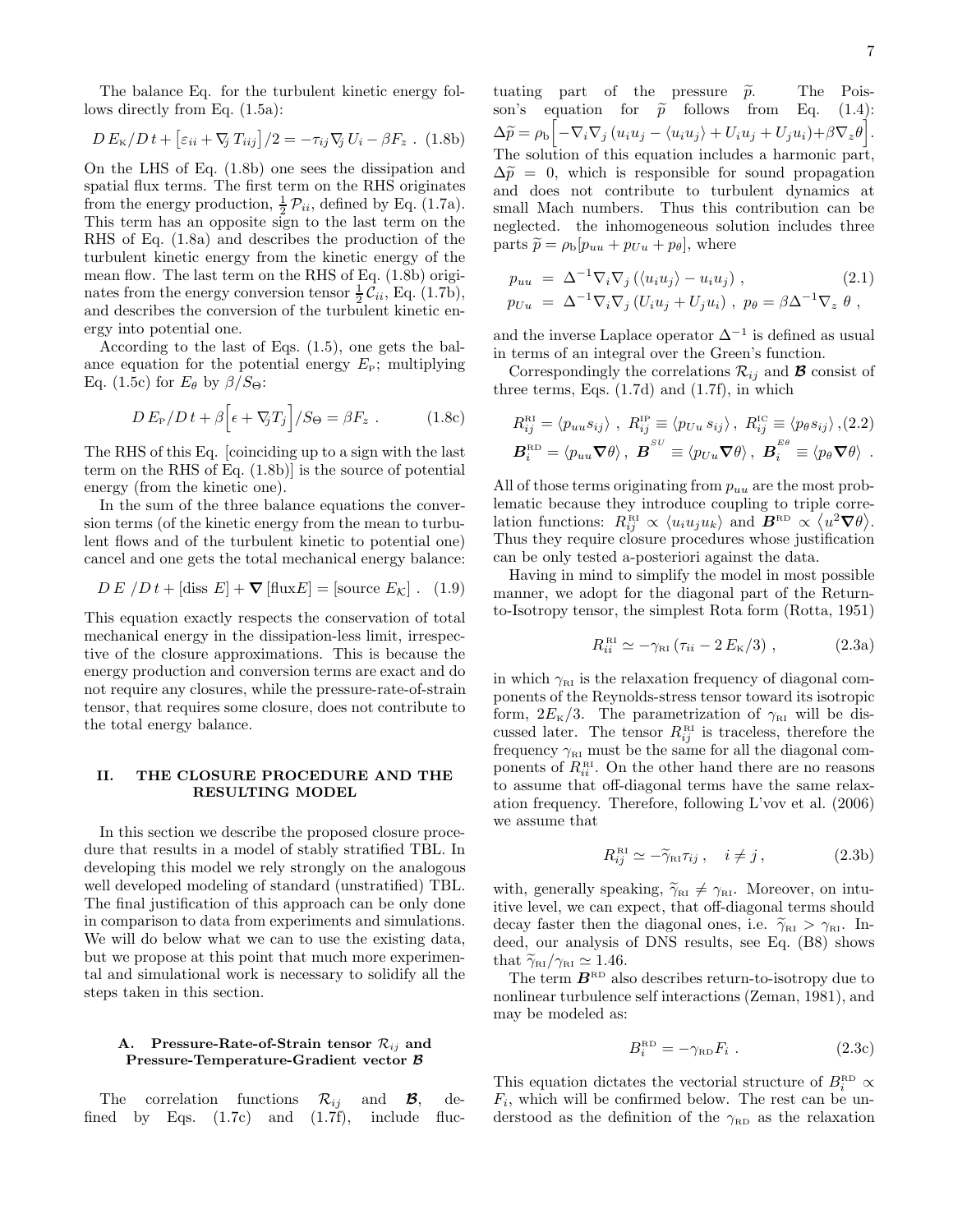The balance Eq. for the turbulent kinetic energy follows directly from Eq. (1.5a):

$$D\,E_{\rm K}/D\,t + \big[\varepsilon_{ii} + \nabla_j T_{iij}\big]/2 = -\tau_{ij}\nabla_j U_i - \beta F_z\ . \quad (1.8b)$$

On the LHS of Eq. (1.8b) one sees the dissipation and spatial flux terms. The first term on the RHS originates from the energy production, $\frac{1}{2}\mathcal{P}_{ii}$, defined by Eq. (1.7a). This term has an opposite sign to the last term on the RHS of Eq. (1.8a) and describes the production of the turbulent kinetic energy from the kinetic energy of the mean flow. The last term on the RHS of Eq. (1.8b) originates from the energy conversion tensor $\frac{1}{2}\mathcal{C}_{ii}$, Eq. (1.7b), and describes the conversion of the turbulent kinetic energy into potential one.

According to the last of Eqs. (1.5), one gets the balance equation for the potential energy $E_{\rm P}$; multiplying Eq. (1.5c) for $E_\theta$ by $\beta/S_\Theta$:

$$D\,E_{\rm P}/D\,t + \beta\Big[\epsilon + \nabla_j T_j\Big]/S_\Theta = \beta F_z\ . \quad (1.8c)$$

The RHS of this Eq. [coinciding up to a sign with the last term on the RHS of Eq. (1.8b)] is the source of potential energy (from the kinetic one).

In the sum of the three balance equations the conversion terms (of the kinetic energy from the mean to turbulent flows and of the turbulent kinetic to potential one) cancel and one gets the total mechanical energy balance:

$$D\,E\ /D\,t + [\text{diss }E] + \boldsymbol{\nabla}\,[\text{flux}E] = [\text{source }E_{\mathcal{K}}]\ . \quad (1.9)$$

This equation exactly respects the conservation of total mechanical energy in the dissipation-less limit, irrespective of the closure approximations. This is because the energy production and conversion terms are exact and do not require any closures, while the pressure-rate-of-strain tensor, that requires some closure, does not contribute to the total energy balance.

## II. THE CLOSURE PROCEDURE AND THE RESULTING MODEL

In this section we describe the proposed closure procedure that results in a model of stably stratified TBL. In developing this model we rely strongly on the analogous well developed modeling of standard (unstratified) TBL. The final justification of this approach can be only done in comparison to data from experiments and simulations. We will do below what we can to use the existing data, but we propose at this point that much more experimental and simulational work is necessary to solidify all the steps taken in this section.

### A. Pressure-Rate-of-Strain tensor $\mathcal{R}_{ij}$ and Pressure-Temperature-Gradient vector $\boldsymbol{\mathcal{B}}$

The correlation functions $\mathcal{R}_{ij}$ and $\boldsymbol{\mathcal{B}}$, defined by Eqs. (1.7c) and (1.7f), include fluctuating part of the pressure $\widetilde{p}$. The Poisson's equation for $\widetilde{p}$ follows from Eq. (1.4): $\Delta\widetilde{p} = \rho_{\rm b}\Big[-\nabla_i\nabla_j\,(u_iu_j - \langle u_iu_j\rangle + U_iu_j + U_ju_i) + \beta\nabla_z\theta\Big]$. The solution of this equation includes a harmonic part, $\Delta\widetilde{p} = 0$, which is responsible for sound propagation and does not contribute to turbulent dynamics at small Mach numbers. Thus this contribution can be neglected. the inhomogeneous solution includes three parts $\widetilde{p} = \rho_{\rm b}[p_{uu} + p_{Uu} + p_\theta]$, where

$$\begin{aligned} p_{uu} &= \Delta^{-1}\nabla_i\nabla_j\left(\langle u_iu_j\rangle - u_iu_j\right)\ , \quad (2.1)\\ p_{Uu} &= \Delta^{-1}\nabla_i\nabla_j\left(U_iu_j + U_ju_i\right)\ ,\ p_\theta = \beta\Delta^{-1}\nabla_z\ \theta\ , \end{aligned}$$

and the inverse Laplace operator $\Delta^{-1}$ is defined as usual in terms of an integral over the Green's function.

Correspondingly the correlations $\mathcal{R}_{ij}$ and $\boldsymbol{\mathcal{B}}$ consist of three terms, Eqs. (1.7d) and (1.7f), in which

$$\begin{aligned} &R^{\rm RI}_{ij} = \langle p_{uu}s_{ij}\rangle\ ,\ R^{\rm IP}_{ij} \equiv \langle p_{Uu}\,s_{ij}\rangle\ ,\ R^{\rm IC}_{ij} \equiv \langle p_\theta s_{ij}\rangle\ , \quad (2.2)\\ &\boldsymbol{B}^{\rm RD}_i = \langle p_{uu}\boldsymbol{\nabla}\theta\rangle\ ,\ \boldsymbol{B}^{^{SU}} \equiv \langle p_{Uu}\boldsymbol{\nabla}\theta\rangle\ ,\ \boldsymbol{B}^{^{E\theta}}_i \equiv \langle p_\theta\boldsymbol{\nabla}\theta\rangle\ . \end{aligned}$$

All of those terms originating from $p_{uu}$ are the most problematic because they introduce coupling to triple correlation functions: $R^{\rm RI}_{ij} \propto \langle u_iu_ju_k\rangle$ and $\boldsymbol{B}^{\rm RD} \propto \langle u^2\boldsymbol{\nabla}\theta\rangle$. Thus they require closure procedures whose justification can be only tested a-posteriori against the data.

Having in mind to simplify the model in most possible manner, we adopt for the diagonal part of the Return-to-Isotropy tensor, the simplest Rota form (Rotta, 1951)

$$R^{\rm RI}_{ii} \simeq -\gamma_{\rm RI}\,(\tau_{ii} - 2\,E_{\rm K}/3)\ , \quad (2.3a)$$

in which $\gamma_{\rm RI}$ is the relaxation frequency of diagonal components of the Reynolds-stress tensor toward its isotropic form, $2E_{\rm K}/3$. The parametrization of $\gamma_{\rm RI}$ will be discussed later. The tensor $R^{\rm RI}_{ij}$ is traceless, therefore the frequency $\gamma_{\rm RI}$ must be the same for all the diagonal components of $R^{\rm RI}_{ii}$. On the other hand there are no reasons to assume that off-diagonal terms have the same relaxation frequency. Therefore, following L'vov et al. (2006) we assume that

$$R^{\rm RI}_{ij} \simeq -\widetilde{\gamma}_{\rm RI}\tau_{ij}\ , \quad i\neq j\ , \quad (2.3b)$$

with, generally speaking, $\widetilde{\gamma}_{\rm RI} \neq \gamma_{\rm RI}$. Moreover, on intuitive level, we can expect, that off-diagonal terms should decay faster then the diagonal ones, i.e. $\widetilde{\gamma}_{\rm RI} > \gamma_{\rm RI}$. Indeed, our analysis of DNS results, see Eq. (B8) shows that $\widetilde{\gamma}_{\rm RI}/\gamma_{\rm RI} \simeq 1.46$.

The term $\boldsymbol{B}^{\rm RD}$ also describes return-to-isotropy due to nonlinear turbulence self interactions (Zeman, 1981), and may be modeled as:

$$B^{\rm RD}_i = -\gamma_{\rm RD}F_i\ . \quad (2.3c)$$

This equation dictates the vectorial structure of $B^{\rm RD}_i \propto F_i$, which will be confirmed below. The rest can be understood as the definition of the $\gamma_{\rm RD}$ as the relaxation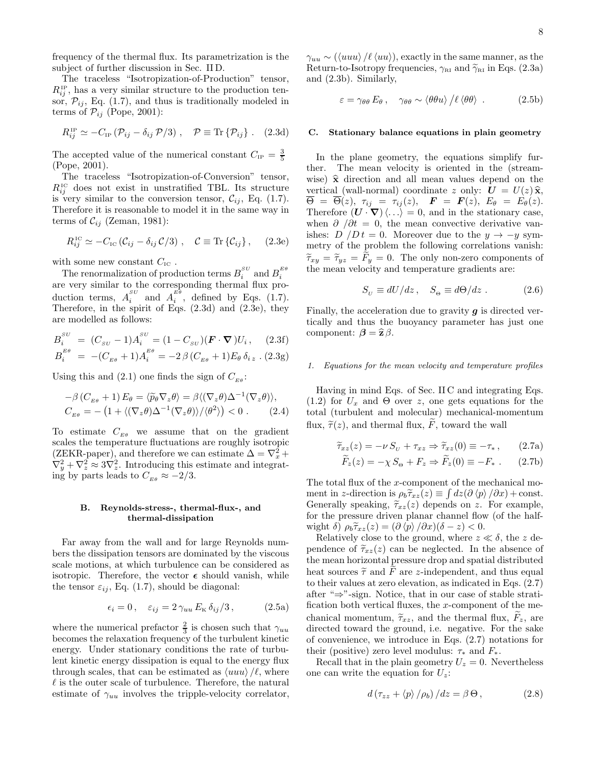frequency of the thermal flux. Its parametrization is the subject of further discussion in Sec. II D.

The traceless "Isotropization-of-Production" tensor, $R^{\rm IP}_{ij}$, has a very similar structure to the production tensor, $\mathcal{P}_{ij}$, Eq. (1.7), and thus is traditionally modeled in terms of $\mathcal{P}_{ij}$ (Pope, 2001):

$$R^{\rm IP}_{ij} \simeq -C_{\rm IP}\left(\mathcal{P}_{ij} - \delta_{ij}\,\mathcal{P}/3\right)\,,\quad \mathcal{P} \equiv {\rm Tr}\left\{\mathcal{P}_{ij}\right\}\,. \quad (2.3d)$$

The accepted value of the numerical constant $C_{\rm IP} = \frac{3}{5}$ (Pope, 2001).

The traceless "Isotropization-of-Conversion" tensor, $R^{\rm IC}_{ij}$ does not exist in unstratified TBL. Its structure is very similar to the conversion tensor, $\mathcal{C}_{ij}$, Eq. (1.7). Therefore it is reasonable to model it in the same way in terms of $\mathcal{C}_{ij}$ (Zeman, 1981):

$$R^{\rm IC}_{ij} \simeq -C_{\rm IC}\left(\mathcal{C}_{ij} - \delta_{ij}\,\mathcal{C}/3\right)\,,\quad \mathcal{C} \equiv {\rm Tr}\left\{\mathcal{C}_{ij}\right\}, \quad (2.3e)$$

with some new constant $C_{\rm IC}$ .

The renormalization of production terms $B_i^{SU}$ and $B_i^{E\theta}$ are very similar to the corresponding thermal flux production terms, $A_i^{SU}$ and $A_i^{E\theta}$, defined by Eqs. (1.7). Therefore, in the spirit of Eqs. (2.3d) and (2.3e), they are modelled as follows:

$$B_i^{SU} \;=\; (C_{SU}-1)A_i^{SU} = (1-C_{SU})(\boldsymbol{F}\cdot\boldsymbol{\nabla})U_i\,, \quad (2.3f)$$
$$B_i^{E\theta} \;=\; -(C_{E\theta}+1)A_i^{E\theta} = -2\,\beta\,(C_{E\theta}+1)E_\theta\,\delta_{i\,z}\,. \quad (2.3g)$$

Using this and (2.1) one finds the sign of $C_{E\theta}$:

$$-\beta\,(C_{E\theta}+1)\,E_\theta = \langle \widetilde{p}_\theta \nabla_z\theta\rangle = \beta\langle(\nabla_z\theta)\Delta^{-1}(\nabla_z\theta)\rangle,$$
$$C_{E\theta} = -\left(1 + \langle(\nabla_z\theta)\Delta^{-1}(\nabla_z\theta)\rangle/\langle\theta^2\rangle\right) < 0\,. \quad (2.4)$$

To estimate $C_{E\theta}$ we assume that on the gradient scales the temperature fluctuations are roughly isotropic (ZEKR-paper), and therefore we can estimate $\Delta = \nabla_x^2 + \nabla_y^2 + \nabla_z^2 \approx 3\nabla_z^2$. Introducing this estimate and integrating by parts leads to $C_{E\theta} \approx -2/3$.

### B. Reynolds-stress-, thermal-flux-, and thermal-dissipation

Far away from the wall and for large Reynolds numbers the dissipation tensors are dominated by the viscous scale motions, at which turbulence can be considered as isotropic. Therefore, the vector $\boldsymbol{\epsilon}$ should vanish, while the tensor $\varepsilon_{ij}$, Eq. (1.7), should be diagonal:

$$\epsilon_i = 0\,,\quad \varepsilon_{ij} = 2\,\gamma_{uu}\,E_{\rm K}\,\delta_{ij}/3\,, \quad (2.5a)$$

where the numerical prefactor $\frac{2}{3}$ is chosen such that $\gamma_{uu}$ becomes the relaxation frequency of the turbulent kinetic energy. Under stationary conditions the rate of turbulent kinetic energy dissipation is equal to the energy flux through scales, that can be estimated as $\langle uuu\rangle/\ell$, where $\ell$ is the outer scale of turbulence. Therefore, the natural estimate of $\gamma_{uu}$ involves the tripple-velocity correlator, $\gamma_{uu} \sim (\langle uuu\rangle/\ell\,\langle uu\rangle)$, exactly in the same manner, as the Return-to-Isotropy frequencies, $\gamma_{\rm RI}$ and $\widetilde{\gamma}_{\rm RI}$ in Eqs. (2.3a) and (2.3b). Similarly,

$$\varepsilon = \gamma_{\theta\theta}\,E_\theta\,,\quad \gamma_{\theta\theta} \sim \langle\theta\theta u\rangle/\ell\,\langle\theta\theta\rangle\,. \quad (2.5b)$$

### C. Stationary balance equations in plain geometry

In the plane geometry, the equations simplify further. The mean velocity is oriented in the (streamwise) $\widehat{\mathbf{x}}$ direction and all mean values depend on the vertical (wall-normal) coordinate $z$ only: $\boldsymbol{U} = U(z)\,\widehat{\mathbf{x}}$, $\overline{\Theta} = \overline{\Theta}(z)$, $\tau_{ij} = \tau_{ij}(z)$, $\boldsymbol{F} = \boldsymbol{F}(z)$, $E_\theta = E_\theta(z)$. Therefore $(\boldsymbol{U}\cdot\boldsymbol{\nabla})\langle\dots\rangle = 0$, and in the stationary case, when $\partial\;/\partial t = 0$, the mean convective derivative vanishes: $D\;/D\,t = 0$. Moreover due to the $y \to -y$ symmetry of the problem the following correlations vanish: $\widetilde{\tau}_{xy} = \widetilde{\tau}_{yz} = \widetilde{F}_y = 0$. The only non-zero components of the mean velocity and temperature gradients are:

$$S_U \equiv dU/dz\,,\quad S_\Theta \equiv d\Theta/dz\,. \quad (2.6)$$

Finally, the acceleration due to gravity $\boldsymbol{g}$ is directed vertically and thus the buoyancy parameter has just one component: $\boldsymbol{\beta} = \widehat{\boldsymbol{z}}\,\beta$.

#### 1. Equations for the mean velocity and temperature profiles

Having in mind Eqs. of Sec. II C and integrating Eqs. (1.2) for $U_x$ and $\Theta$ over $z$, one gets equations for the total (turbulent and molecular) mechanical-momentum flux, $\widetilde{\tau}(z)$, and thermal flux, $\widetilde{F}$, toward the wall

$$\widetilde{\tau}_{xz}(z) = -\nu\,S_U + \tau_{xz} \Rightarrow \widetilde{\tau}_{xz}(0) \equiv -\tau_*\,, \quad (2.7a)$$
$$\widetilde{F}_z(z) = -\chi\,S_\Theta + F_z \Rightarrow \widetilde{F}_z(0) \equiv -F_*\,. \quad (2.7b)$$

The total flux of the $x$-component of the mechanical moment in $z$-direction is $\rho_b\widetilde{\tau}_{xz}(z) \equiv \int dz(\partial\langle p\rangle/\partial x) + {\rm const.}$ Generally speaking, $\widetilde{\tau}_{xz}(z)$ depends on $z$. For example, for the pressure driven planar channel flow (of the half-wight $\delta$) $\rho_b\widetilde{\tau}_{xz}(z) = (\partial\langle p\rangle/\partial x)(\delta - z) < 0$.

Relatively close to the ground, where $z \ll \delta$, the $z$ dependence of $\widetilde{\tau}_{xz}(z)$ can be neglected. In the absence of the mean horizontal pressure drop and spatial distributed heat sources $\widetilde{\tau}$ and $\widetilde{F}$ are $z$-independent, and thus equal to their values at zero elevation, as indicated in Eqs. (2.7) after "⇒"-sign. Notice, that in our case of stable stratification both vertical fluxes, the $x$-component of the mechanical momentum, $\widetilde{\tau}_{xz}$, and the thermal flux, $\widetilde{F}_z$, are directed toward the ground, i.e. negative. For the sake of convenience, we introduce in Eqs. (2.7) notations for their (positive) zero level modulus: $\tau_*$ and $F_*$.

Recall that in the plain geometry $U_z = 0$. Nevertheless one can write the equation for $U_z$:

$$d\left(\tau_{zz} + \langle p\rangle/\rho_b\right)/dz = \beta\,\Theta\,, \quad (2.8)$$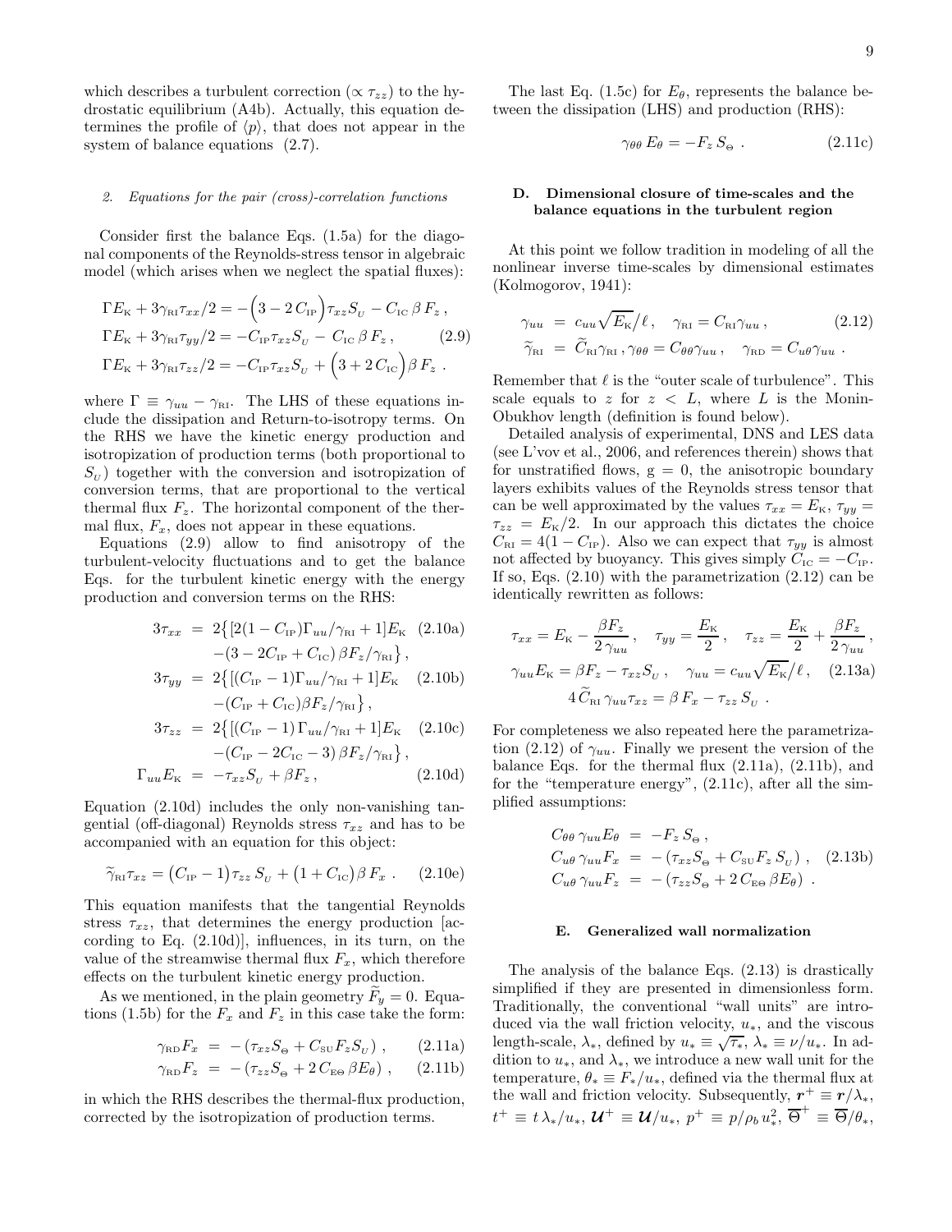which describes a turbulent correction ($\propto \tau_{zz}$) to the hydrostatic equilibrium (A4b). Actually, this equation determines the profile of $\langle p \rangle$, that does not appear in the system of balance equations (2.7).

#### 2. Equations for the pair (cross)-correlation functions

Consider first the balance Eqs. (1.5a) for the diagonal components of the Reynolds-stress tensor in algebraic model (which arises when we neglect the spatial fluxes):

$$
\begin{aligned}
&\Gamma E_{\rm K} + 3\gamma_{\rm RI}\tau_{xx}/2 = -\Big(3 - 2\,C_{\rm IP}\Big)\tau_{xz}S_{U} - C_{\rm IC}\,\beta\,F_z\,,\\
&\Gamma E_{\rm K} + 3\gamma_{\rm RI}\tau_{yy}/2 = -C_{\rm IP}\tau_{xz}S_{U} - \,C_{\rm IC}\,\beta\,F_z\,, \qquad (2.9)\\
&\Gamma E_{\rm K} + 3\gamma_{\rm RI}\tau_{zz}/2 = -C_{\rm IP}\tau_{xz}S_{U} + \Big(3 + 2\,C_{\rm IC}\Big)\beta\,F_z\,.
\end{aligned}
$$

where $\Gamma \equiv \gamma_{uu} - \gamma_{\rm RI}$. The LHS of these equations include the dissipation and Return-to-isotropy terms. On the RHS we have the kinetic energy production and isotropization of production terms (both proportional to $S_U$) together with the conversion and isotropization of conversion terms, that are proportional to the vertical thermal flux $F_z$. The horizontal component of the thermal flux, $F_x$, does not appear in these equations.

Equations (2.9) allow to find anisotropy of the turbulent-velocity fluctuations and to get the balance Eqs. for the turbulent kinetic energy with the energy production and conversion terms on the RHS:

$$
\begin{aligned}
3\tau_{xx} &= 2\big\{[2(1-C_{\rm IP})\Gamma_{uu}/\gamma_{\rm RI}+1]E_{\rm K} \quad (2.10a)\\
&\quad -(3-2C_{\rm IP}+C_{\rm IC})\,\beta F_z/\gamma_{\rm RI}\big\}\,,\\
3\tau_{yy} &= 2\big\{[(C_{\rm IP}-1)\Gamma_{uu}/\gamma_{\rm RI}+1]E_{\rm K} \quad (2.10b)\\
&\quad -(C_{\rm IP}+C_{\rm IC})\beta F_z/\gamma_{\rm RI}\big\}\,,\\
3\tau_{zz} &= 2\big\{[(C_{\rm IP}-1)\,\Gamma_{uu}/\gamma_{\rm RI}+1]E_{\rm K} \quad (2.10c)\\
&\quad -(C_{\rm IP}-2C_{\rm IC}-3)\,\beta F_z/\gamma_{\rm RI}\big\}\,,\\
\Gamma_{uu}E_{\rm K} &= -\tau_{xz}S_U + \beta F_z\,, \qquad (2.10d)
\end{aligned}
$$

Equation (2.10d) includes the only non-vanishing tangential (off-diagonal) Reynolds stress $\tau_{xz}$ and has to be accompanied with an equation for this object:

$$
\widetilde\gamma_{\rm RI}\tau_{xz} = \big(C_{\rm IP}-1\big)\tau_{zz}\,S_U + \big(1+C_{\rm IC}\big)\beta\,F_x\,. \qquad (2.10e)
$$

This equation manifests that the tangential Reynolds stress $\tau_{xz}$, that determines the energy production [according to Eq. (2.10d)], influences, in its turn, on the value of the streamwise thermal flux $F_x$, which therefore effects on the turbulent kinetic energy production.

As we mentioned, in the plain geometry $\widetilde F_y = 0$. Equations (1.5b) for the $F_x$ and $F_z$ in this case take the form:

$$
\begin{aligned}
\gamma_{\rm RD}F_x &= -\left(\tau_{xz}S_\Theta + C_{\rm SU}F_zS_U\right)\,, \qquad (2.11a)\\
\gamma_{\rm RD}F_z &= -\left(\tau_{zz}S_\Theta + 2\,C_{\rm E\Theta}\,\beta E_\theta\right)\,, \qquad (2.11b)
\end{aligned}
$$

in which the RHS describes the thermal-flux production, corrected by the isotropization of production terms.

The last Eq. (1.5c) for $E_\theta$, represents the balance between the dissipation (LHS) and production (RHS):

$$
\gamma_{\theta\theta}\,E_\theta = -F_z\,S_\Theta\,. \qquad (2.11c)
$$

### D. Dimensional closure of time-scales and the balance equations in the turbulent region

At this point we follow tradition in modeling of all the nonlinear inverse time-scales by dimensional estimates (Kolmogorov, 1941):

$$
\begin{aligned}
\gamma_{uu} &= c_{uu}\sqrt{E_{\rm K}}/\ell\,, \quad \gamma_{\rm RI} = C_{\rm RI}\gamma_{uu}\,, \qquad (2.12)\\
\widetilde\gamma_{\rm RI} &= \widetilde C_{\rm RI}\gamma_{\rm RI}\,, \gamma_{\theta\theta} = C_{\theta\theta}\gamma_{uu}\,, \quad \gamma_{\rm RD} = C_{u\theta}\gamma_{uu}\,.
\end{aligned}
$$

Remember that $\ell$ is the "outer scale of turbulence". This scale equals to $z$ for $z < L$, where $L$ is the Monin-Obukhov length (definition is found below).

Detailed analysis of experimental, DNS and LES data (see L'vov et al., 2006, and references therein) shows that for unstratified flows, $g = 0$, the anisotropic boundary layers exhibits values of the Reynolds stress tensor that can be well approximated by the values $\tau_{xx} = E_{\rm K}$, $\tau_{yy} = \tau_{zz} = E_{\rm K}/2$. In our approach this dictates the choice $C_{\rm RI} = 4(1 - C_{\rm IP})$. Also we can expect that $\tau_{yy}$ is almost not affected by buoyancy. This gives simply $C_{\rm IC} = -C_{\rm IP}$. If so, Eqs. (2.10) with the parametrization (2.12) can be identically rewritten as follows:

$$
\begin{aligned}
&\tau_{xx} = E_{\rm K} - \frac{\beta F_z}{2\,\gamma_{uu}}\,, \quad \tau_{yy} = \frac{E_{\rm K}}{2}\,, \quad \tau_{zz} = \frac{E_{\rm K}}{2} + \frac{\beta F_z}{2\,\gamma_{uu}}\,,\\
&\gamma_{uu}E_{\rm K} = \beta F_z - \tau_{xz}S_U\,, \quad \gamma_{uu} = c_{uu}\sqrt{E_{\rm K}}/\ell\,, \quad (2.13a)\\
&\qquad 4\,\widetilde C_{\rm RI}\,\gamma_{uu}\tau_{xz} = \beta\,F_x - \tau_{zz}\,S_U\,.
\end{aligned}
$$

For completeness we also repeated here the parametrization (2.12) of $\gamma_{uu}$. Finally we present the version of the balance Eqs. for the thermal flux (2.11a), (2.11b), and for the "temperature energy", (2.11c), after all the simplified assumptions:

$$
\begin{aligned}
C_{\theta\theta}\,\gamma_{uu}E_\theta &= -F_z\,S_\Theta\,,\\
C_{u\theta}\,\gamma_{uu}F_x &= -\left(\tau_{xz}S_\Theta + C_{\rm SU}F_z\,S_U\right)\,, \quad (2.13b)\\
C_{u\theta}\,\gamma_{uu}F_z &= -\left(\tau_{zz}S_\Theta + 2\,C_{\rm E\Theta}\,\beta E_\theta\right)\,.
\end{aligned}
$$

### E. Generalized wall normalization

The analysis of the balance Eqs. (2.13) is drastically simplified if they are presented in dimensionless form. Traditionally, the conventional "wall units" are introduced via the wall friction velocity, $u_*$, and the viscous length-scale, $\lambda_*$, defined by $u_* \equiv \sqrt{\tau_*}$, $\lambda_* \equiv \nu/u_*$. In addition to $u_*$, and $\lambda_*$, we introduce a new wall unit for the temperature, $\theta_* \equiv F_*/u_*$, defined via the thermal flux at the wall and friction velocity. Subsequently, $\boldsymbol{r}^+ \equiv \boldsymbol{r}/\lambda_*$, $t^+ \equiv t\,\lambda_*/u_*$, $\boldsymbol{\mathcal U}^+ \equiv \boldsymbol{\mathcal U}/u_*$, $p^+ \equiv p/\rho_b\,u_*^2$, $\overline\Theta^+ \equiv \overline\Theta/\theta_*$,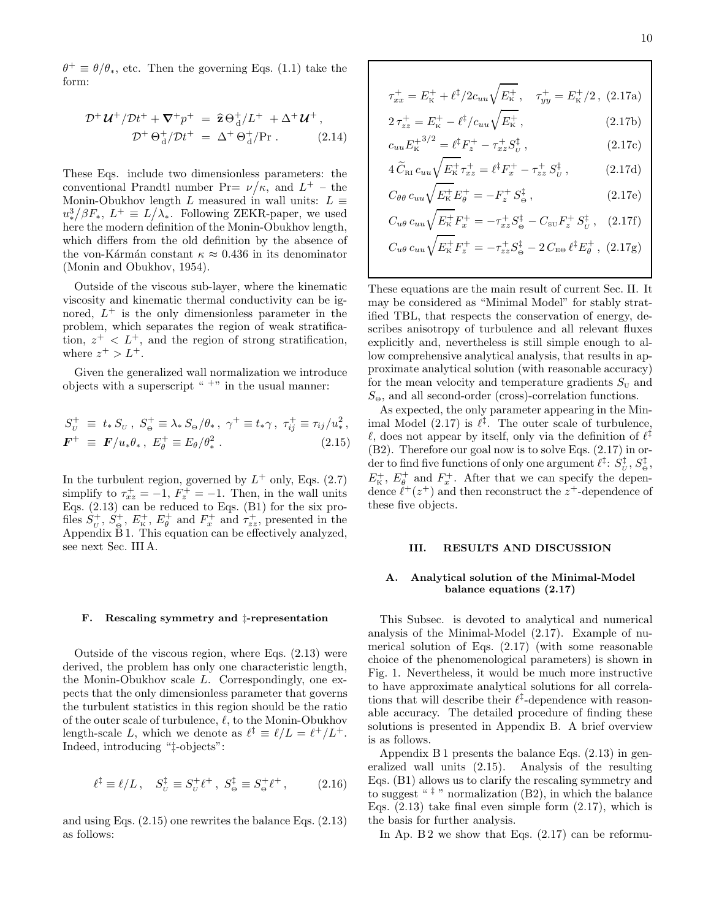$\theta^+ \equiv \theta/\theta_*$, etc. Then the governing Eqs. (1.1) take the form:

$$
\begin{aligned}
\mathcal{D}^+ \boldsymbol{\mathcal{U}}^+/\mathcal{D}t^+ + \boldsymbol{\nabla}^+ p^+ &= \widehat{\mathbf{z}}\, \Theta_{\rm d}^+/L^+ + \Delta^+ \boldsymbol{\mathcal{U}}^+ \,, \\
\mathcal{D}^+ \,\Theta_{\rm d}^+/\mathcal{D}t^+ &= \Delta^+ \,\Theta_{\rm d}^+/\mathrm{Pr}\,. \qquad (2.14)
\end{aligned}
$$

These Eqs. include two dimensionless parameters: the conventional Prandtl number Pr$=\nu/\kappa$, and $L^+$ – the Monin-Obukhov length $L$ measured in wall units: $L \equiv u_*^3/\beta F_*$, $L^+ \equiv L/\lambda_*$. Following ZEKR-paper, we used here the modern definition of the Monin-Obukhov length, which differs from the old definition by the absence of the von-Kármán constant $\kappa \approx 0.436$ in its denominator (Monin and Obukhov, 1954).

Outside of the viscous sub-layer, where the kinematic viscosity and kinematic thermal conductivity can be ignored, $L^+$ is the only dimensionless parameter in the problem, which separates the region of weak stratification, $z^+ < L^+$, and the region of strong stratification, where $z^+ > L^+$.

Given the generalized wall normalization we introduce objects with a superscript " $^+$" in the usual manner:

$$
\begin{aligned}
S_{\scriptscriptstyle U}^+ &\equiv t_*\, S_{\scriptscriptstyle U}\,,\ S_{\Theta}^+ \equiv \lambda_*\, S_\Theta/\theta_*\,,\ \gamma^+ \equiv t_*\gamma\,,\ \tau_{ij}^+ \equiv \tau_{ij}/u_*^2\,, \\
\boldsymbol{F}^+ &\equiv \boldsymbol{F}/u_*\theta_*\,,\ E_\theta^+ \equiv E_\theta/\theta_*^2\,. \qquad (2.15)
\end{aligned}
$$

In the turbulent region, governed by $L^+$ only, Eqs. (2.7) simplify to $\tau_{xz}^+ = -1$, $F_z^+ = -1$. Then, in the wall units Eqs. (2.13) can be reduced to Eqs. (B1) for the six profiles $S_{\scriptscriptstyle U}^+$, $S_{\Theta}^+$, $E_{\rm K}^+$, $E_\theta^+$ and $F_x^+$ and $\tau_{zz}^+$, presented in the Appendix B 1. This equation can be effectively analyzed, see next Sec. III A.

### F. Rescaling symmetry and ‡-representation

Outside of the viscous region, where Eqs. (2.13) were derived, the problem has only one characteristic length, the Monin-Obukhov scale $L$. Correspondingly, one expects that the only dimensionless parameter that governs the turbulent statistics in this region should be the ratio of the outer scale of turbulence, $\ell$, to the Monin-Obukhov length-scale $L$, which we denote as $\ell^\ddagger \equiv \ell/L = \ell^+/L^+$. Indeed, introducing "‡-objects":

$$
\ell^\ddagger \equiv \ell/L\,, \quad S_{\scriptscriptstyle U}^\ddagger \equiv S_{\scriptscriptstyle U}^+ \ell^+\,,\ S_\Theta^\ddagger \equiv S_\Theta^+ \ell^+\,, \qquad (2.16)
$$

and using Eqs. (2.15) one rewrites the balance Eqs. (2.13) as follows:

$$
\tau_{xx}^+ = E_{\rm K}^+ + \ell^\ddagger/2c_{uu}\sqrt{E_{\rm K}^+}\,, \quad \tau_{yy}^+ = E_{\rm K}^+/2\,, \qquad (2.17a)
$$

$$
2\,\tau_{zz}^+ = E_{\rm K}^+ - \ell^\ddagger/c_{uu}\sqrt{E_{\rm K}^+}\,, \qquad (2.17b)
$$

$$
c_{uu} {E_{\rm K}^+}^{3/2} = \ell^\ddagger F_z^+ - \tau_{xz}^+ S_{\scriptscriptstyle U}^\ddagger\,, \qquad (2.17c)
$$

$$
4\,\widetilde{C}_{\rm RI}\, c_{uu}\sqrt{E_{\rm K}^+}\,\tau_{xz}^+ = \ell^\ddagger F_x^+ - \tau_{zz}^+\, S_{\scriptscriptstyle U}^\ddagger\,, \qquad (2.17d)
$$

$$
C_{\theta\theta}\, c_{uu}\sqrt{E_{\rm K}^+}E_\theta^+ = -F_z^+\, S_\Theta^\ddagger\,, \qquad (2.17e)
$$

$$
C_{u\theta}\, c_{uu}\sqrt{E_{\rm K}^+}F_x^+ = -\tau_{xz}^+ S_\Theta^\ddagger - C_{\rm SU} F_z^+\, S_{\scriptscriptstyle U}^\ddagger\,, \qquad (2.17f)
$$

$$
C_{u\theta}\, c_{uu}\sqrt{E_{\rm K}^+}F_z^+ = -\tau_{zz}^+ S_\Theta^\ddagger - 2\, C_{\rm E\Theta}\, \ell^\ddagger E_\theta^+\,, \qquad (2.17g)
$$

These equations are the main result of current Sec. II. It may be considered as "Minimal Model" for stably stratified TBL, that respects the conservation of energy, describes anisotropy of turbulence and all relevant fluxes explicitly and, nevertheless is still simple enough to allow comprehensive analytical analysis, that results in approximate analytical solution (with reasonable accuracy) for the mean velocity and temperature gradients $S_{\scriptscriptstyle U}$ and $S_\Theta$, and all second-order (cross)-correlation functions.

As expected, the only parameter appearing in the Minimal Model (2.17) is $\ell^\ddagger$. The outer scale of turbulence, $\ell$, does not appear by itself, only via the definition of $\ell^\ddagger$ (B2). Therefore our goal now is to solve Eqs. (2.17) in order to find five functions of only one argument $\ell^\ddagger$: $S_{\scriptscriptstyle U}^\ddagger$, $S_\Theta^\ddagger$, $E_{\rm K}^+$, $E_\theta^+$ and $F_x^+$. After that we can specify the dependence $\ell^+(z^+)$ and then reconstruct the $z^+$-dependence of these five objects.

## III. RESULTS AND DISCUSSION

### A. Analytical solution of the Minimal-Model balance equations (2.17)

This Subsec. is devoted to analytical and numerical analysis of the Minimal-Model (2.17). Example of numerical solution of Eqs. (2.17) (with some reasonable choice of the phenomenological parameters) is shown in Fig. 1. Nevertheless, it would be much more instructive to have approximate analytical solutions for all correlations that will describe their $\ell^\ddagger$-dependence with reasonable accuracy. The detailed procedure of finding these solutions is presented in Appendix B. A brief overview is as follows.

Appendix B 1 presents the balance Eqs. (2.13) in generalized wall units (2.15). Analysis of the resulting Eqs. (B1) allows us to clarify the rescaling symmetry and to suggest " ‡ " normalization (B2), in which the balance Eqs. (2.13) take final even simple form (2.17), which is the basis for further analysis.

In Ap. B 2 we show that Eqs. (2.17) can be reformu-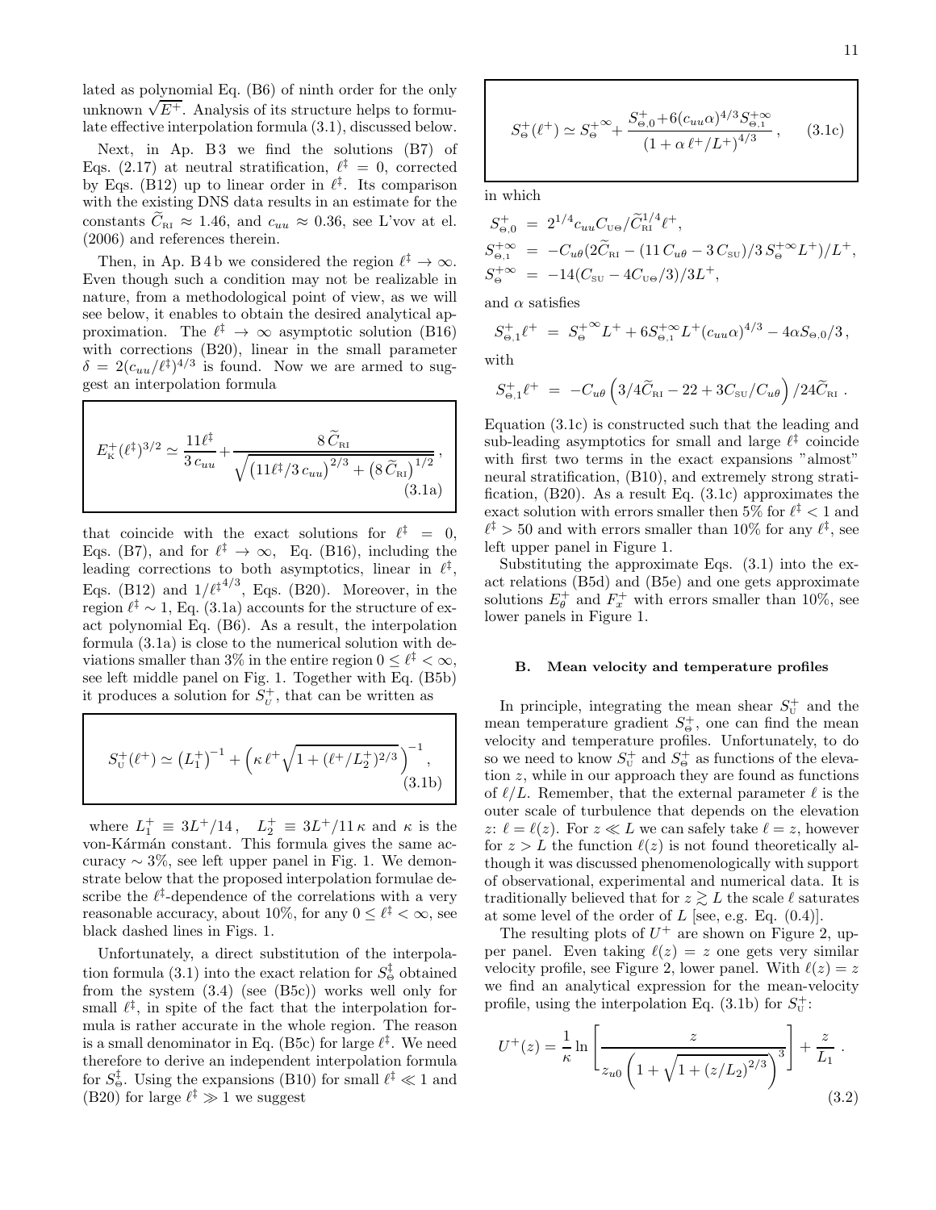lated as polynomial Eq. (B6) of ninth order for the only unknown $\sqrt{E^+}$. Analysis of its structure helps to formulate effective interpolation formula (3.1), discussed below.

Next, in Ap. B 3 we find the solutions (B7) of Eqs. (2.17) at neutral stratification, $\ell^\ddagger = 0$, corrected by Eqs. (B12) up to linear order in $\ell^\ddagger$. Its comparison with the existing DNS data results in an estimate for the constants $\widetilde{C}_{\rm RI} \approx 1.46$, and $c_{uu} \approx 0.36$, see L'vov at el. (2006) and references therein.

Then, in Ap. B 4 b we considered the region $\ell^\ddagger \to \infty$. Even though such a condition may not be realizable in nature, from a methodological point of view, as we will see below, it enables to obtain the desired analytical approximation. The $\ell^\ddagger \to \infty$ asymptotic solution (B16) with corrections (B20), linear in the small parameter $\delta = 2(c_{uu}/\ell^\ddagger)^{4/3}$ is found. Now we are armed to suggest an interpolation formula

$$E^+_{\rm K}(\ell^\ddagger)^{3/2} \simeq \frac{11\ell^\ddagger}{3\,c_{uu}} + \frac{8\,\widetilde{C}_{\rm RI}}{\sqrt{\left(11\ell^\ddagger/3\,c_{uu}\right)^{2/3} + \left(8\,\widetilde{C}_{\rm RI}\right)^{1/2}}}\,, \tag{3.1a}$$

that coincide with the exact solutions for $\ell^\ddagger = 0$, Eqs. (B7), and for $\ell^\ddagger \to \infty$, Eq. (B16), including the leading corrections to both asymptotics, linear in $\ell^\ddagger$, Eqs. (B12) and $1/{\ell^\ddagger}^{4/3}$, Eqs. (B20). Moreover, in the region $\ell^\ddagger \sim 1$, Eq. (3.1a) accounts for the structure of exact polynomial Eq. (B6). As a result, the interpolation formula (3.1a) is close to the numerical solution with deviations smaller than 3% in the entire region $0 \le \ell^\ddagger < \infty$, see left middle panel on Fig. 1. Together with Eq. (B5b) it produces a solution for $S^+_{\rm U}$, that can be written as

$$S^+_{\rm U}(\ell^+) \simeq \left(L_1^+\right)^{-1} + \left(\kappa\,\ell^+\sqrt{1+(\ell^+/L_2^+)^{2/3}}\,\right)^{-1}, \tag{3.1b}$$

where $L_1^+ \equiv 3L^+/14\,, \quad L_2^+ \equiv 3L^+/11\,\kappa$ and $\kappa$ is the von-Kármán constant. This formula gives the same accuracy $\sim 3\%$, see left upper panel in Fig. 1. We demonstrate below that the proposed interpolation formulae describe the $\ell^\ddagger$-dependence of the correlations with a very reasonable accuracy, about 10%, for any $0 \le \ell^\ddagger < \infty$, see black dashed lines in Figs. 1.

Unfortunately, a direct substitution of the interpolation formula (3.1) into the exact relation for $S^\ddagger_\Theta$ obtained from the system (3.4) (see (B5c)) works well only for small $\ell^\ddagger$, in spite of the fact that the interpolation formula is rather accurate in the whole region. The reason is a small denominator in Eq. (B5c) for large $\ell^\ddagger$. We need therefore to derive an independent interpolation formula for $S^\ddagger_\Theta$. Using the expansions (B10) for small $\ell^\ddagger \ll 1$ and (B20) for large $\ell^\ddagger \gg 1$ we suggest

$$S^+_\Theta(\ell^+) \simeq S^{+\infty}_\Theta + \frac{S^+_{\Theta,0} + 6(c_{uu}\alpha)^{4/3}S^{+\infty}_{\Theta,1}}{\left(1+\alpha\,\ell^+/L^+\right)^{4/3}}\,, \tag{3.1c}$$

in which

$$\begin{aligned}
S^+_{\Theta,0} &= 2^{1/4}c_{uu}C_{\rm U\Theta}/\widetilde{C}_{\rm RI}^{1/4}\ell^+,\\
S^{+\infty}_{\Theta,1} &= -C_{u\theta}(2\widetilde{C}_{\rm RI} - (11\,C_{u\theta} - 3\,C_{\rm SU})/3\,S^{+\infty}_\Theta L^+)/L^+,\\
S^{+\infty}_\Theta &= -14(C_{\rm SU} - 4C_{\rm U\Theta}/3)/3L^+,
\end{aligned}$$

and $\alpha$ satisfies

$$S^+_{\Theta,1}\ell^+ \;=\; S^{+\infty}_\Theta L^+ + 6S^{+\infty}_{\Theta,1}L^+(c_{uu}\alpha)^{4/3} - 4\alpha S_{\Theta,0}/3\,,$$

with

$$S^+_{\Theta,1}\ell^+ \;=\; -C_{u\theta}\left(3/4\widetilde{C}_{\rm RI} - 22 + 3C_{\rm SU}/C_{u\theta}\right)/24\widetilde{C}_{\rm RI}\,.$$

Equation (3.1c) is constructed such that the leading and sub-leading asymptotics for small and large $\ell^\ddagger$ coincide with first two terms in the exact expansions "almost" neutral stratification, (B10), and extremely strong stratification, (B20). As a result Eq. (3.1c) approximates the exact solution with errors smaller then 5% for $\ell^\ddagger < 1$ and $\ell^\ddagger > 50$ and with errors smaller than 10% for any $\ell^\ddagger$, see left upper panel in Figure 1.

Substituting the approximate Eqs. (3.1) into the exact relations (B5d) and (B5e) and one gets approximate solutions $E^+_\theta$ and $F^+_x$ with errors smaller than 10%, see lower panels in Figure 1.

### B. Mean velocity and temperature profiles

In principle, integrating the mean shear $S^+_{\rm U}$ and the mean temperature gradient $S^+_\Theta$, one can find the mean velocity and temperature profiles. Unfortunately, to do so we need to know $S^+_{\rm U}$ and $S^+_\Theta$ as functions of the elevation $z$, while in our approach they are found as functions of $\ell/L$. Remember, that the external parameter $\ell$ is the outer scale of turbulence that depends on the elevation $z$: $\ell = \ell(z)$. For $z \ll L$ we can safely take $\ell = z$, however for $z > L$ the function $\ell(z)$ is not found theoretically although it was discussed phenomenologically with support of observational, experimental and numerical data. It is traditionally believed that for $z \gtrsim L$ the scale $\ell$ saturates at some level of the order of $L$ [see, e.g. Eq. (0.4)].

The resulting plots of $U^+$ are shown on Figure 2, upper panel. Even taking $\ell(z) = z$ one gets very similar velocity profile, see Figure 2, lower panel. With $\ell(z) = z$ we find an analytical expression for the mean-velocity profile, using the interpolation Eq. (3.1b) for $S^+_{\rm U}$:

$$U^+(z) = \frac{1}{\kappa}\ln\left[\frac{z}{z_{u0}\left(1+\sqrt{1+(z/L_2)^{2/3}}\right)^3}\right] + \frac{z}{L_1}\,. \tag{3.2}$$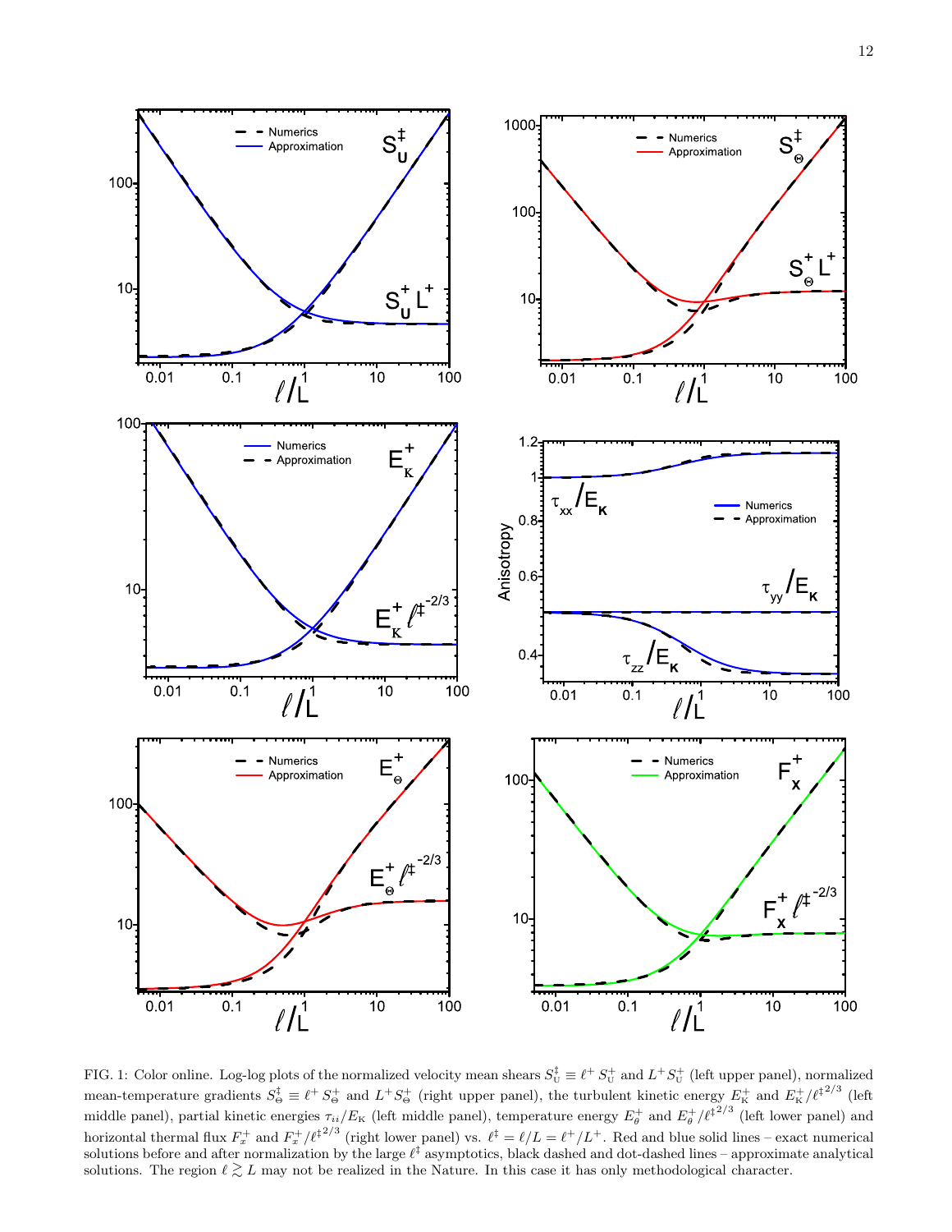FIG. 1: Color online. Log-log plots of the normalized velocity mean shears $S^{\ddagger}_{\rm U} \equiv \ell^+ S^+_{\rm U}$ and $L^+ S^+_{\rm U}$ (left upper panel), normalized mean-temperature gradients $S^{\ddagger}_{\Theta} \equiv \ell^+ S^+_{\Theta}$ and $L^+ S^+_{\Theta}$ (right upper panel), the turbulent kinetic energy $E^+_{\rm K}$ and $E^+_{\rm K}/\ell^{\ddagger\, 2/3}$ (left middle panel), partial kinetic energies $\tau_{ii}/E_{\rm K}$ (left middle panel), temperature energy $E^+_{\theta}$ and $E^+_{\theta}/\ell^{\ddagger\, 2/3}$ (left lower panel) and horizontal thermal flux $F^+_x$ and $F^+_x/\ell^{\ddagger\, 2/3}$ (right lower panel) vs. $\ell^{\ddagger} = \ell/L = \ell^+/L^+$. Red and blue solid lines – exact numerical solutions before and after normalization by the large $\ell^{\ddagger}$ asymptotics, black dashed and dot-dashed lines – approximate analytical solutions. The region $\ell \gtrsim L$ may not be realized in the Nature. In this case it has only methodological character.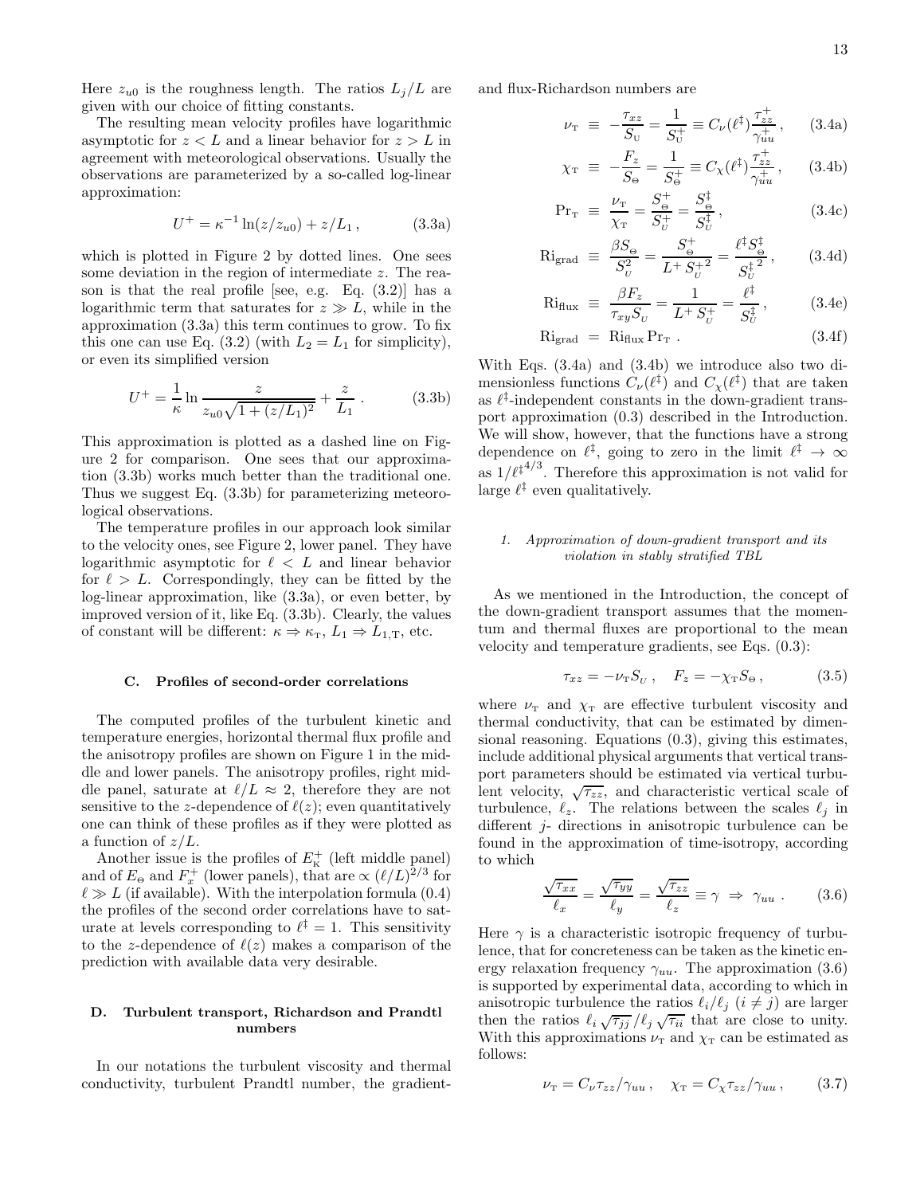Here $z_{u0}$ is the roughness length. The ratios $L_j/L$ are given with our choice of fitting constants.

The resulting mean velocity profiles have logarithmic asymptotic for $z < L$ and a linear behavior for $z > L$ in agreement with meteorological observations. Usually the observations are parameterized by a so-called log-linear approximation:

$$U^+ = \kappa^{-1}\ln(z/z_{u0}) + z/L_1\,, \tag{3.3a}$$

which is plotted in Figure 2 by dotted lines. One sees some deviation in the region of intermediate $z$. The reason is that the real profile [see, e.g. Eq. (3.2)] has a logarithmic term that saturates for $z \gg L$, while in the approximation (3.3a) this term continues to grow. To fix this one can use Eq. (3.2) (with $L_2 = L_1$ for simplicity), or even its simplified version

$$U^+ = \frac{1}{\kappa}\ln\frac{z}{z_{u0}\sqrt{1+(z/L_1)^2}} + \frac{z}{L_1}\,. \tag{3.3b}$$

This approximation is plotted as a dashed line on Figure 2 for comparison. One sees that our approximation (3.3b) works much better than the traditional one. Thus we suggest Eq. (3.3b) for parameterizing meteorological observations.

The temperature profiles in our approach look similar to the velocity ones, see Figure 2, lower panel. They have logarithmic asymptotic for $\ell < L$ and linear behavior for $\ell > L$. Correspondingly, they can be fitted by the log-linear approximation, like (3.3a), or even better, by improved version of it, like Eq. (3.3b). Clearly, the values of constant will be different: $\kappa \Rightarrow \kappa_{\rm T}$, $L_1 \Rightarrow L_{1,{\rm T}}$, etc.

### C. Profiles of second-order correlations

The computed profiles of the turbulent kinetic and temperature energies, horizontal thermal flux profile and the anisotropy profiles are shown on Figure 1 in the middle and lower panels. The anisotropy profiles, right middle panel, saturate at $\ell/L \approx 2$, therefore they are not sensitive to the $z$-dependence of $\ell(z)$; even quantitatively one can think of these profiles as if they were plotted as a function of $z/L$.

Another issue is the profiles of $E^+_{\rm K}$ (left middle panel) and of $E_\Theta$ and $F^+_x$ (lower panels), that are $\propto (\ell/L)^{2/3}$ for $\ell \gg L$ (if available). With the interpolation formula (0.4) the profiles of the second order correlations have to saturate at levels corresponding to $\ell^\ddagger = 1$. This sensitivity to the $z$-dependence of $\ell(z)$ makes a comparison of the prediction with available data very desirable.

### D. Turbulent transport, Richardson and Prandtl numbers

In our notations the turbulent viscosity and thermal conductivity, turbulent Prandtl number, the gradient- and flux-Richardson numbers are

$$\nu_{\rm T} \equiv -\frac{\tau_{xz}}{S_{\rm U}} = \frac{1}{S^+_{\rm U}} \equiv C_\nu(\ell^\ddagger)\frac{\tau^+_{zz}}{\gamma^+_{uu}}\,, \tag{3.4a}$$

$$\chi_{\rm T} \equiv -\frac{F_z}{S_\Theta} = \frac{1}{S^+_\Theta} \equiv C_\chi(\ell^\ddagger)\frac{\tau^+_{zz}}{\gamma^+_{uu}}\,, \tag{3.4b}$$

$$\Pr{}_{\rm T} \equiv \frac{\nu_{\rm T}}{\chi_{\rm T}} = \frac{S^+_\Theta}{S^+_U} = \frac{S^\ddagger_\Theta}{S^\ddagger_U}\,, \tag{3.4c}$$

$${\rm Ri}_{\rm grad} \equiv \frac{\beta S_\Theta}{S^2_U} = \frac{S^+_\Theta}{L^+ {S^+_U}^2} = \frac{\ell^\ddagger S^\ddagger_\Theta}{{S^\ddagger_U}^2}\,, \tag{3.4d}$$

$${\rm Ri}_{\rm flux} \equiv \frac{\beta F_z}{\tau_{xy} S_U} = \frac{1}{L^+ S^+_U} = \frac{\ell^\ddagger}{S^\ddagger_U}\,, \tag{3.4e}$$

$${\rm Ri}_{\rm grad} = {\rm Ri}_{\rm flux}\Pr{}_{\rm T}\,. \tag{3.4f}$$

With Eqs. (3.4a) and (3.4b) we introduce also two dimensionless functions $C_\nu(\ell^\ddagger)$ and $C_\chi(\ell^\ddagger)$ that are taken as $\ell^\ddagger$-independent constants in the down-gradient transport approximation (0.3) described in the Introduction. We will show, however, that the functions have a strong dependence on $\ell^\ddagger$, going to zero in the limit $\ell^\ddagger \to \infty$ as $1/{\ell^\ddagger}^{4/3}$. Therefore this approximation is not valid for large $\ell^\ddagger$ even qualitatively.

#### 1. Approximation of down-gradient transport and its violation in stably stratified TBL

As we mentioned in the Introduction, the concept of the down-gradient transport assumes that the momentum and thermal fluxes are proportional to the mean velocity and temperature gradients, see Eqs. (0.3):

$$\tau_{xz} = -\nu_{\rm T} S_U\,, \quad F_z = -\chi_{\rm T} S_\Theta\,, \tag{3.5}$$

where $\nu_{\rm T}$ and $\chi_{\rm T}$ are effective turbulent viscosity and thermal conductivity, that can be estimated by dimensional reasoning. Equations (0.3), giving this estimates, include additional physical arguments that vertical transport parameters should be estimated via vertical turbulent velocity, $\sqrt{\tau_{zz}}$, and characteristic vertical scale of turbulence, $\ell_z$. The relations between the scales $\ell_j$ in different $j$- directions in anisotropic turbulence can be found in the approximation of time-isotropy, according to which

$$\frac{\sqrt{\tau_{xx}}}{\ell_x} = \frac{\sqrt{\tau_{yy}}}{\ell_y} = \frac{\sqrt{\tau_{zz}}}{\ell_z} \equiv \gamma \;\Rightarrow\; \gamma_{uu}\,. \tag{3.6}$$

Here $\gamma$ is a characteristic isotropic frequency of turbulence, that for concreteness can be taken as the kinetic energy relaxation frequency $\gamma_{uu}$. The approximation (3.6) is supported by experimental data, according to which in anisotropic turbulence the ratios $\ell_i/\ell_j$ $(i \neq j)$ are larger then the ratios $\ell_i\sqrt{\tau_{jj}}/\ell_j\sqrt{\tau_{ii}}$ that are close to unity. With this approximations $\nu_{\rm T}$ and $\chi_{\rm T}$ can be estimated as follows:

$$\nu_{\rm T} = C_\nu \tau_{zz}/\gamma_{uu}\,, \quad \chi_{\rm T} = C_\chi \tau_{zz}/\gamma_{uu}\,, \tag{3.7}$$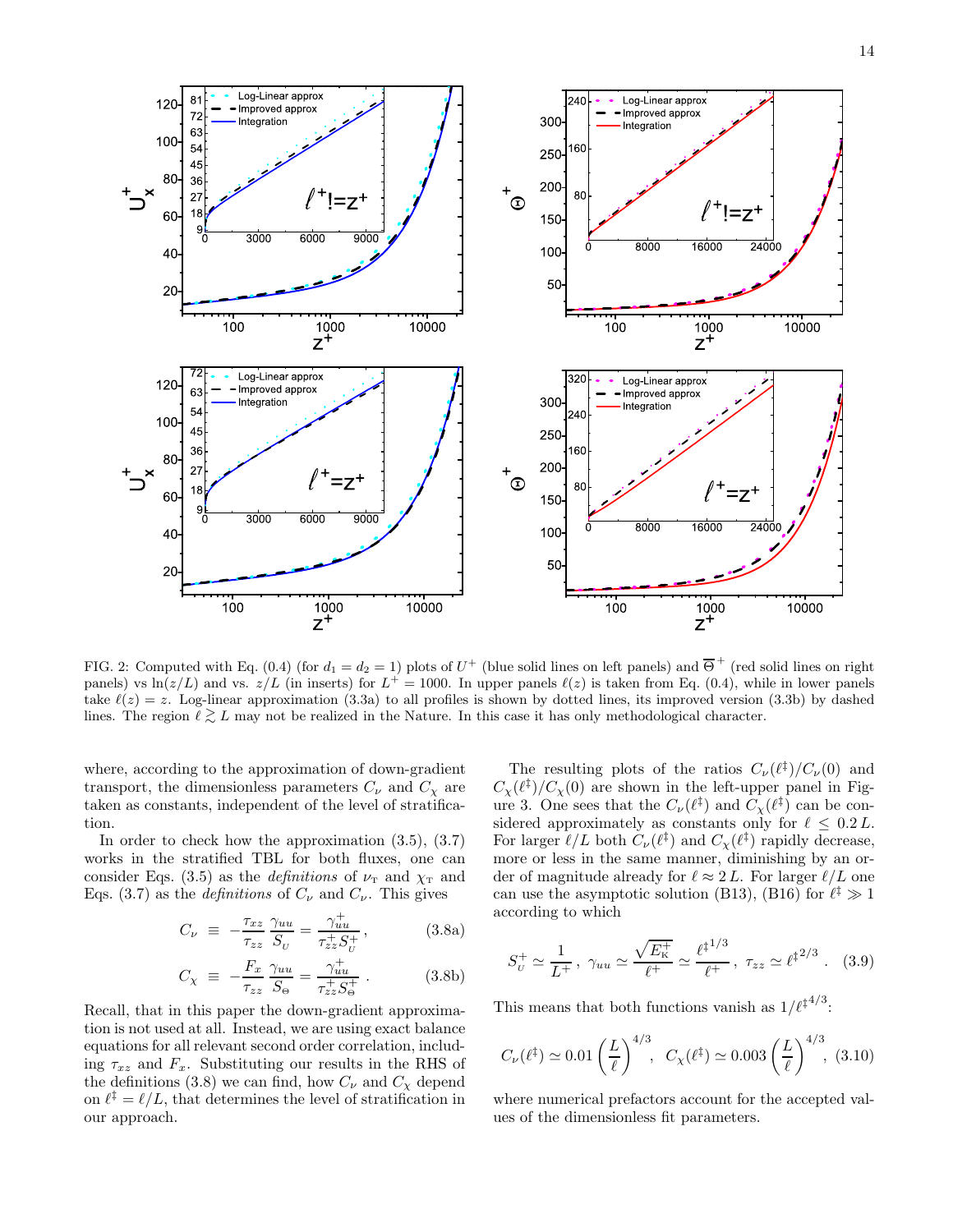FIG. 2: Computed with Eq. (0.4) (for $d_1 = d_2 = 1$) plots of $U^+$ (blue solid lines on left panels) and $\overline{\Theta}^+$ (red solid lines on right panels) vs $\ln(z/L)$ and vs. $z/L$ (in inserts) for $L^+ = 1000$. In upper panels $\ell(z)$ is taken from Eq. (0.4), while in lower panels take $\ell(z) = z$. Log-linear approximation (3.3a) to all profiles is shown by dotted lines, its improved version (3.3b) by dashed lines. The region $\ell \gtrsim L$ may not be realized in the Nature. In this case it has only methodological character.

where, according to the approximation of down-gradient transport, the dimensionless parameters $C_\nu$ and $C_\chi$ are taken as constants, independent of the level of stratification.

In order to check how the approximation (3.5), (3.7) works in the stratified TBL for both fluxes, one can consider Eqs. (3.5) as the *definitions* of $\nu_{\rm T}$ and $\chi_{\rm T}$ and Eqs. (3.7) as the *definitions* of $C_\nu$ and $C_\nu$. This gives

$$C_\nu \equiv -\frac{\tau_{xz}}{\tau_{zz}}\frac{\gamma_{uu}}{S_{_U}} = \frac{\gamma^+_{uu}}{\tau^+_{zz}S^+_{_U}}\,, \tag{3.8a}$$

$$C_\chi \equiv -\frac{F_x}{\tau_{zz}}\frac{\gamma_{uu}}{S_\Theta} = \frac{\gamma^+_{uu}}{\tau^+_{zz}S^+_\Theta}\,. \tag{3.8b}$$

Recall, that in this paper the down-gradient approximation is not used at all. Instead, we are using exact balance equations for all relevant second order correlation, including $\tau_{xz}$ and $F_x$. Substituting our results in the RHS of the definitions (3.8) we can find, how $C_\nu$ and $C_\chi$ depend on $\ell^\ddagger = \ell/L$, that determines the level of stratification in our approach.

The resulting plots of the ratios $C_\nu(\ell^\ddagger)/C_\nu(0)$ and $C_\chi(\ell^\ddagger)/C_\chi(0)$ are shown in the left-upper panel in Figure 3. One sees that the $C_\nu(\ell^\ddagger)$ and $C_\chi(\ell^\ddagger)$ can be considered approximately as constants only for $\ell \le 0.2\,L$. For larger $\ell/L$ both $C_\nu(\ell^\ddagger)$ and $C_\chi(\ell^\ddagger)$ rapidly decrease, more or less in the same manner, diminishing by an order of magnitude already for $\ell \approx 2\,L$. For larger $\ell/L$ one can use the asymptotic solution (B13), (B16) for $\ell^\ddagger \gg 1$ according to which

$$S^+_{_U} \simeq \frac{1}{L^+}\,,\ \gamma_{uu} \simeq \frac{\sqrt{E^+_{\rm K}}}{\ell^+} \simeq \frac{\ell^{\ddagger\,1/3}}{\ell^+}\,,\ \tau_{zz} \simeq \ell^{\ddagger\,2/3}\,. \tag{3.9}$$

This means that both functions vanish as $1/\ell^{\ddagger\,4/3}$:

$$C_\nu(\ell^\ddagger) \simeq 0.01\left(\frac{L}{\ell}\right)^{4/3},\ \ C_\chi(\ell^\ddagger) \simeq 0.003\left(\frac{L}{\ell}\right)^{4/3}, \tag{3.10}$$

where numerical prefactors account for the accepted values of the dimensionless fit parameters.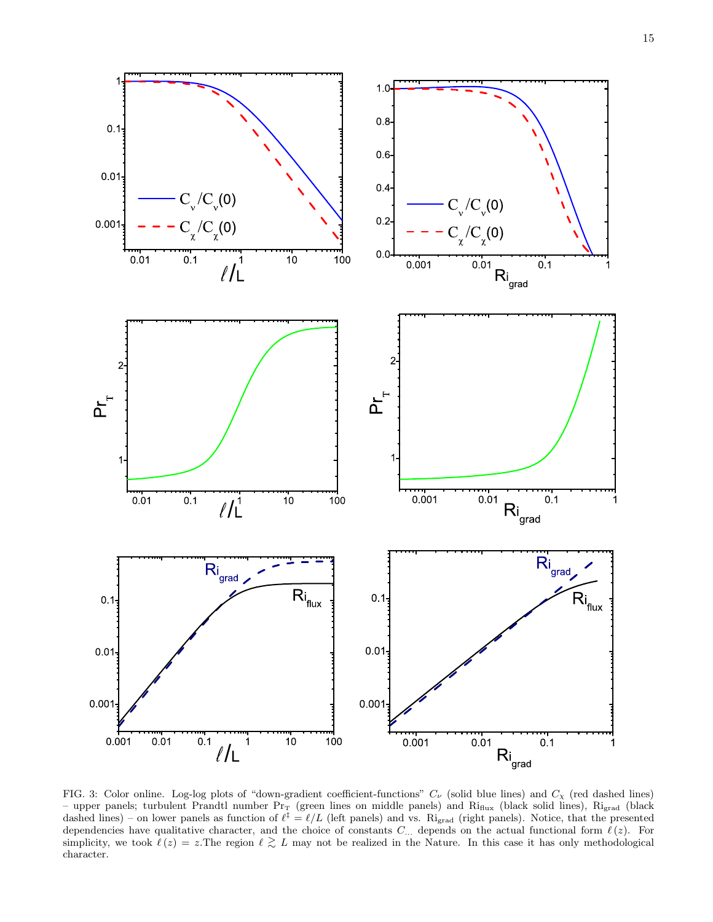FIG. 3: Color online. Log-log plots of "down-gradient coefficient-functions" $C_\nu$ (solid blue lines) and $C_\chi$ (red dashed lines) – upper panels; turbulent Prandtl number $\mathrm{Pr_T}$ (green lines on middle panels) and $\mathrm{Ri_{flux}}$ (black solid lines), $\mathrm{Ri_{grad}}$ (black dashed lines) – on lower panels as function of $\ell^\ddagger = \ell/L$ (left panels) and vs. $\mathrm{Ri_{grad}}$ (right panels). Notice, that the presented dependencies have qualitative character, and the choice of constants $C_{\dots}$ depends on the actual functional form $\ell(z)$. For simplicity, we took $\ell(z) = z$.The region $\ell \gtrsim L$ may not be realized in the Nature. In this case it has only methodological character.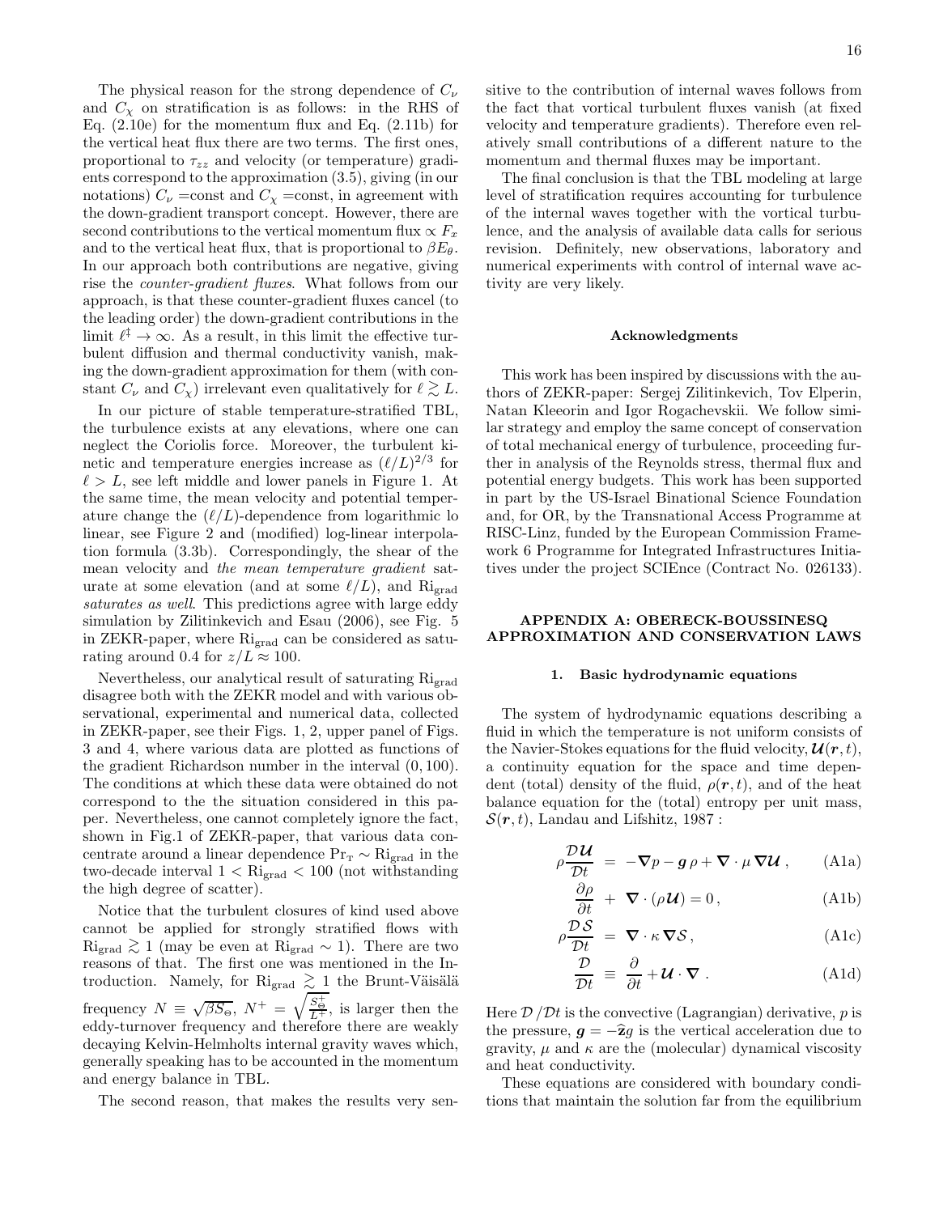The physical reason for the strong dependence of $C_\nu$ and $C_\chi$ on stratification is as follows: in the RHS of Eq. (2.10e) for the momentum flux and Eq. (2.11b) for the vertical heat flux there are two terms. The first ones, proportional to $\tau_{zz}$ and velocity (or temperature) gradients correspond to the approximation (3.5), giving (in our notations) $C_\nu$ =const and $C_\chi$ =const, in agreement with the down-gradient transport concept. However, there are second contributions to the vertical momentum flux $\propto F_x$ and to the vertical heat flux, that is proportional to $\beta E_\theta$. In our approach both contributions are negative, giving rise the *counter-gradient fluxes*. What follows from our approach, is that these counter-gradient fluxes cancel (to the leading order) the down-gradient contributions in the limit $\ell^\ddagger \to \infty$. As a result, in this limit the effective turbulent diffusion and thermal conductivity vanish, making the down-gradient approximation for them (with constant $C_\nu$ and $C_\chi$) irrelevant even qualitatively for $\ell \gtrsim L$.

In our picture of stable temperature-stratified TBL, the turbulence exists at any elevations, where one can neglect the Coriolis force. Moreover, the turbulent kinetic and temperature energies increase as $(\ell/L)^{2/3}$ for $\ell > L$, see left middle and lower panels in Figure 1. At the same time, the mean velocity and potential temperature change the $(\ell/L)$-dependence from logarithmic lo linear, see Figure 2 and (modified) log-linear interpolation formula (3.3b). Correspondingly, the shear of the mean velocity and *the mean temperature gradient* saturate at some elevation (and at some $\ell/L$), and $\mathrm{Ri}_{\rm grad}$ *saturates as well*. This predictions agree with large eddy simulation by Zilitinkevich and Esau (2006), see Fig. 5 in ZEKR-paper, where $\mathrm{Ri}_{\rm grad}$ can be considered as saturating around 0.4 for $z/L \approx 100$.

Nevertheless, our analytical result of saturating $\mathrm{Ri}_{\rm grad}$ disagree both with the ZEKR model and with various observational, experimental and numerical data, collected in ZEKR-paper, see their Figs. 1, 2, upper panel of Figs. 3 and 4, where various data are plotted as functions of the gradient Richardson number in the interval $(0, 100)$. The conditions at which these data were obtained do not correspond to the the situation considered in this paper. Nevertheless, one cannot completely ignore the fact, shown in Fig.1 of ZEKR-paper, that various data concentrate around a linear dependence $\mathrm{Pr}_{\rm T} \sim \mathrm{Ri}_{\rm grad}$ in the two-decade interval $1 < \mathrm{Ri}_{\rm grad} < 100$ (not withstanding the high degree of scatter).

Notice that the turbulent closures of kind used above cannot be applied for strongly stratified flows with $\mathrm{Ri}_{\rm grad} \gtrsim 1$ (may be even at $\mathrm{Ri}_{\rm grad} \sim 1$). There are two reasons of that. The first one was mentioned in the Introduction. Namely, for $\mathrm{Ri}_{\rm grad} \gtrsim 1$ the Brunt-Väisälä frequency $N \equiv \sqrt{\beta S_\Theta}$, $N^+ = \sqrt{\frac{S_\Theta^+}{L^+}}$, is larger then the eddy-turnover frequency and therefore there are weakly decaying Kelvin-Helmholts internal gravity waves which, generally speaking has to be accounted in the momentum and energy balance in TBL.

The second reason, that makes the results very sensitive to the contribution of internal waves follows from the fact that vortical turbulent fluxes vanish (at fixed velocity and temperature gradients). Therefore even relatively small contributions of a different nature to the momentum and thermal fluxes may be important.

The final conclusion is that the TBL modeling at large level of stratification requires accounting for turbulence of the internal waves together with the vortical turbulence, and the analysis of available data calls for serious revision. Definitely, new observations, laboratory and numerical experiments with control of internal wave activity are very likely.

### Acknowledgments

This work has been inspired by discussions with the authors of ZEKR-paper: Sergej Zilitinkevich, Tov Elperin, Natan Kleeorin and Igor Rogachevskii. We follow similar strategy and employ the same concept of conservation of total mechanical energy of turbulence, proceeding further in analysis of the Reynolds stress, thermal flux and potential energy budgets. This work has been supported in part by the US-Israel Binational Science Foundation and, for OR, by the Transnational Access Programme at RISC-Linz, funded by the European Commission Framework 6 Programme for Integrated Infrastructures Initiatives under the project SCIEnce (Contract No. 026133).

## APPENDIX A: OBERECK-BOUSSINESQ APPROXIMATION AND CONSERVATION LAWS

### 1. Basic hydrodynamic equations

The system of hydrodynamic equations describing a fluid in which the temperature is not uniform consists of the Navier-Stokes equations for the fluid velocity, $\boldsymbol{\mathcal{U}}(\boldsymbol{r}, t)$, a continuity equation for the space and time dependent (total) density of the fluid, $\rho(\boldsymbol{r}, t)$, and of the heat balance equation for the (total) entropy per unit mass, $\mathcal{S}(\boldsymbol{r}, t)$, Landau and Lifshitz, 1987 :

$$
\begin{aligned}
\rho \frac{\mathcal{D}\boldsymbol{\mathcal{U}}}{\mathcal{D}t} &= -\boldsymbol{\nabla} p - \boldsymbol{g}\,\rho + \boldsymbol{\nabla}\cdot \mu\, \boldsymbol{\nabla}\boldsymbol{\mathcal{U}}\,, && \text{(A1a)}\\
\frac{\partial \rho}{\partial t} &+ \boldsymbol{\nabla}\cdot(\rho \boldsymbol{\mathcal{U}}) = 0\,, && \text{(A1b)}\\
\rho \frac{\mathcal{D}\,\mathcal{S}}{\mathcal{D}t} &= \boldsymbol{\nabla}\cdot \kappa\, \boldsymbol{\nabla}\mathcal{S}\,, && \text{(A1c)}\\
\frac{\mathcal{D}}{\mathcal{D}t} &\equiv \frac{\partial}{\partial t} + \boldsymbol{\mathcal{U}}\cdot\boldsymbol{\nabla}\,. && \text{(A1d)}
\end{aligned}
$$

Here $\mathcal{D}/\mathcal{D}t$ is the convective (Lagrangian) derivative, $p$ is the pressure, $\boldsymbol{g} = -\widehat{\boldsymbol{z}} g$ is the vertical acceleration due to gravity, $\mu$ and $\kappa$ are the (molecular) dynamical viscosity and heat conductivity.

These equations are considered with boundary conditions that maintain the solution far from the equilibrium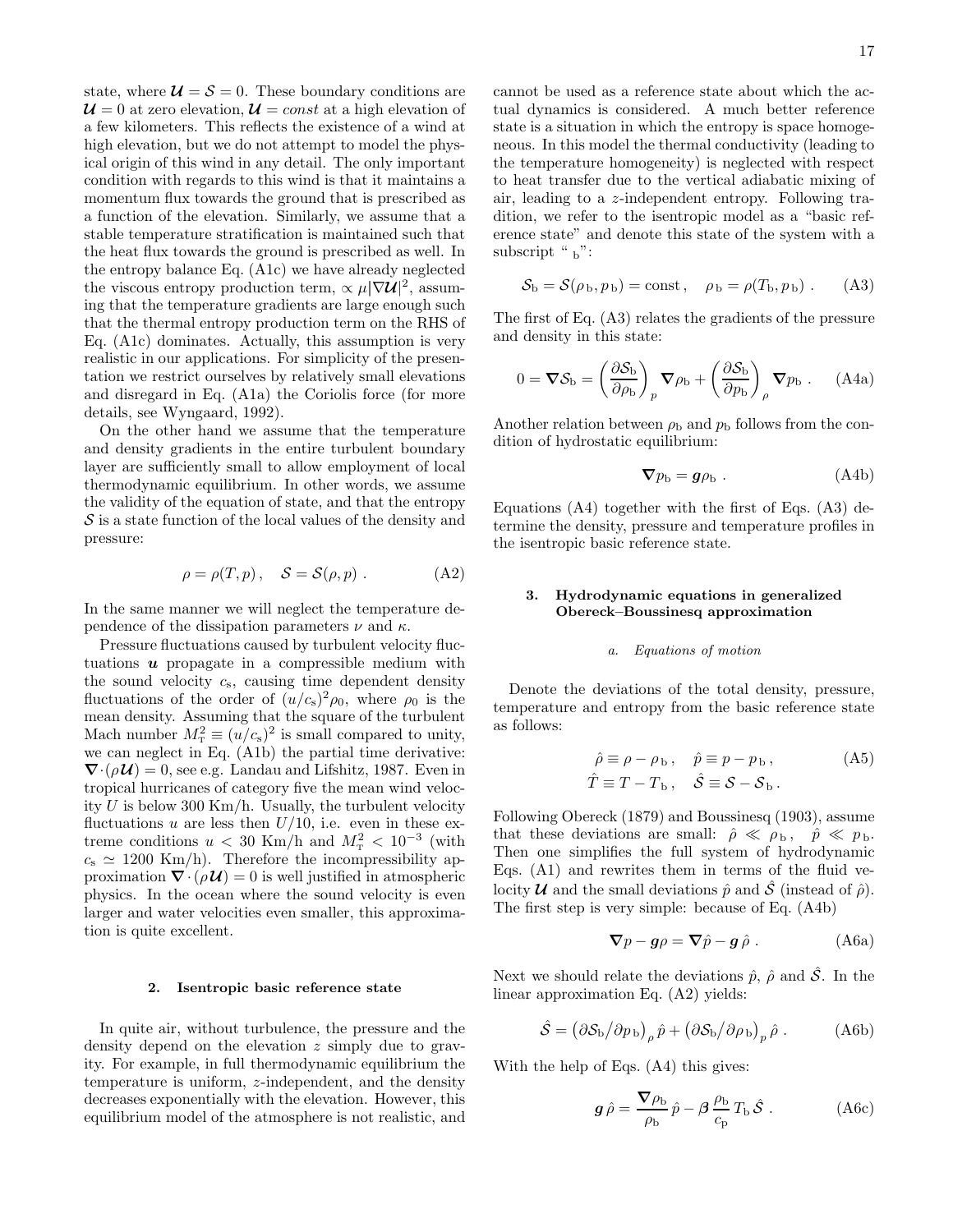state, where $\boldsymbol{\mathcal{U}} = \mathcal{S} = 0$. These boundary conditions are $\boldsymbol{\mathcal{U}} = 0$ at zero elevation, $\boldsymbol{\mathcal{U}} = const$ at a high elevation of a few kilometers. This reflects the existence of a wind at high elevation, but we do not attempt to model the physical origin of this wind in any detail. The only important condition with regards to this wind is that it maintains a momentum flux towards the ground that is prescribed as a function of the elevation. Similarly, we assume that a stable temperature stratification is maintained such that the heat flux towards the ground is prescribed as well. In the entropy balance Eq. (A1c) we have already neglected the viscous entropy production term, $\propto \mu |\nabla \boldsymbol{\mathcal{U}}|^2$, assuming that the temperature gradients are large enough such that the thermal entropy production term on the RHS of Eq. (A1c) dominates. Actually, this assumption is very realistic in our applications. For simplicity of the presentation we restrict ourselves by relatively small elevations and disregard in Eq. (A1a) the Coriolis force (for more details, see Wyngaard, 1992).

On the other hand we assume that the temperature and density gradients in the entire turbulent boundary layer are sufficiently small to allow employment of local thermodynamic equilibrium. In other words, we assume the validity of the equation of state, and that the entropy $\mathcal{S}$ is a state function of the local values of the density and pressure:

$$\rho = \rho(T, p)\,, \quad \mathcal{S} = \mathcal{S}(\rho, p)\ . \tag{A2}$$

In the same manner we will neglect the temperature dependence of the dissipation parameters $\nu$ and $\kappa$.

Pressure fluctuations caused by turbulent velocity fluctuations $\boldsymbol{u}$ propagate in a compressible medium with the sound velocity $c_{\rm s}$, causing time dependent density fluctuations of the order of $(u/c_{\rm s})^2 \rho_0$, where $\rho_0$ is the mean density. Assuming that the square of the turbulent Mach number $M_{\rm T}^2 \equiv (u/c_{\rm s})^2$ is small compared to unity, we can neglect in Eq. (A1b) the partial time derivative: $\boldsymbol{\nabla}\cdot(\rho \boldsymbol{\mathcal{U}}) = 0$, see e.g. Landau and Lifshitz, 1987. Even in tropical hurricanes of category five the mean wind velocity $U$ is below 300 Km/h. Usually, the turbulent velocity fluctuations $u$ are less then $U/10$, i.e. even in these extreme conditions $u < 30$ Km/h and $M_{\rm T}^2 < 10^{-3}$ (with $c_{\rm s} \simeq 1200$ Km/h). Therefore the incompressibility approximation $\boldsymbol{\nabla}\cdot(\rho \boldsymbol{\mathcal{U}}) = 0$ is well justified in atmospheric physics. In the ocean where the sound velocity is even larger and water velocities even smaller, this approximation is quite excellent.

#### 2. Isentropic basic reference state

In quite air, without turbulence, the pressure and the density depend on the elevation $z$ simply due to gravity. For example, in full thermodynamic equilibrium the temperature is uniform, $z$-independent, and the density decreases exponentially with the elevation. However, this equilibrium model of the atmosphere is not realistic, and cannot be used as a reference state about which the actual dynamics is considered. A much better reference state is a situation in which the entropy is space homogeneous. In this model the thermal conductivity (leading to the temperature homogeneity) is neglected with respect to heat transfer due to the vertical adiabatic mixing of air, leading to a $z$-independent entropy. Following tradition, we refer to the isentropic model as a "basic reference state" and denote this state of the system with a subscript " $_{\rm b}$":

$$\mathcal{S}_{\rm b} = \mathcal{S}(\rho_{\rm b}, p_{\rm b}) = \text{const}\,, \quad \rho_{\rm b} = \rho(T_{\rm b}, p_{\rm b})\ . \tag{A3}$$

The first of Eq. (A3) relates the gradients of the pressure and density in this state:

$$0 = \boldsymbol{\nabla}\mathcal{S}_{\rm b} = \left(\frac{\partial \mathcal{S}_{\rm b}}{\partial \rho_{\rm b}}\right)_p \boldsymbol{\nabla}\rho_{\rm b} + \left(\frac{\partial \mathcal{S}_{\rm b}}{\partial p_{\rm b}}\right)_\rho \boldsymbol{\nabla} p_{\rm b}\ . \tag{A4a}$$

Another relation between $\rho_{\rm b}$ and $p_{\rm b}$ follows from the condition of hydrostatic equilibrium:

$$\boldsymbol{\nabla} p_{\rm b} = \boldsymbol{g}\rho_{\rm b}\ . \tag{A4b}$$

Equations (A4) together with the first of Eqs. (A3) determine the density, pressure and temperature profiles in the isentropic basic reference state.

### 3. Hydrodynamic equations in generalized Obereck–Boussinesq approximation

#### *a. Equations of motion*

Denote the deviations of the total density, pressure, temperature and entropy from the basic reference state as follows:

$$\begin{aligned} \hat\rho &\equiv \rho - \rho_{\rm b}\,, \quad \hat p \equiv p - p_{\rm b}\,, \\ \hat T &\equiv T - T_{\rm b}\,, \quad \hat{\mathcal{S}} \equiv \mathcal{S} - \mathcal{S}_{\rm b}\,. \end{aligned} \tag{A5}$$

Following Obereck (1879) and Boussinesq (1903), assume that these deviations are small: $\hat\rho \ll \rho_{\rm b}$, $\hat p \ll p_{\rm b}$. Then one simplifies the full system of hydrodynamic Eqs. (A1) and rewrites them in terms of the fluid velocity $\boldsymbol{\mathcal{U}}$ and the small deviations $\hat p$ and $\hat{\mathcal{S}}$ (instead of $\hat\rho$). The first step is very simple: because of Eq. (A4b)

$$\boldsymbol{\nabla} p - \boldsymbol{g}\rho = \boldsymbol{\nabla}\hat p - \boldsymbol{g}\,\hat\rho\ . \tag{A6a}$$

Next we should relate the deviations $\hat p$, $\hat\rho$ and $\hat{\mathcal{S}}$. In the linear approximation Eq. (A2) yields:

$$\hat{\mathcal{S}} = \left(\partial \mathcal{S}_{\rm b}/\partial p_{\rm b}\right)_\rho \hat p + \left(\partial \mathcal{S}_{\rm b}/\partial \rho_{\rm b}\right)_p \hat\rho\ . \tag{A6b}$$

With the help of Eqs. (A4) this gives:

$$\boldsymbol{g}\,\hat\rho = \frac{\boldsymbol{\nabla}\rho_{\rm b}}{\rho_{\rm b}}\,\hat p - \boldsymbol{\beta}\,\frac{\rho_{\rm b}}{c_{\rm p}}\,T_{\rm b}\,\hat{\mathcal{S}}\ . \tag{A6c}$$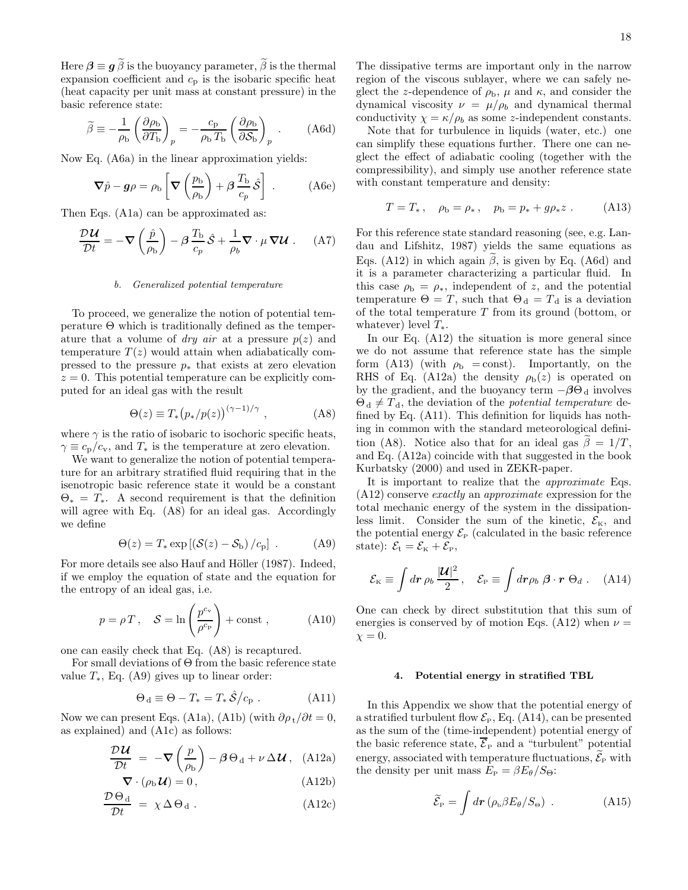Here $\boldsymbol{\beta} \equiv \boldsymbol{g}\, \widetilde{\beta}$ is the buoyancy parameter, $\widetilde{\beta}$ is the thermal expansion coefficient and $c_{\rm p}$ is the isobaric specific heat (heat capacity per unit mass at constant pressure) in the basic reference state:

$$
\widetilde{\beta} \equiv -\frac{1}{\rho_{\rm b}} \left( \frac{\partial \rho_{\rm b}}{\partial T_{\rm b}} \right)_p = -\frac{c_{\rm p}}{\rho_{\rm b}\, T_{\rm b}} \left( \frac{\partial \rho_{\rm b}}{\partial \mathcal{S}_{\rm b}} \right)_p . \qquad \text{(A6d)}
$$

Now Eq. (A6a) in the linear approximation yields:

$$
\boldsymbol{\nabla} \hat{p} - \boldsymbol{g} \rho = \rho_{\rm b} \left[ \boldsymbol{\nabla} \left( \frac{p_{\rm b}}{\rho_{\rm b}} \right) + \boldsymbol{\beta}\, \frac{T_{\rm b}}{c_p}\, \hat{\mathcal{S}} \right] . \qquad \text{(A6e)}
$$

Then Eqs. (A1a) can be approximated as:

$$
\frac{\mathcal{D} \boldsymbol{\mathcal{U}}}{\mathcal{D}t} = -\boldsymbol{\nabla} \left( \frac{\hat{p}}{\rho_{\rm b}} \right) - \boldsymbol{\beta}\, \frac{T_{\rm b}}{c_p}\, \hat{\mathcal{S}} + \frac{1}{\rho_b} \boldsymbol{\nabla} \cdot \mu\, \boldsymbol{\nabla} \boldsymbol{\mathcal{U}} . \qquad \text{(A7)}
$$

#### b. *Generalized potential temperature*

To proceed, we generalize the notion of potential temperature $\Theta$ which is traditionally defined as the temperature that a volume of *dry air* at a pressure $p(z)$ and temperature $T(z)$ would attain when adiabatically compressed to the pressure $p_*$ that exists at zero elevation $z = 0$. This potential temperature can be explicitly computed for an ideal gas with the result

$$
\Theta(z) \equiv T_* \big( p_* / p(z) \big)^{(\gamma - 1)/\gamma} , \qquad \text{(A8)}
$$

where $\gamma$ is the ratio of isobaric to isochoric specific heats, $\gamma \equiv c_{\rm p}/c_{\rm v}$, and $T_*$ is the temperature at zero elevation.

We want to generalize the notion of potential temperature for an arbitrary stratified fluid requiring that in the isentropic basic reference state it would be a constant $\Theta_* = T_*$. A second requirement is that the definition will agree with Eq. (A8) for an ideal gas. Accordingly we define

$$
\Theta(z) = T_* \exp \left[ \left( \mathcal{S}(z) - \mathcal{S}_{\rm b} \right) / c_{\rm p} \right] . \qquad \text{(A9)}
$$

For more details see also Hauf and Höller (1987). Indeed, if we employ the equation of state and the equation for the entropy of an ideal gas, i.e.

$$
p = \rho\, T , \quad \mathcal{S} = \ln \left( \frac{p^{c_{\rm v}}}{\rho^{c_{\rm p}}} \right) + \text{const} , \qquad \text{(A10)}
$$

one can easily check that Eq. (A8) is recaptured.

For small deviations of $\Theta$ from the basic reference state value $T_*$, Eq. (A9) gives up to linear order:

$$
\Theta_{\rm d} \equiv \Theta - T_* = T_* \, \hat{\mathcal{S}} / c_{\rm p} . \qquad \text{(A11)}
$$

Now we can present Eqs. (A1a), (A1b) (with $\partial \rho_{\rm t} / \partial t = 0$, as explained) and (A1c) as follows:

$$
\frac{\mathcal{D} \boldsymbol{\mathcal{U}}}{\mathcal{D}t} = -\boldsymbol{\nabla} \left( \frac{p}{\rho_{\rm b}} \right) - \boldsymbol{\beta}\, \Theta_{\rm d} + \nu\, \Delta \boldsymbol{\mathcal{U}} , \qquad \text{(A12a)}
$$

$$
\boldsymbol{\nabla} \cdot ( \rho_{\rm b} \boldsymbol{\mathcal{U}} ) = 0 , \qquad \text{(A12b)}
$$

$$
\frac{\mathcal{D}\, \Theta_{\rm d}}{\mathcal{D}t} = \chi\, \Delta\, \Theta_{\rm d} . \qquad \text{(A12c)}
$$

The dissipative terms are important only in the narrow region of the viscous sublayer, where we can safely neglect the $z$-dependence of $\rho_{\rm b}$, $\mu$ and $\kappa$, and consider the dynamical viscosity $\nu = \mu / \rho_b$ and dynamical thermal conductivity $\chi = \kappa / \rho_b$ as some $z$-independent constants.

Note that for turbulence in liquids (water, etc.) one can simplify these equations further. There one can neglect the effect of adiabatic cooling (together with the compressibility), and simply use another reference state with constant temperature and density:

$$
T = T_* , \quad \rho_{\rm b} = \rho_* , \quad p_{\rm b} = p_* + g \rho_* z . \qquad \text{(A13)}
$$

For this reference state standard reasoning (see, e.g. Landau and Lifshitz, 1987) yields the same equations as Eqs. (A12) in which again $\widetilde{\beta}$, is given by Eq. (A6d) and it is a parameter characterizing a particular fluid. In this case $\rho_{\rm b} = \rho_*$, independent of $z$, and the potential temperature $\Theta = T$, such that $\Theta_{\rm d} = T_{\rm d}$ is a deviation of the total temperature $T$ from its ground (bottom, or whatever) level $T_*$.

In our Eq. (A12) the situation is more general since we do not assume that reference state has the simple form (A13) (with $\rho_{\rm b} = $const). Importantly, on the RHS of Eq. (A12a) the density $\rho_{\rm b}(z)$ is operated on by the gradient, and the buoyancy term $-\boldsymbol{\beta} \Theta_{\rm d}$ involves $\Theta_{\rm d} \neq T_{\rm d}$, the deviation of the *potential temperature* defined by Eq. (A11). This definition for liquids has nothing in common with the standard meteorological definition (A8). Notice also that for an ideal gas $\widetilde{\beta} = 1/T$, and Eq. (A12a) coincide with that suggested in the book Kurbatsky (2000) and used in ZEKR-paper.

It is important to realize that the *approximate* Eqs. (A12) conserve *exactly* an *approximate* expression for the total mechanic energy of the system in the dissipationless limit. Consider the sum of the kinetic, $\mathcal{E}_{\rm K}$, and the potential energy $\mathcal{E}_{\rm P}$ (calculated in the basic reference state): $\mathcal{E}_{\rm t} = \mathcal{E}_{\rm K} + \mathcal{E}_{\rm P}$,

$$
\mathcal{E}_{\rm K} \equiv \int d\boldsymbol{r}\, \rho_b\, \frac{|\boldsymbol{\mathcal{U}}|^2}{2} , \quad \mathcal{E}_{\rm P} \equiv \int d\boldsymbol{r} \rho_b\, \boldsymbol{\beta} \cdot \boldsymbol{r}\ \Theta_d . \qquad \text{(A14)}
$$

One can check by direct substitution that this sum of energies is conserved by of motion Eqs. (A12) when $\nu = \chi = 0$.

#### 4. Potential energy in stratified TBL

In this Appendix we show that the potential energy of a stratified turbulent flow $\mathcal{E}_{\rm P}$, Eq. (A14), can be presented as the sum of the (time-independent) potential energy of the basic reference state, $\overline{\mathcal{E}}_{\rm P}$ and a "turbulent" potential energy, associated with temperature fluctuations, $\widetilde{\mathcal{E}}_{\rm P}$ with the density per unit mass $E_{\rm P} = \beta E_\theta / S_\Theta$:

$$
\widetilde{\mathcal{E}}_{\rm P} = \int d\boldsymbol{r} \left( \rho_{\rm b} \beta E_\theta / S_\Theta \right) . \qquad \text{(A15)}
$$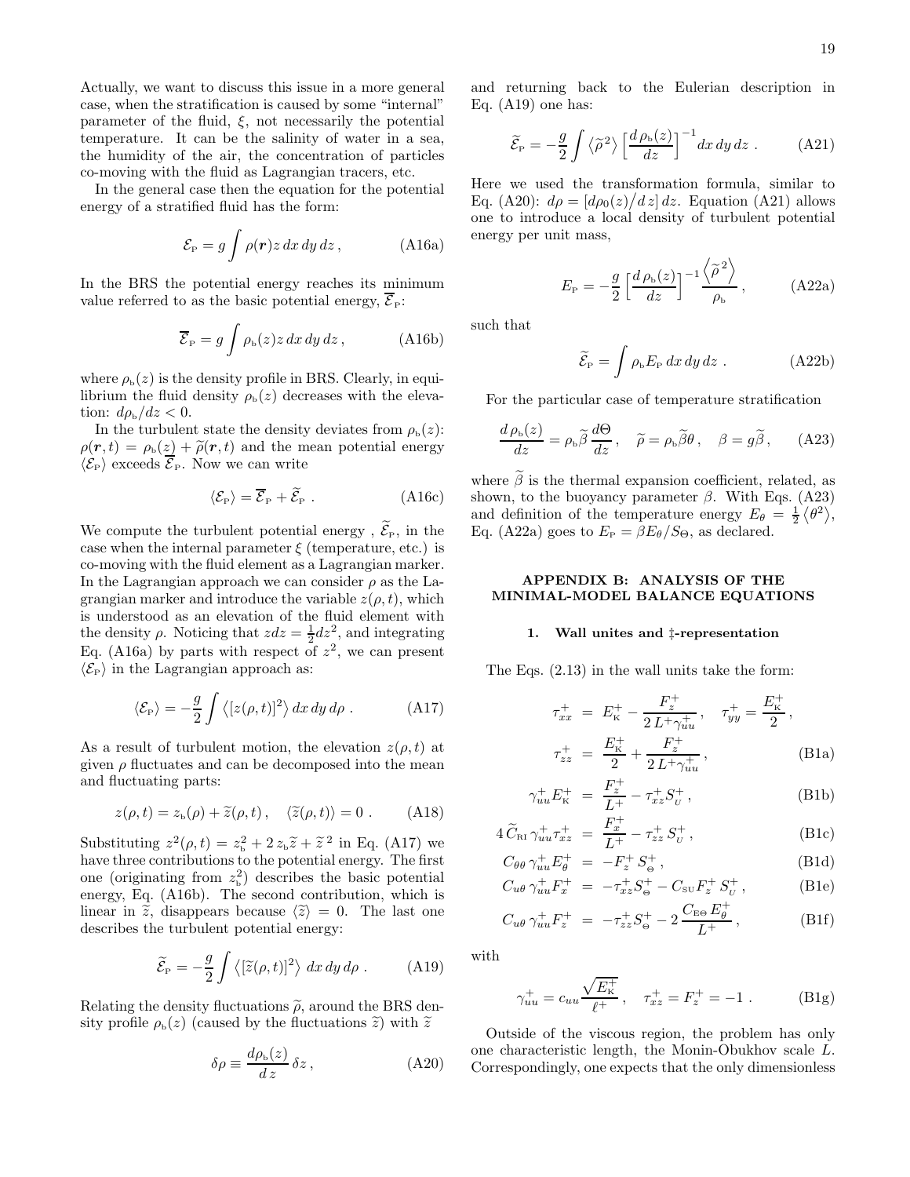Actually, we want to discuss this issue in a more general case, when the stratification is caused by some "internal" parameter of the fluid, $\xi$, not necessarily the potential temperature. It can be the salinity of water in a sea, the humidity of the air, the concentration of particles co-moving with the fluid as Lagrangian tracers, etc.

In the general case then the equation for the potential energy of a stratified fluid has the form:

$$\mathcal{E}_{\rm P} = g \int \rho(\boldsymbol{r}) z \, dx\, dy\, dz \,, \tag{A16a}$$

In the BRS the potential energy reaches its minimum value referred to as the basic potential energy, $\overline{\mathcal{E}}_{\rm P}$:

$$\overline{\mathcal{E}}_{\rm P} = g \int \rho_{\rm b}(z) z \, dx\, dy\, dz \,, \tag{A16b}$$

where $\rho_{\rm b}(z)$ is the density profile in BRS. Clearly, in equilibrium the fluid density $\rho_{\rm b}(z)$ decreases with the elevation: $d\rho_{\rm b}/dz < 0$.

In the turbulent state the density deviates from $\rho_{\rm b}(z)$: $\rho(\boldsymbol{r},t) = \rho_{\rm b}(z) + \widetilde{\rho}(\boldsymbol{r},t)$ and the mean potential energy $\langle \mathcal{E}_{\rm P}\rangle$ exceeds $\overline{\mathcal{E}}_{\rm P}$. Now we can write

$$\langle \mathcal{E}_{\rm P}\rangle = \overline{\mathcal{E}}_{\rm P} + \widetilde{\mathcal{E}}_{\rm P} \;. \tag{A16c}$$

We compute the turbulent potential energy , $\widetilde{\mathcal{E}}_{\rm P}$, in the case when the internal parameter $\xi$ (temperature, etc.) is co-moving with the fluid element as a Lagrangian marker. In the Lagrangian approach we can consider $\rho$ as the Lagrangian marker and introduce the variable $z(\rho,t)$, which is understood as an elevation of the fluid element with the density $\rho$. Noticing that $z dz = \frac{1}{2} dz^2$, and integrating Eq. (A16a) by parts with respect of $z^2$, we can present $\langle \mathcal{E}_{\rm P}\rangle$ in the Lagrangian approach as:

$$\langle \mathcal{E}_{\rm P}\rangle = -\frac{g}{2}\int \left\langle [z(\rho,t)]^2\right\rangle dx\, dy\, d\rho \;. \tag{A17}$$

As a result of turbulent motion, the elevation $z(\rho,t)$ at given $\rho$ fluctuates and can be decomposed into the mean and fluctuating parts:

$$z(\rho,t) = z_{\rm b}(\rho) + \widetilde{z}(\rho,t) \,, \quad \langle \widetilde{z}(\rho,t)\rangle = 0 \;. \tag{A18}$$

Substituting $z^2(\rho,t) = z_{\rm b}^2 + 2\, z_{\rm b}\widetilde{z} + \widetilde{z}^{\,2}$ in Eq. (A17) we have three contributions to the potential energy. The first one (originating from $z_{\rm b}^2$) describes the basic potential energy, Eq. (A16b). The second contribution, which is linear in $\widetilde{z}$, disappears because $\langle \widetilde{z}\rangle = 0$. The last one describes the turbulent potential energy:

$$\widetilde{\mathcal{E}}_{\rm P} = -\frac{g}{2}\int \left\langle [\widetilde{z}(\rho,t)]^2\right\rangle \, dx\, dy\, d\rho \;. \tag{A19}$$

Relating the density fluctuations $\widetilde{\rho}$, around the BRS density profile $\rho_{\rm b}(z)$ (caused by the fluctuations $\widetilde{z}$) with $\widetilde{z}$

$$\delta\rho \equiv \frac{d\rho_{\rm b}(z)}{d\, z}\,\delta z \,, \tag{A20}$$

and returning back to the Eulerian description in Eq. (A19) one has:

$$\widetilde{\mathcal{E}}_{\rm P} = -\frac{g}{2}\int \langle \widetilde{\rho}^{\,2}\rangle \left[\frac{d\,\rho_{\rm b}(z)}{dz}\right]^{-1} dx\, dy\, dz \;. \tag{A21}$$

Here we used the transformation formula, similar to Eq. (A20): $d\rho = [d\rho_0(z)/d\,z]\, dz$. Equation (A21) allows one to introduce a local density of turbulent potential energy per unit mass,

$$E_{\rm P} = -\frac{g}{2}\left[\frac{d\,\rho_{\rm b}(z)}{dz}\right]^{-1}\frac{\left\langle \widetilde{\rho}^{\,2}\right\rangle}{\rho_{\rm b}} \,, \tag{A22a}$$

such that

$$\widetilde{\mathcal{E}}_{\rm P} = \int \rho_{\rm b} E_{\rm P}\, dx\, dy\, dz \;. \tag{A22b}$$

For the particular case of temperature stratification

$$\frac{d\,\rho_{\rm b}(z)}{dz} = \rho_{\rm b}\widetilde{\beta}\,\frac{d\Theta}{dz}\,, \quad \widetilde{\rho} = \rho_{\rm b}\widetilde{\beta}\theta\,, \quad \beta = g\widetilde{\beta}\,, \tag{A23}$$

where $\widetilde{\beta}$ is the thermal expansion coefficient, related, as shown, to the buoyancy parameter $\beta$. With Eqs. (A23) and definition of the temperature energy $E_\theta = \frac{1}{2}\langle\theta^2\rangle$, Eq. (A22a) goes to $E_{\rm P} = \beta E_\theta / S_\Theta$, as declared.

## APPENDIX B: ANALYSIS OF THE MINIMAL-MODEL BALANCE EQUATIONS

### 1. Wall unites and ‡-representation

The Eqs. (2.13) in the wall units take the form:

$$\begin{aligned}
\tau^+_{xx} &= E^+_{\rm K} - \frac{F^+_z}{2\,L^+\gamma^+_{uu}}\,, \quad \tau^+_{yy} = \frac{E^+_{\rm K}}{2}\,, \\
\tau^+_{zz} &= \frac{E^+_{\rm K}}{2} + \frac{F^+_z}{2\,L^+\gamma^+_{uu}}\,, 
\end{aligned} \tag{B1a}$$

$$\gamma^+_{uu}E^+_{\rm K} = \frac{F^+_z}{L^+} - \tau^+_{xz}S^+_{U}\,, \tag{B1b}$$

$$4\,\widetilde{C}_{\rm RI}\,\gamma^+_{uu}\tau^+_{xz} = \frac{F^+_x}{L^+} - \tau^+_{zz}\,S^+_{U}\,, \tag{B1c}$$

$$C_{\theta\theta}\,\gamma^+_{uu}E^+_\theta = -F^+_z\,S^+_{\Theta}\,, \tag{B1d}$$

$$C_{u\theta}\,\gamma^+_{uu}F^+_x = -\tau^+_{xz}S^+_{\Theta} - C_{\rm SU}F^+_z\,S^+_{U}\,, \tag{B1e}$$

$$C_{u\theta}\,\gamma^+_{uu}F^+_z = -\tau^+_{zz}S^+_{\Theta} - 2\,\frac{C_{\rm E\Theta}\,E^+_\theta}{L^+}\,, \tag{B1f}$$

with

$$\gamma^+_{uu} = c_{uu}\frac{\sqrt{E^+_{\rm K}}}{\ell^+}\,, \quad \tau^+_{xz} = F^+_z = -1 \;. \tag{B1g}$$

Outside of the viscous region, the problem has only one characteristic length, the Monin-Obukhov scale $L$. Correspondingly, one expects that the only dimensionless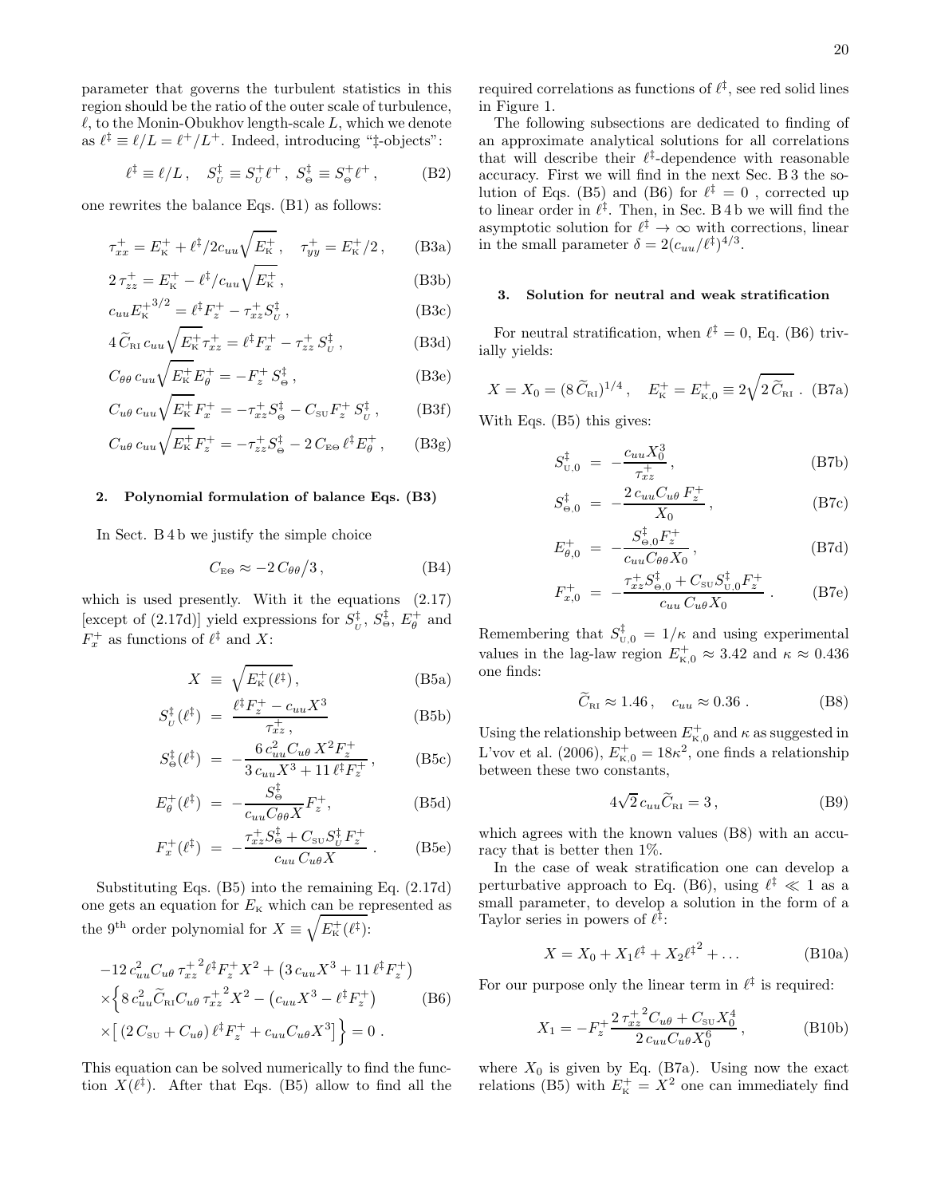parameter that governs the turbulent statistics in this region should be the ratio of the outer scale of turbulence, $\ell$, to the Monin-Obukhov length-scale $L$, which we denote as $\ell^\ddagger \equiv \ell/L = \ell^+/L^+$. Indeed, introducing "$\ddagger$-objects":

$$\ell^\ddagger \equiv \ell/L\,, \quad S^\ddagger_{\rm U} \equiv S^+_{\rm U}\ell^+\,,\ S^\ddagger_\Theta \equiv S^+_\Theta \ell^+\,, \tag{B2}$$

one rewrites the balance Eqs. (B1) as follows:

$$\tau^+_{xx} = E^+_{\rm K} + \ell^\ddagger/2c_{uu}\sqrt{E^+_{\rm K}}\,, \quad \tau^+_{yy} = E^+_{\rm K}/2\,, \tag{B3a}$$

$$2\,\tau^+_{zz} = E^+_{\rm K} - \ell^\ddagger/c_{uu}\sqrt{E^+_{\rm K}}\,, \tag{B3b}$$

$$c_{uu}{E^+_{\rm K}}^{3/2} = \ell^\ddagger F^+_z - \tau^+_{xz}S^\ddagger_{\rm U}\,, \tag{B3c}$$

$$4\,\widetilde C_{\rm RI}\,c_{uu}\sqrt{E^+_{\rm K}}\tau^+_{xz} = \ell^\ddagger F^+_x - \tau^+_{zz}\,S^\ddagger_{\rm U}\,, \tag{B3d}$$

$$C_{\theta\theta}\,c_{uu}\sqrt{E^+_{\rm K}}E^+_\theta = -F^+_z\,S^\ddagger_\Theta\,, \tag{B3e}$$

$$C_{u\theta}\,c_{uu}\sqrt{E^+_{\rm K}}F^+_x = -\tau^+_{xz}S^\ddagger_\Theta - C_{\rm SU}F^+_z\,S^\ddagger_{\rm U}\,, \tag{B3f}$$

$$C_{u\theta}\,c_{uu}\sqrt{E^+_{\rm K}}F^+_z = -\tau^+_{zz}S^\ddagger_\Theta - 2\,C_{\rm E\Theta}\,\ell^\ddagger E^+_\theta\,, \tag{B3g}$$

#### 2. Polynomial formulation of balance Eqs. (B3)

In Sect. B 4 b we justify the simple choice

$$C_{\rm E\Theta} \approx -2\,C_{\theta\theta}/3\,, \tag{B4}$$

which is used presently. With it the equations (2.17) [except of (2.17d)] yield expressions for $S^\ddagger_{\rm U}$, $S^\ddagger_\Theta$, $E^+_\theta$ and $F^+_x$ as functions of $\ell^\ddagger$ and $X$:

$$X \equiv \sqrt{E^+_{\rm K}(\ell^\ddagger)}\,, \tag{B5a}$$

$$S^\ddagger_{\rm U}(\ell^\ddagger) = \frac{\ell^\ddagger F^+_z - c_{uu}X^3}{\tau^+_{xz}}\,, \tag{B5b}$$

$$S^\ddagger_\Theta(\ell^\ddagger) = -\frac{6\,c^2_{uu}C_{u\theta}\,X^2F^+_z}{3\,c_{uu}X^3 + 11\,\ell^\ddagger F^+_z}\,, \tag{B5c}$$

$$E^+_\theta(\ell^\ddagger) = -\frac{S^\ddagger_\Theta}{c_{uu}C_{\theta\theta}X}F^+_z\,, \tag{B5d}$$

$$F^+_x(\ell^\ddagger) = -\frac{\tau^+_{xz}S^\ddagger_\Theta + C_{\rm SU}S^\ddagger_{\rm U}F^+_z}{c_{uu}\,C_{u\theta}X}\,. \tag{B5e}$$

Substituting Eqs. (B5) into the remaining Eq. (2.17d) one gets an equation for $E_{\rm K}$ which can be represented as the 9$^{\rm th}$ order polynomial for $X \equiv \sqrt{E^+_{\rm K}(\ell^\ddagger)}$:

$$\begin{aligned}&-12\,c^2_{uu}C_{u\theta}\,{\tau^+_{xz}}^2\ell^\ddagger F^+_z X^2 + \left(3\,c_{uu}X^3 + 11\,\ell^\ddagger F^+_z\right)\\ &\times\Big\{8\,c^2_{uu}\widetilde C_{\rm RI}C_{u\theta}\,{\tau^+_{xz}}^2X^2 - \left(c_{uu}X^3 - \ell^\ddagger F^+_z\right)\\ &\times\left[\,(2\,C_{\rm SU} + C_{u\theta})\,\ell^\ddagger F^+_z + c_{uu}C_{u\theta}X^3\right]\Big\} = 0\,.\end{aligned} \tag{B6}$$

This equation can be solved numerically to find the function $X(\ell^\ddagger)$. After that Eqs. (B5) allow to find all the required correlations as functions of $\ell^\ddagger$, see red solid lines in Figure 1.

The following subsections are dedicated to finding of an approximate analytical solutions for all correlations that will describe their $\ell^\ddagger$-dependence with reasonable accuracy. First we will find in the next Sec. B 3 the solution of Eqs. (B5) and (B6) for $\ell^\ddagger = 0$ , corrected up to linear order in $\ell^\ddagger$. Then, in Sec. B 4 b we will find the asymptotic solution for $\ell^\ddagger \to \infty$ with corrections, linear in the small parameter $\delta = 2(c_{uu}/\ell^\ddagger)^{4/3}$.

#### 3. Solution for neutral and weak stratification

For neutral stratification, when $\ell^\ddagger = 0$, Eq. (B6) trivially yields:

$$X = X_0 = (8\,\widetilde C_{\rm RI})^{1/4}\,, \quad E^+_{\rm K} = E^+_{\rm K,0} \equiv 2\sqrt{2\,\widetilde C_{\rm RI}}\,. \tag{B7a}$$

With Eqs. (B5) this gives:

$$S^\ddagger_{\rm U,0} = -\frac{c_{uu}X_0^3}{\tau^+_{xz}}\,, \tag{B7b}$$

$$S^\ddagger_{\Theta,0} = -\frac{2\,c_{uu}C_{u\theta}\,F^+_z}{X_0}\,, \tag{B7c}$$

$$E^+_{\theta,0} = -\frac{S^\ddagger_{\Theta,0}F^+_z}{c_{uu}C_{\theta\theta}X_0}\,, \tag{B7d}$$

$$F^+_{x,0} = -\frac{\tau^+_{xz}S^\ddagger_{\Theta,0} + C_{\rm SU}S^\ddagger_{\rm U,0}F^+_z}{c_{uu}\,C_{u\theta}X_0}\,. \tag{B7e}$$

Remembering that $S^\ddagger_{\rm U,0} = 1/\kappa$ and using experimental values in the lag-law region $E^+_{\rm K,0} \approx 3.42$ and $\kappa \approx 0.436$ one finds:

$$\widetilde C_{\rm RI} \approx 1.46\,, \quad c_{uu} \approx 0.36\,. \tag{B8}$$

Using the relationship between $E^+_{\rm K,0}$ and $\kappa$ as suggested in L'vov et al. (2006), $E^+_{\rm K,0} = 18\kappa^2$, one finds a relationship between these two constants,

$$4\sqrt2\,c_{uu}\widetilde C_{\rm RI} = 3\,, \tag{B9}$$

which agrees with the known values (B8) with an accuracy that is better then 1%.

In the case of weak stratification one can develop a perturbative approach to Eq. (B6), using $\ell^\ddagger \ll 1$ as a small parameter, to develop a solution in the form of a Taylor series in powers of $\ell^\ddagger$:

$$X = X_0 + X_1\ell^\ddagger + X_2{\ell^\ddagger}^2 + \dots \tag{B10a}$$

For our purpose only the linear term in $\ell^\ddagger$ is required:

$$X_1 = -F^+_z\frac{2\,{\tau^+_{xz}}^2C_{u\theta} + C_{\rm SU}X_0^4}{2\,c_{uu}C_{u\theta}X_0^6}\,, \tag{B10b}$$

where $X_0$ is given by Eq. (B7a). Using now the exact relations (B5) with $E^+_{\rm K} = X^2$ one can immediately find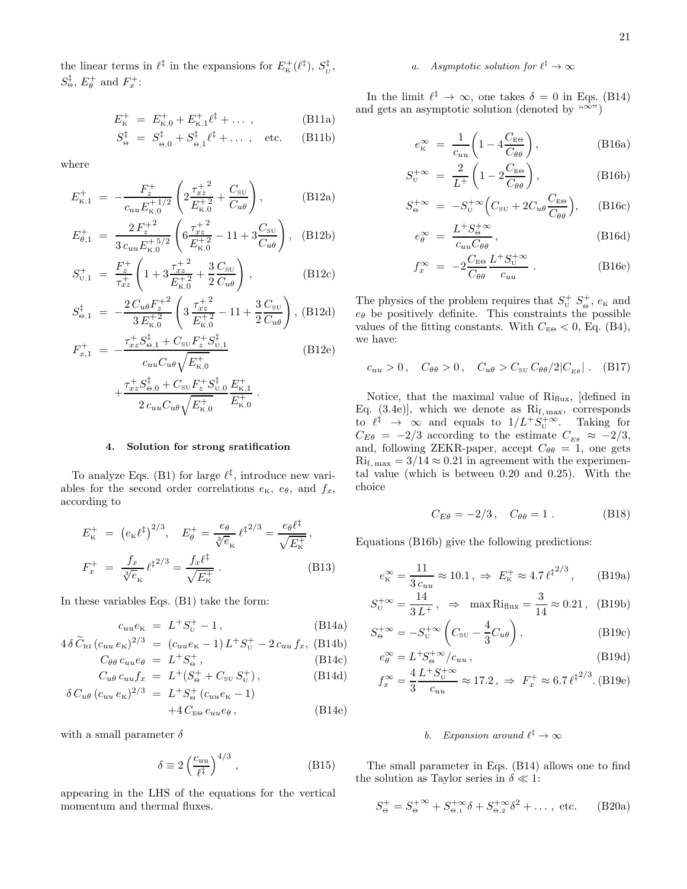the linear terms in $\ell^\ddagger$ in the expansions for $E^+_{\rm K}(\ell^\ddagger)$, $S^\ddagger_{\rm U}$, $S^\ddagger_\Theta$, $E^+_\theta$ and $F^+_x$:

$$
\begin{aligned}
E^+_{\rm K} &= E^+_{{\rm K},0} + E^+_{{\rm K},1}\ell^\ddagger + \dots \,, && \text{(B11a)}\\
S^\ddagger_\Theta &= S^\ddagger_{\Theta,0} + S^\ddagger_{\Theta,1}\ell^\ddagger + \dots \,, \quad \text{etc.} && \text{(B11b)}
\end{aligned}
$$

where

$$
\begin{aligned}
E^+_{{\rm K},1} &= -\frac{F^+_z}{c_{uu}E^{+\,1/2}_{{\rm K},0}}\left(2\frac{\tau^{+\,2}_{xz}}{E^{+\,2}_{{\rm K},0}} + \frac{C_{\rm SU}}{C_{u\theta}}\right), && \text{(B12a)}\\
E^+_{\theta,1} &= \frac{2\,F^{+\,2}_z}{3\,c_{uu}E^{+\,5/2}_{{\rm K},0}}\left(6\frac{\tau^{+\,2}_{xz}}{E^{+\,2}_{{\rm K},0}} - 11 + 3\frac{C_{\rm SU}}{C_{u\theta}}\right), && \text{(B12b)}\\
S^+_{{\rm U},1} &= \frac{F^+_z}{\tau^+_{xz}}\left(1 + 3\frac{\tau^{+\,2}_{xz}}{E^{+\,2}_{{\rm K},0}} + \frac{3}{2}\frac{C_{\rm SU}}{C_{u\theta}}\right), && \text{(B12c)}\\
S^\ddagger_{\Theta,1} &= -\frac{2\,C_{u\theta}F^{+\,2}_z}{3\,E^{+\,2}_{{\rm K},0}}\left(3\frac{\tau^{+\,2}_{xz}}{E^{+\,2}_{{\rm K},0}} - 11 + \frac{3}{2}\frac{C_{\rm SU}}{C_{u\theta}}\right), && \text{(B12d)}\\
F^+_{x,1} &= -\frac{\tau^+_{xz}S^\ddagger_{\Theta,1} + C_{\rm SU}F^+_zS^\ddagger_{{\rm U},1}}{c_{uu}C_{u\theta}\sqrt{E^+_{{\rm K},0}}} && \text{(B12e)}\\
&\quad + \frac{\tau^+_{xz}S^\ddagger_{\Theta,0} + C_{\rm SU}F^+_zS^\ddagger_{{\rm U},0}}{2\,c_{uu}C_{u\theta}\sqrt{E^+_{{\rm K},0}}}\frac{E^+_{{\rm K},1}}{E^+_{{\rm K},0}}\,.
\end{aligned}
$$

### 4. Solution for strong sratification

To analyze Eqs. (B1) for large $\ell^\ddagger$, introduce new variables for the second order correlations $e_{\rm K}$, $e_\theta$, and $f_x$, according to

$$
\begin{aligned}
E^+_{\rm K} &= \left(e_{\rm K}\ell^\ddagger\right)^{2/3}, \quad E^+_\theta = \frac{e_\theta}{\sqrt[3]{e_{\rm K}}}\,\ell^{\ddagger\,2/3} = \frac{e_\theta\ell^\ddagger}{\sqrt{E^+_{\rm K}}}\,,\\
F^+_x &= \frac{f_x}{\sqrt[3]{e_{\rm K}}}\,\ell^{\ddagger\,2/3} = \frac{f_x\ell^\ddagger}{\sqrt{E^+_{\rm K}}}\,. && \text{(B13)}
\end{aligned}
$$

In these variables Eqs. (B1) take the form:

$$
\begin{aligned}
c_{uu}e_{\rm K} &= L^+S^+_{\rm U} - 1\,, && \text{(B14a)}\\
4\,\delta\,\widetilde{C}_{\rm RI}\,(c_{uu}\,e_{\rm K})^{2/3} &= (c_{uu}e_{\rm K} - 1)\,L^+S^+_{\rm U} - 2\,c_{uu}\,f_x, && \text{(B14b)}\\
C_{\theta\theta}\,c_{uu}e_\theta &= L^+S^+_\Theta\,, && \text{(B14c)}\\
C_{u\theta}\,c_{uu}f_x &= L^+(S^+_\Theta + C_{\rm SU}\,S^+_{\rm U})\,, && \text{(B14d)}\\
\delta\,C_{u\theta}\,(c_{uu}\,e_{\rm K})^{2/3} &= L^+S^+_\Theta\,(c_{uu}e_{\rm K} - 1)\\
&\quad + 4\,C_{\rm E\Theta}\,c_{uu}e_\theta\,, && \text{(B14e)}
\end{aligned}
$$

with a small parameter $\delta$

$$
\delta \equiv 2\left(\frac{c_{uu}}{\ell^\ddagger}\right)^{4/3}, \qquad \text{(B15)}
$$

appearing in the LHS of the equations for the vertical momentum and thermal fluxes.

#### a. Asymptotic solution for $\ell^\ddagger \to \infty$

In the limit $\ell^\ddagger \to \infty$, one takes $\delta = 0$ in Eqs. (B14) and gets an asymptotic solution (denoted by "$\infty$")

$$
\begin{aligned}
e^\infty_{\rm K} &= \frac{1}{c_{uu}}\left(1 - 4\frac{C_{\rm E\Theta}}{C_{\theta\theta}}\right), && \text{(B16a)}\\
S^{+\infty}_{\rm U} &= \frac{2}{L^+}\left(1 - 2\frac{C_{\rm E\Theta}}{C_{\theta\theta}}\right), && \text{(B16b)}\\
S^{+\infty}_\Theta &= -S^{+\infty}_{\rm U}\Big(C_{\rm SU} + 2C_{u\theta}\frac{C_{\rm E\Theta}}{C_{\theta\theta}}\Big), && \text{(B16c)}\\
e^\infty_\theta &= \frac{L^+S^{+\infty}_\Theta}{c_{uu}C_{\theta\theta}}\,, && \text{(B16d)}\\
f^\infty_x &= -2\frac{C_{\rm E\Theta}}{C_{\theta\theta}}\frac{L^+S^{+\infty}_{\rm U}}{c_{uu}}\,. && \text{(B16e)}
\end{aligned}
$$

The physics of the problem requires that $S^+_{\rm U}$ $S^+_\Theta$, $e_{\rm K}$ and $e_\theta$ be positively definite. This constraints the possible values of the fitting constants. With $C_{\rm E\Theta} < 0$, Eq. (B4), we have:

$$
c_{uu} > 0\,, \quad C_{\theta\theta} > 0\,, \quad C_{u\theta} > C_{\rm SU}\,C_{\theta\theta}/2|C_{_{E\theta}}|\,. \quad \text{(B17)}
$$

Notice, that the maximal value of ${\rm Ri}_{\rm flux}$, [defined in Eq. (3.4e)], which we denote as ${\rm Ri}_{\rm f,\,max}$, corresponds to $\ell^\ddagger \to \infty$ and equals to $1/L^+S^{+\infty}_{\rm U}$. Taking for $C_{E\theta} = -2/3$ according to the estimate $C_{_{E\theta}} \approx -2/3$, and, following ZEKR-paper, accept $C_{\theta\theta} = 1$, one gets ${\rm Ri}_{\rm f,\,max} = 3/14 \approx 0.21$ in agreement with the experimental value (which is between 0.20 and 0.25). With the choice

$$
C_{E\theta} = -2/3\,, \quad C_{\theta\theta} = 1\,. \qquad \text{(B18)}
$$

Equations (B16b) give the following predictions:

$$
\begin{aligned}
e^\infty_{\rm K} &= \frac{11}{3\,c_{uu}} \approx 10.1\,, \;\Rightarrow\; E^+_{\rm K} \approx 4.7\,\ell^{\ddagger\,2/3}\,, && \text{(B19a)}\\
S^{+\infty}_{\rm U} &= \frac{14}{3\,L^+}\,, \;\Rightarrow\; \max {\rm Ri}_{\rm flux} = \frac{3}{14} \approx 0.21\,, && \text{(B19b)}\\
S^{+\infty}_\Theta &= -S^{+\infty}_{\rm U}\left(C_{\rm SU} - \frac{4}{3}C_{u\theta}\right), && \text{(B19c)}\\
e^\infty_\theta &= L^+S^{+\infty}_\Theta/c_{uu}\,, && \text{(B19d)}\\
f^\infty_x &= \frac{4}{3}\frac{L^+S^{+\infty}_{\rm U}}{c_{uu}} \approx 17.2\,, \;\Rightarrow\; F^+_x \approx 6.7\,\ell^{\ddagger\,2/3}. && \text{(B19e)}
\end{aligned}
$$

#### b. Expansion around $\ell^\ddagger \to \infty$

The small parameter in Eqs. (B14) allows one to find the solution as Taylor series in $\delta \ll 1$:

$$
S^+_\Theta = S^{+\infty}_\Theta + S^{+\infty}_{\Theta,1}\delta + S^{+\infty}_{\Theta,2}\delta^2 + \dots\,, \quad \text{etc.} \qquad \text{(B20a)}
$$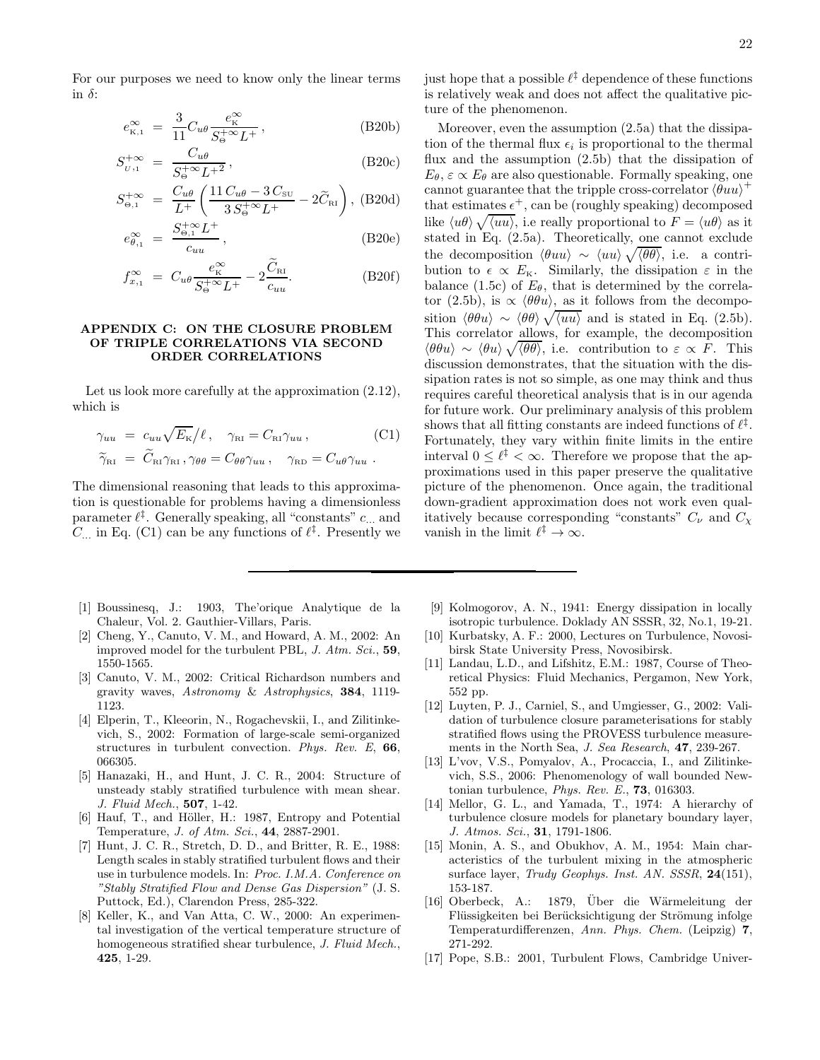For our purposes we need to know only the linear terms in $\delta$:

$$e^{\infty}_{\mathrm{K},1} = \frac{3}{11} C_{u\theta} \frac{e^{\infty}_{\mathrm{K}}}{S^{+\infty}_{\Theta} L^{+}}\,, \tag{B20b}$$

$$S^{+\infty}_{U,1} = \frac{C_{u\theta}}{S^{+\infty}_{\Theta} L^{+2}}\,, \tag{B20c}$$

$$S^{+\infty}_{\Theta,1} = \frac{C_{u\theta}}{L^{+}} \left( \frac{11\, C_{u\theta} - 3\, C_{\mathrm{SU}}}{3\, S^{+\infty}_{\Theta} L^{+}} - 2\widetilde{C}_{\mathrm{RI}} \right), \tag{B20d}$$

$$e^{\infty}_{\theta,1} = \frac{S^{+\infty}_{\Theta,1} L^{+}}{c_{uu}}\,, \tag{B20e}$$

$$f^{\infty}_{x,1} = C_{u\theta} \frac{e^{\infty}_{\mathrm{K}}}{S^{+\infty}_{\Theta} L^{+}} - 2\frac{\widetilde{C}_{\mathrm{RI}}}{c_{uu}}. \tag{B20f}$$

## APPENDIX C: ON THE CLOSURE PROBLEM OF TRIPLE CORRELATIONS VIA SECOND ORDER CORRELATIONS

Let us look more carefully at the approximation (2.12), which is

$$\gamma_{uu} = c_{uu}\sqrt{E_{\mathrm{K}}}/\ell\,, \quad \gamma_{\mathrm{RI}} = C_{\mathrm{RI}}\gamma_{uu}\,, \tag{C1}$$
$$\widetilde{\gamma}_{\mathrm{RI}} = \widetilde{C}_{\mathrm{RI}}\gamma_{\mathrm{RI}}\,, \gamma_{\theta\theta} = C_{\theta\theta}\gamma_{uu}\,, \quad \gamma_{\mathrm{RD}} = C_{u\theta}\gamma_{uu}\ .$$

The dimensional reasoning that leads to this approximation is questionable for problems having a dimensionless parameter $\ell^{\ddagger}$. Generally speaking, all "constants" $c_{...}$ and $C_{...}$ in Eq. (C1) can be any functions of $\ell^{\ddagger}$. Presently we just hope that a possible $\ell^{\ddagger}$ dependence of these functions is relatively weak and does not affect the qualitative picture of the phenomenon.

Moreover, even the assumption (2.5a) that the dissipation of the thermal flux $\epsilon_i$ is proportional to the thermal flux and the assumption (2.5b) that the dissipation of $E_\theta$, $\varepsilon \propto E_\theta$ are also questionable. Formally speaking, one cannot guarantee that the tripple cross-correlator $\langle \theta u u\rangle^{+}$ that estimates $\epsilon^{+}$, can be (roughly speaking) decomposed like $\langle u\theta\rangle\sqrt{\langle uu\rangle}$, i.e really proportional to $F = \langle u\theta\rangle$ as it stated in Eq. (2.5a). Theoretically, one cannot exclude the decomposition $\langle \theta u u\rangle \sim \langle uu\rangle\sqrt{\langle\theta\theta\rangle}$, i.e. a contribution to $\epsilon \propto E_{\mathrm{K}}$. Similarly, the dissipation $\varepsilon$ in the balance (1.5c) of $E_\theta$, that is determined by the correlator (2.5b), is $\propto \langle\theta\theta u\rangle$, as it follows from the decomposition $\langle\theta\theta u\rangle \sim \langle\theta\theta\rangle\sqrt{\langle uu\rangle}$ and is stated in Eq. (2.5b). This correlator allows, for example, the decomposition $\langle\theta\theta u\rangle \sim \langle\theta u\rangle\sqrt{\langle\theta\theta\rangle}$, i.e. contribution to $\varepsilon \propto F$. This discussion demonstrates, that the situation with the dissipation rates is not so simple, as one may think and thus requires careful theoretical analysis that is in our agenda for future work. Our preliminary analysis of this problem shows that all fitting constants are indeed functions of $\ell^{\ddagger}$. Fortunately, they vary within finite limits in the entire interval $0 \le \ell^{\ddagger} < \infty$. Therefore we propose that the approximations used in this paper preserve the qualitative picture of the phenomenon. Once again, the traditional down-gradient approximation does not work even qualitatively because corresponding "constants" $C_\nu$ and $C_\chi$ vanish in the limit $\ell^{\ddagger} \to \infty$.

---

[1] Boussinesq, J.: 1903, The'orique Analytique de la Chaleur, Vol. 2. Gauthier-Villars, Paris.

[2] Cheng, Y., Canuto, V. M., and Howard, A. M., 2002: An improved model for the turbulent PBL, *J. Atm. Sci.*, **59**, 1550-1565.

[3] Canuto, V. M., 2002: Critical Richardson numbers and gravity waves, *Astronomy & Astrophysics*, **384**, 1119-1123.

[4] Elperin, T., Kleeorin, N., Rogachevskii, I., and Zilitinkevich, S., 2002: Formation of large-scale semi-organized structures in turbulent convection. *Phys. Rev. E*, **66**, 066305.

[5] Hanazaki, H., and Hunt, J. C. R., 2004: Structure of unsteady stably stratified turbulence with mean shear. *J. Fluid Mech.*, **507**, 1-42.

[6] Hauf, T., and Höller, H.: 1987, Entropy and Potential Temperature, *J. of Atm. Sci.*, **44**, 2887-2901.

[7] Hunt, J. C. R., Stretch, D. D., and Britter, R. E., 1988: Length scales in stably stratified turbulent flows and their use in turbulence models. In: *Proc. I.M.A. Conference on "Stably Stratified Flow and Dense Gas Dispersion"* (J. S. Puttock, Ed.), Clarendon Press, 285-322.

[8] Keller, K., and Van Atta, C. W., 2000: An experimental investigation of the vertical temperature structure of homogeneous stratified shear turbulence, *J. Fluid Mech.*, **425**, 1-29.

[9] Kolmogorov, A. N., 1941: Energy dissipation in locally isotropic turbulence. Doklady AN SSSR, 32, No.1, 19-21.

[10] Kurbatsky, A. F.: 2000, Lectures on Turbulence, Novosibirsk State University Press, Novosibirsk.

[11] Landau, L.D., and Lifshitz, E.M.: 1987, Course of Theoretical Physics: Fluid Mechanics, Pergamon, New York, 552 pp.

[12] Luyten, P. J., Carniel, S., and Umgiesser, G., 2002: Validation of turbulence closure parameterisations for stably stratified flows using the PROVESS turbulence measurements in the North Sea, *J. Sea Research*, **47**, 239-267.

[13] L'vov, V.S., Pomyalov, A., Procaccia, I., and Zilitinkevich, S.S., 2006: Phenomenology of wall bounded Newtonian turbulence, *Phys. Rev. E.*, **73**, 016303.

[14] Mellor, G. L., and Yamada, T., 1974: A hierarchy of turbulence closure models for planetary boundary layer, *J. Atmos. Sci.*, **31**, 1791-1806.

[15] Monin, A. S., and Obukhov, A. M., 1954: Main characteristics of the turbulent mixing in the atmospheric surface layer, *Trudy Geophys. Inst. AN. SSSR*, **24**(151), 153-187.

[16] Oberbeck, A.: 1879, Über die Wärmeleitung der Flüssigkeiten bei Berücksichtigung der Strömung infolge Temperaturdifferenzen, *Ann. Phys. Chem.* (Leipzig) **7**, 271-292.

[17] Pope, S.B.: 2001, Turbulent Flows, Cambridge Univer-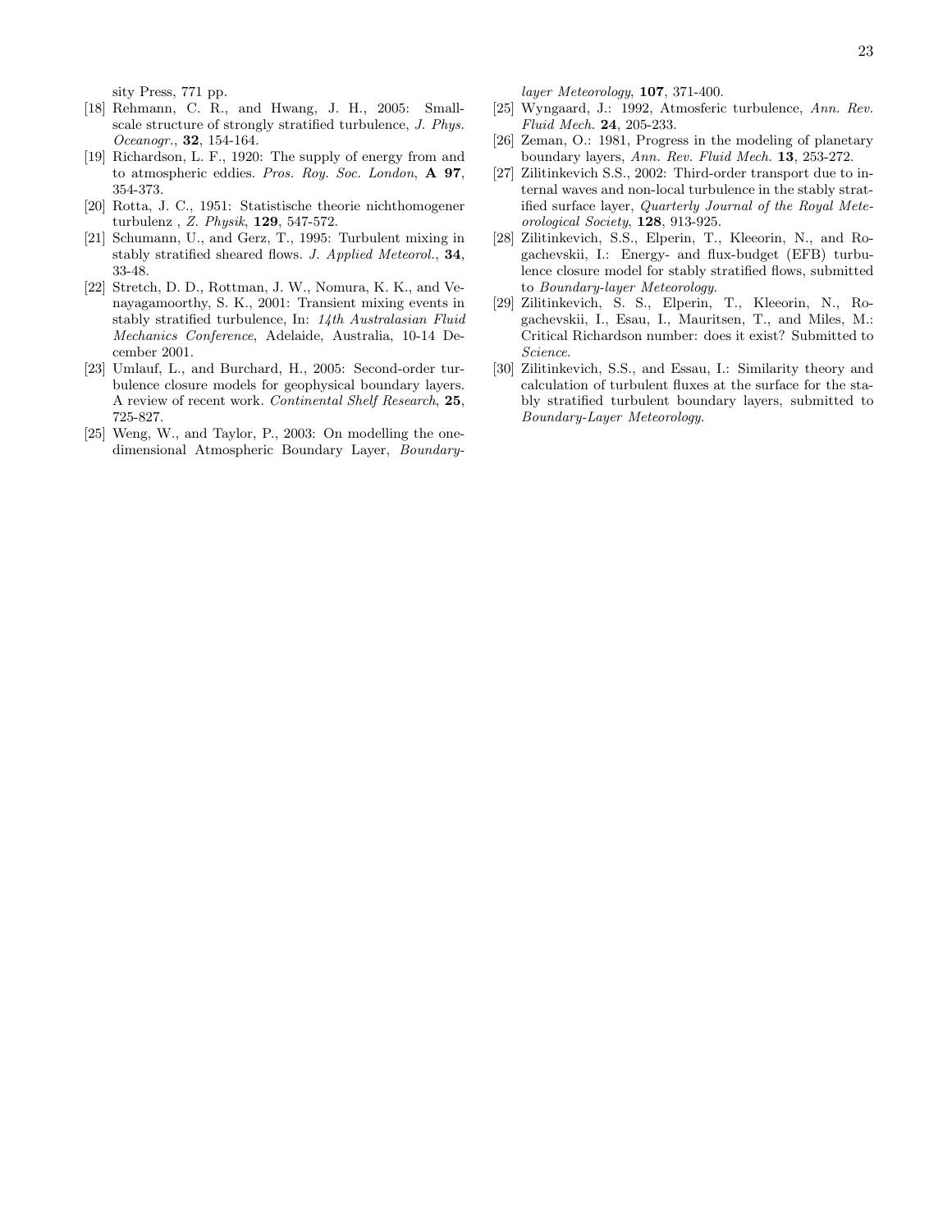sity Press, 771 pp.

[18] Rehmann, C. R., and Hwang, J. H., 2005: Small-scale structure of strongly stratified turbulence, *J. Phys. Oceanogr.*, **32**, 154-164.

[19] Richardson, L. F., 1920: The supply of energy from and to atmospheric eddies. *Pros. Roy. Soc. London*, **A 97**, 354-373.

[20] Rotta, J. C., 1951: Statistische theorie nichthomogener turbulenz , *Z. Physik*, **129**, 547-572.

[21] Schumann, U., and Gerz, T., 1995: Turbulent mixing in stably stratified sheared flows. *J. Applied Meteorol.*, **34**, 33-48.

[22] Stretch, D. D., Rottman, J. W., Nomura, K. K., and Venayagamoorthy, S. K., 2001: Transient mixing events in stably stratified turbulence, In: *14th Australasian Fluid Mechanics Conference*, Adelaide, Australia, 10-14 December 2001.

[23] Umlauf, L., and Burchard, H., 2005: Second-order turbulence closure models for geophysical boundary layers. A review of recent work. *Continental Shelf Research*, **25**, 725-827.

[25] Weng, W., and Taylor, P., 2003: On modelling the one-dimensional Atmospheric Boundary Layer, *Boundary-layer Meteorology*, **107**, 371-400.

[25] Wyngaard, J.: 1992, Atmosferic turbulence, *Ann. Rev. Fluid Mech.* **24**, 205-233.

[26] Zeman, O.: 1981, Progress in the modeling of planetary boundary layers, *Ann. Rev. Fluid Mech.* **13**, 253-272.

[27] Zilitinkevich S.S., 2002: Third-order transport due to internal waves and non-local turbulence in the stably stratified surface layer, *Quarterly Journal of the Royal Meteorological Society*, **128**, 913-925.

[28] Zilitinkevich, S.S., Elperin, T., Kleeorin, N., and Rogachevskii, I.: Energy- and flux-budget (EFB) turbulence closure model for stably stratified flows, submitted to *Boundary-layer Meteorology*.

[29] Zilitinkevich, S. S., Elperin, T., Kleeorin, N., Rogachevskii, I., Esau, I., Mauritsen, T., and Miles, M.: Critical Richardson number: does it exist? Submitted to *Science*.

[30] Zilitinkevich, S.S., and Essau, I.: Similarity theory and calculation of turbulent fluxes at the surface for the stably stratified turbulent boundary layers, submitted to *Boundary-Layer Meteorology*.